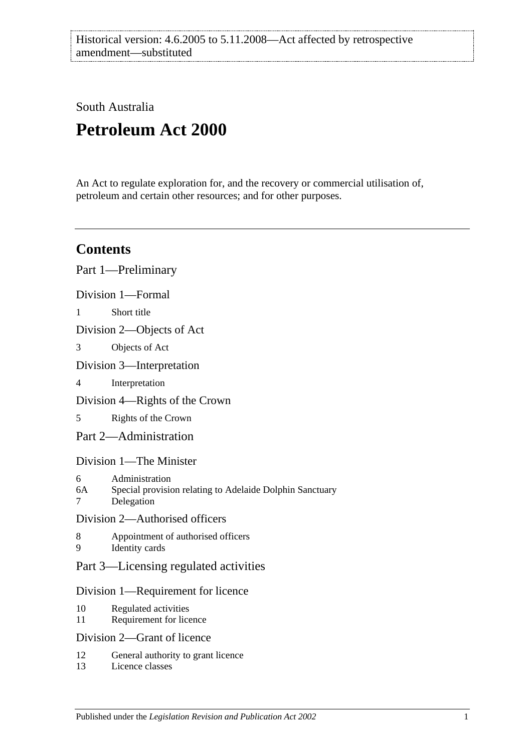Historical version: 4.6.2005 to 5.11.2008—Act affected by retrospective amendment—substituted

South Australia

# Petroleum Act 2000

An Act to regulate exploration for, and the recovery or commercial utilisation of, petroleum and certain other resources; and for other purposes.

## Contents

Part 1—Preliminary

Division 1—Formal

1 Short title

Division 2—Objects of Act

3 Objects of Act

Division 3—Interpretation

4 Interpretation

Division 4—Rights of the Crown

5 Rights of the Crown

Part 2—Administration

Division 1—The Minister

6 Administration
6A Special provision relating to Adelaide Dolphin Sanctuary
7 Delegation

Division 2—Authorised officers

8 Appointment of authorised officers
9 Identity cards

Part 3—Licensing regulated activities

Division 1—Requirement for licence

10 Regulated activities
11 Requirement for licence

Division 2—Grant of licence

12 General authority to grant licence
13 Licence classes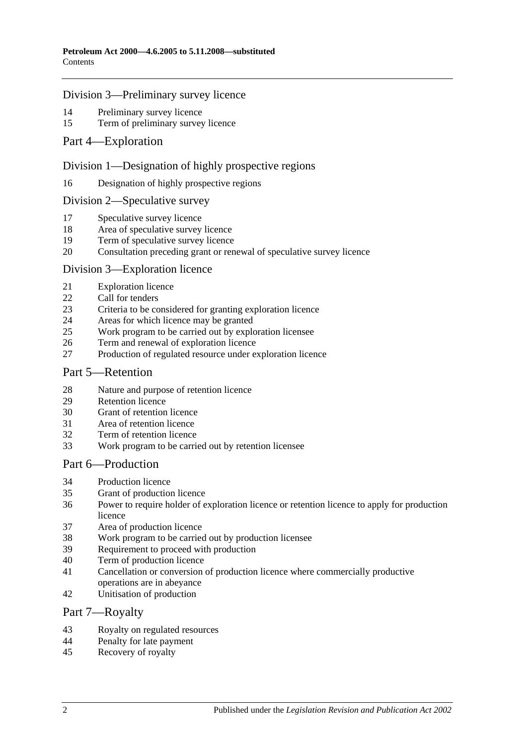## Division 3—Preliminary survey licence

14 Preliminary survey licence
15 Term of preliminary survey licence

# Part 4—Exploration

## Division 1—Designation of highly prospective regions

16 Designation of highly prospective regions

## Division 2—Speculative survey

17 Speculative survey licence
18 Area of speculative survey licence
19 Term of speculative survey licence
20 Consultation preceding grant or renewal of speculative survey licence

## Division 3—Exploration licence

21 Exploration licence
22 Call for tenders
23 Criteria to be considered for granting exploration licence
24 Areas for which licence may be granted
25 Work program to be carried out by exploration licensee
26 Term and renewal of exploration licence
27 Production of regulated resource under exploration licence

# Part 5—Retention

28 Nature and purpose of retention licence
29 Retention licence
30 Grant of retention licence
31 Area of retention licence
32 Term of retention licence
33 Work program to be carried out by retention licensee

# Part 6—Production

34 Production licence
35 Grant of production licence
36 Power to require holder of exploration licence or retention licence to apply for production licence
37 Area of production licence
38 Work program to be carried out by production licensee
39 Requirement to proceed with production
40 Term of production licence
41 Cancellation or conversion of production licence where commercially productive operations are in abeyance
42 Unitisation of production

# Part 7—Royalty

43 Royalty on regulated resources
44 Penalty for late payment
45 Recovery of royalty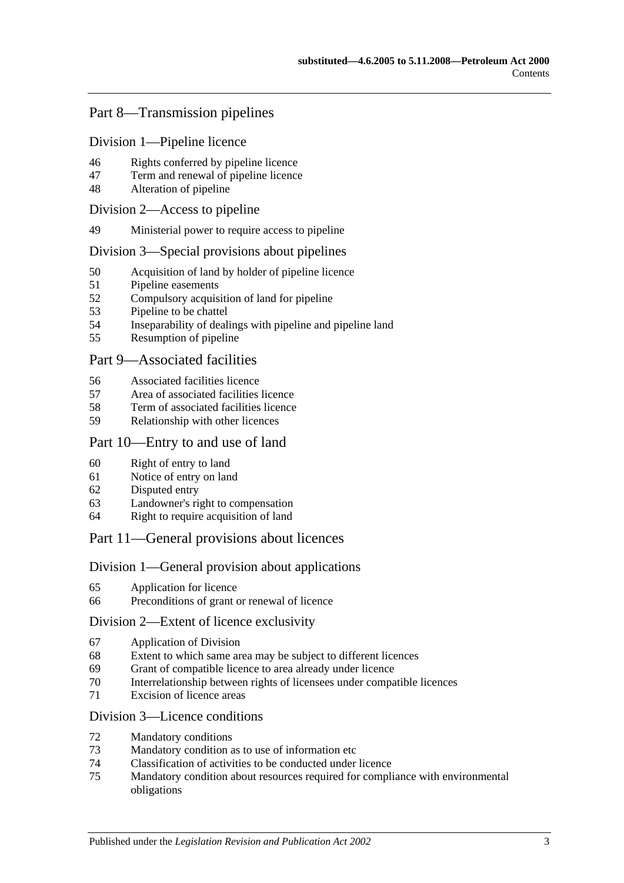## Part 8—Transmission pipelines

### Division 1—Pipeline licence

46 Rights conferred by pipeline licence
47 Term and renewal of pipeline licence
48 Alteration of pipeline

### Division 2—Access to pipeline

49 Ministerial power to require access to pipeline

### Division 3—Special provisions about pipelines

50 Acquisition of land by holder of pipeline licence
51 Pipeline easements
52 Compulsory acquisition of land for pipeline
53 Pipeline to be chattel
54 Inseparability of dealings with pipeline and pipeline land
55 Resumption of pipeline

## Part 9—Associated facilities

56 Associated facilities licence
57 Area of associated facilities licence
58 Term of associated facilities licence
59 Relationship with other licences

## Part 10—Entry to and use of land

60 Right of entry to land
61 Notice of entry on land
62 Disputed entry
63 Landowner's right to compensation
64 Right to require acquisition of land

## Part 11—General provisions about licences

### Division 1—General provision about applications

65 Application for licence
66 Preconditions of grant or renewal of licence

### Division 2—Extent of licence exclusivity

67 Application of Division
68 Extent to which same area may be subject to different licences
69 Grant of compatible licence to area already under licence
70 Interrelationship between rights of licensees under compatible licences
71 Excision of licence areas

### Division 3—Licence conditions

72 Mandatory conditions
73 Mandatory condition as to use of information etc
74 Classification of activities to be conducted under licence
75 Mandatory condition about resources required for compliance with environmental obligations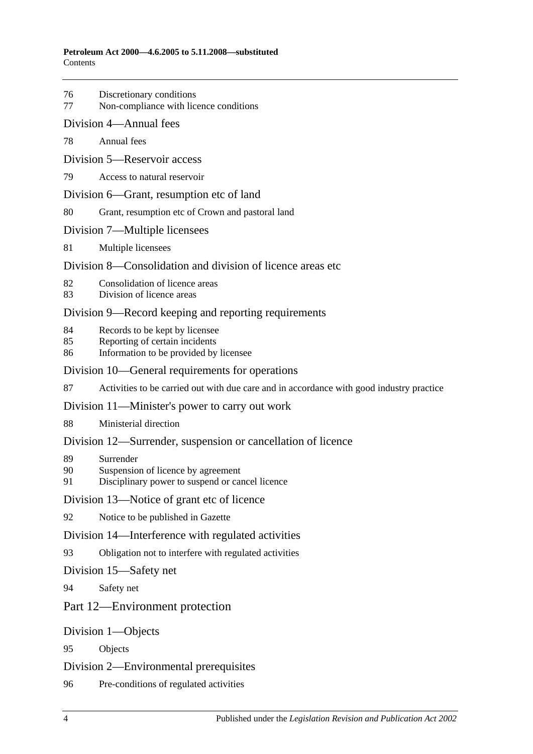76 Discretionary conditions
77 Non-compliance with licence conditions

Division 4—Annual fees

78 Annual fees

Division 5—Reservoir access

79 Access to natural reservoir

Division 6—Grant, resumption etc of land

80 Grant, resumption etc of Crown and pastoral land

Division 7—Multiple licensees

81 Multiple licensees

Division 8—Consolidation and division of licence areas etc

82 Consolidation of licence areas
83 Division of licence areas

Division 9—Record keeping and reporting requirements

84 Records to be kept by licensee
85 Reporting of certain incidents
86 Information to be provided by licensee

Division 10—General requirements for operations

87 Activities to be carried out with due care and in accordance with good industry practice

Division 11—Minister's power to carry out work

88 Ministerial direction

Division 12—Surrender, suspension or cancellation of licence

89 Surrender
90 Suspension of licence by agreement
91 Disciplinary power to suspend or cancel licence

Division 13—Notice of grant etc of licence

92 Notice to be published in Gazette

Division 14—Interference with regulated activities

93 Obligation not to interfere with regulated activities

Division 15—Safety net

94 Safety net

Part 12—Environment protection

Division 1—Objects

95 Objects

Division 2—Environmental prerequisites

96 Pre-conditions of regulated activities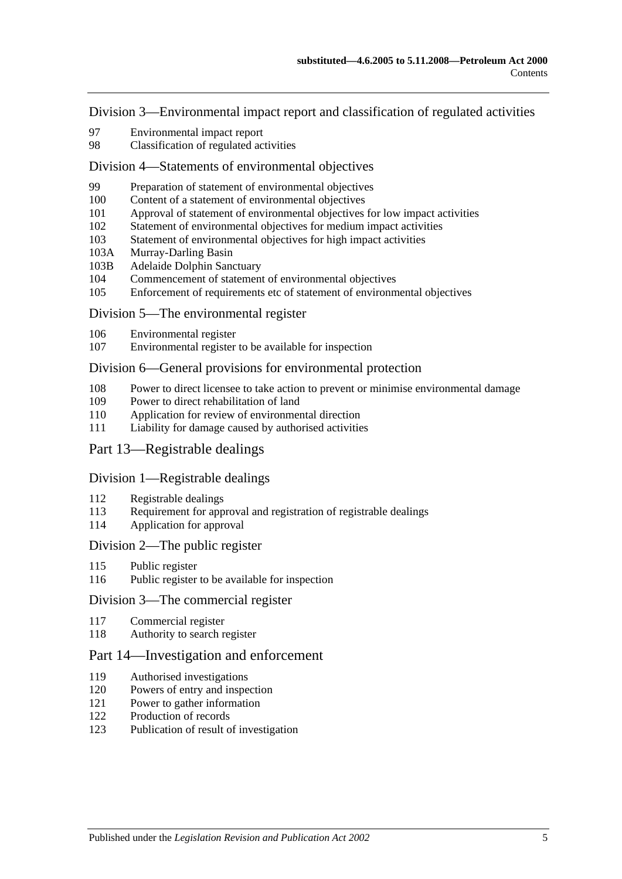## Division 3—Environmental impact report and classification of regulated activities

97 Environmental impact report
98 Classification of regulated activities

## Division 4—Statements of environmental objectives

99 Preparation of statement of environmental objectives
100 Content of a statement of environmental objectives
101 Approval of statement of environmental objectives for low impact activities
102 Statement of environmental objectives for medium impact activities
103 Statement of environmental objectives for high impact activities
103A Murray-Darling Basin
103B Adelaide Dolphin Sanctuary
104 Commencement of statement of environmental objectives
105 Enforcement of requirements etc of statement of environmental objectives

## Division 5—The environmental register

106 Environmental register
107 Environmental register to be available for inspection

## Division 6—General provisions for environmental protection

108 Power to direct licensee to take action to prevent or minimise environmental damage
109 Power to direct rehabilitation of land
110 Application for review of environmental direction
111 Liability for damage caused by authorised activities

# Part 13—Registrable dealings

## Division 1—Registrable dealings

112 Registrable dealings
113 Requirement for approval and registration of registrable dealings
114 Application for approval

## Division 2—The public register

115 Public register
116 Public register to be available for inspection

## Division 3—The commercial register

117 Commercial register
118 Authority to search register

# Part 14—Investigation and enforcement

119 Authorised investigations
120 Powers of entry and inspection
121 Power to gather information
122 Production of records
123 Publication of result of investigation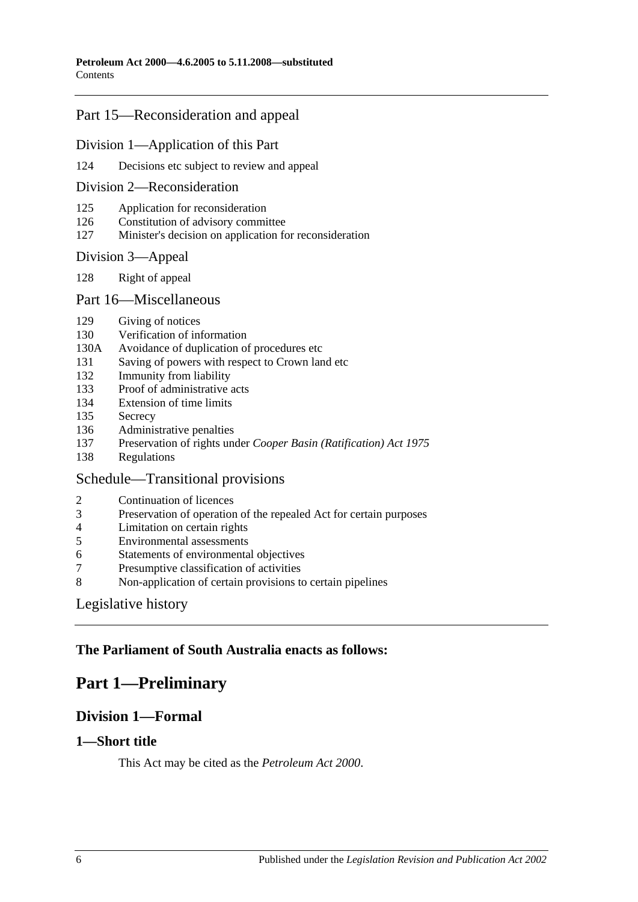Part 15—Reconsideration and appeal

Division 1—Application of this Part

124 Decisions etc subject to review and appeal

Division 2—Reconsideration

125 Application for reconsideration
126 Constitution of advisory committee
127 Minister's decision on application for reconsideration

Division 3—Appeal

128 Right of appeal

Part 16—Miscellaneous

129 Giving of notices
130 Verification of information
130A Avoidance of duplication of procedures etc
131 Saving of powers with respect to Crown land etc
132 Immunity from liability
133 Proof of administrative acts
134 Extension of time limits
135 Secrecy
136 Administrative penalties
137 Preservation of rights under *Cooper Basin (Ratification) Act 1975*
138 Regulations

Schedule—Transitional provisions

2 Continuation of licences
3 Preservation of operation of the repealed Act for certain purposes
4 Limitation on certain rights
5 Environmental assessments
6 Statements of environmental objectives
7 Presumptive classification of activities
8 Non-application of certain provisions to certain pipelines

Legislative history

**The Parliament of South Australia enacts as follows:**

# Part 1—Preliminary

## Division 1—Formal

### 1—Short title

This Act may be cited as the *Petroleum Act 2000*.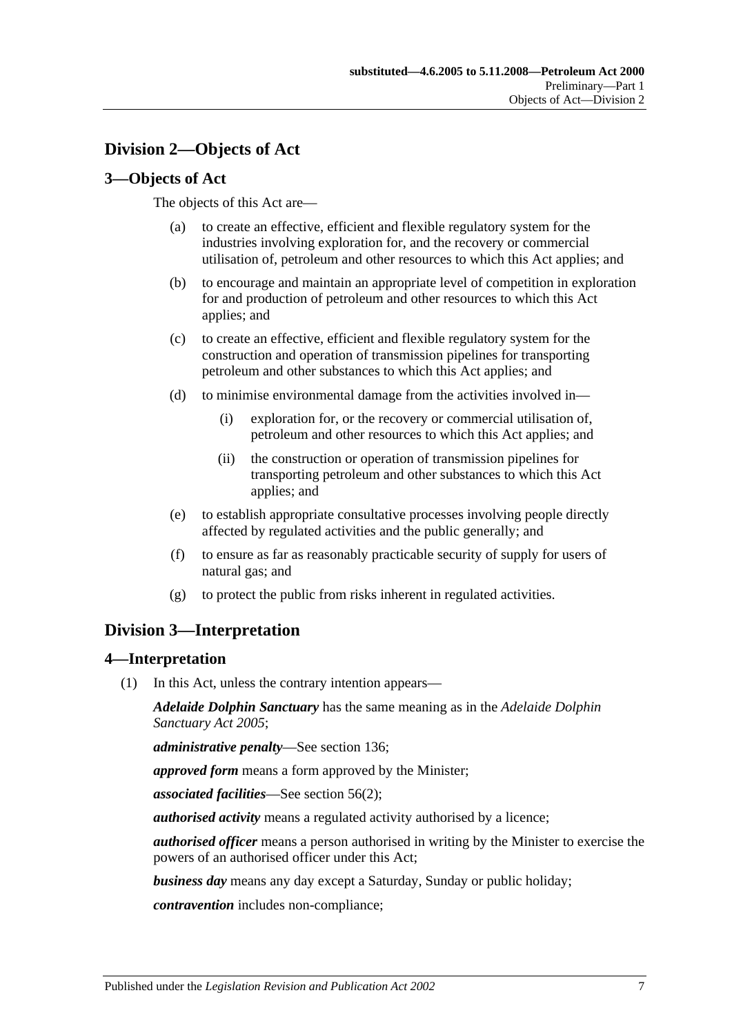## Division 2—Objects of Act

### 3—Objects of Act

The objects of this Act are—

(a) to create an effective, efficient and flexible regulatory system for the industries involving exploration for, and the recovery or commercial utilisation of, petroleum and other resources to which this Act applies; and

(b) to encourage and maintain an appropriate level of competition in exploration for and production of petroleum and other resources to which this Act applies; and

(c) to create an effective, efficient and flexible regulatory system for the construction and operation of transmission pipelines for transporting petroleum and other substances to which this Act applies; and

(d) to minimise environmental damage from the activities involved in—

(i) exploration for, or the recovery or commercial utilisation of, petroleum and other resources to which this Act applies; and

(ii) the construction or operation of transmission pipelines for transporting petroleum and other substances to which this Act applies; and

(e) to establish appropriate consultative processes involving people directly affected by regulated activities and the public generally; and

(f) to ensure as far as reasonably practicable security of supply for users of natural gas; and

(g) to protect the public from risks inherent in regulated activities.

## Division 3—Interpretation

### 4—Interpretation

(1) In this Act, unless the contrary intention appears—

***Adelaide Dolphin Sanctuary*** has the same meaning as in the *Adelaide Dolphin Sanctuary Act 2005*;

***administrative penalty***—See section 136;

***approved form*** means a form approved by the Minister;

***associated facilities***—See section 56(2);

***authorised activity*** means a regulated activity authorised by a licence;

***authorised officer*** means a person authorised in writing by the Minister to exercise the powers of an authorised officer under this Act;

***business day*** means any day except a Saturday, Sunday or public holiday;

***contravention*** includes non-compliance;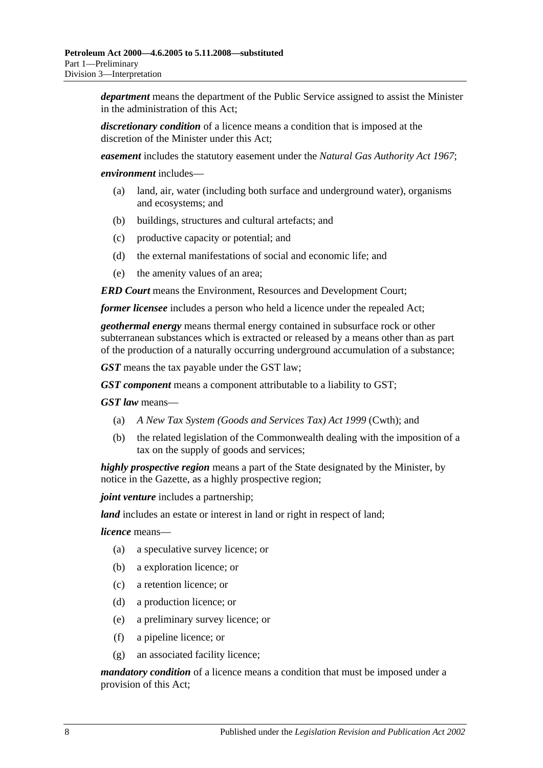***department*** means the department of the Public Service assigned to assist the Minister in the administration of this Act;

***discretionary condition*** of a licence means a condition that is imposed at the discretion of the Minister under this Act;

***easement*** includes the statutory easement under the *Natural Gas Authority Act 1967*;

***environment*** includes—

(a) land, air, water (including both surface and underground water), organisms and ecosystems; and

(b) buildings, structures and cultural artefacts; and

(c) productive capacity or potential; and

(d) the external manifestations of social and economic life; and

(e) the amenity values of an area;

***ERD Court*** means the Environment, Resources and Development Court;

***former licensee*** includes a person who held a licence under the repealed Act;

***geothermal energy*** means thermal energy contained in subsurface rock or other subterranean substances which is extracted or released by a means other than as part of the production of a naturally occurring underground accumulation of a substance;

***GST*** means the tax payable under the GST law;

***GST component*** means a component attributable to a liability to GST;

***GST law*** means—

(a) *A New Tax System (Goods and Services Tax) Act 1999* (Cwth); and

(b) the related legislation of the Commonwealth dealing with the imposition of a tax on the supply of goods and services;

***highly prospective region*** means a part of the State designated by the Minister, by notice in the Gazette, as a highly prospective region;

***joint venture*** includes a partnership;

***land*** includes an estate or interest in land or right in respect of land;

***licence*** means—

(a) a speculative survey licence; or

(b) a exploration licence; or

(c) a retention licence; or

(d) a production licence; or

(e) a preliminary survey licence; or

(f) a pipeline licence; or

(g) an associated facility licence;

***mandatory condition*** of a licence means a condition that must be imposed under a provision of this Act;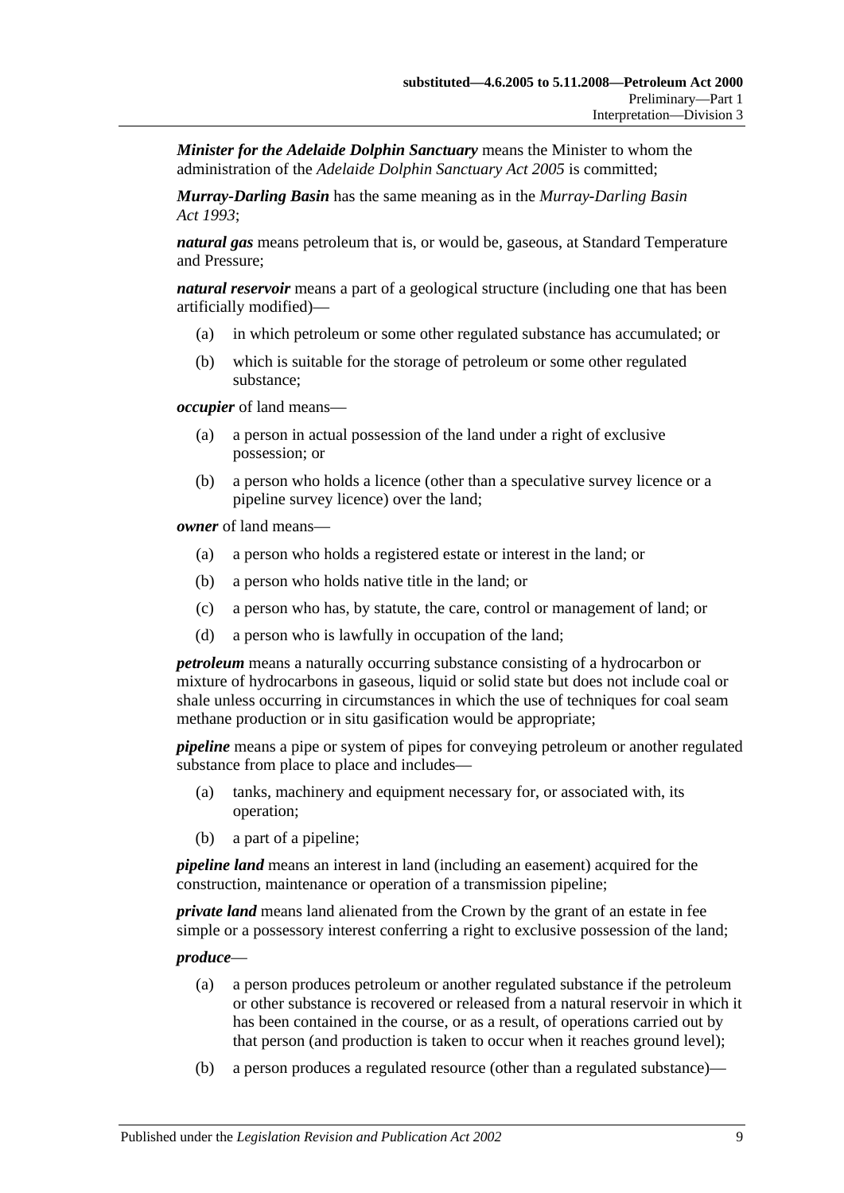***Minister for the Adelaide Dolphin Sanctuary*** means the Minister to whom the administration of the *Adelaide Dolphin Sanctuary Act 2005* is committed;

***Murray-Darling Basin*** has the same meaning as in the *Murray-Darling Basin Act 1993*;

***natural gas*** means petroleum that is, or would be, gaseous, at Standard Temperature and Pressure;

***natural reservoir*** means a part of a geological structure (including one that has been artificially modified)—

(a) in which petroleum or some other regulated substance has accumulated; or

(b) which is suitable for the storage of petroleum or some other regulated substance;

***occupier*** of land means—

(a) a person in actual possession of the land under a right of exclusive possession; or

(b) a person who holds a licence (other than a speculative survey licence or a pipeline survey licence) over the land;

***owner*** of land means—

(a) a person who holds a registered estate or interest in the land; or

(b) a person who holds native title in the land; or

(c) a person who has, by statute, the care, control or management of land; or

(d) a person who is lawfully in occupation of the land;

***petroleum*** means a naturally occurring substance consisting of a hydrocarbon or mixture of hydrocarbons in gaseous, liquid or solid state but does not include coal or shale unless occurring in circumstances in which the use of techniques for coal seam methane production or in situ gasification would be appropriate;

***pipeline*** means a pipe or system of pipes for conveying petroleum or another regulated substance from place to place and includes—

(a) tanks, machinery and equipment necessary for, or associated with, its operation;

(b) a part of a pipeline;

***pipeline land*** means an interest in land (including an easement) acquired for the construction, maintenance or operation of a transmission pipeline;

***private land*** means land alienated from the Crown by the grant of an estate in fee simple or a possessory interest conferring a right to exclusive possession of the land;

***produce***—

(a) a person produces petroleum or another regulated substance if the petroleum or other substance is recovered or released from a natural reservoir in which it has been contained in the course, or as a result, of operations carried out by that person (and production is taken to occur when it reaches ground level);

(b) a person produces a regulated resource (other than a regulated substance)—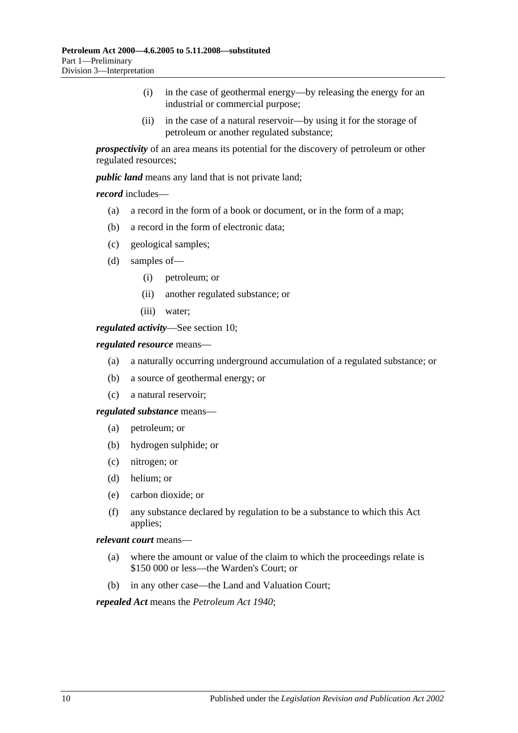(i) in the case of geothermal energy—by releasing the energy for an industrial or commercial purpose;

(ii) in the case of a natural reservoir—by using it for the storage of petroleum or another regulated substance;

***prospectivity*** of an area means its potential for the discovery of petroleum or other regulated resources;

***public land*** means any land that is not private land;

***record*** includes—

- (a) a record in the form of a book or document, or in the form of a map;
- (b) a record in the form of electronic data;
- (c) geological samples;
- (d) samples of—
  - (i) petroleum; or
  - (ii) another regulated substance; or
  - (iii) water;

***regulated activity***—See section 10;

***regulated resource*** means—

- (a) a naturally occurring underground accumulation of a regulated substance; or
- (b) a source of geothermal energy; or
- (c) a natural reservoir;

***regulated substance*** means—

- (a) petroleum; or
- (b) hydrogen sulphide; or
- (c) nitrogen; or
- (d) helium; or
- (e) carbon dioxide; or
- (f) any substance declared by regulation to be a substance to which this Act applies;

***relevant court*** means—

- (a) where the amount or value of the claim to which the proceedings relate is \$150 000 or less—the Warden's Court; or
- (b) in any other case—the Land and Valuation Court;

***repealed Act*** means the *Petroleum Act 1940*;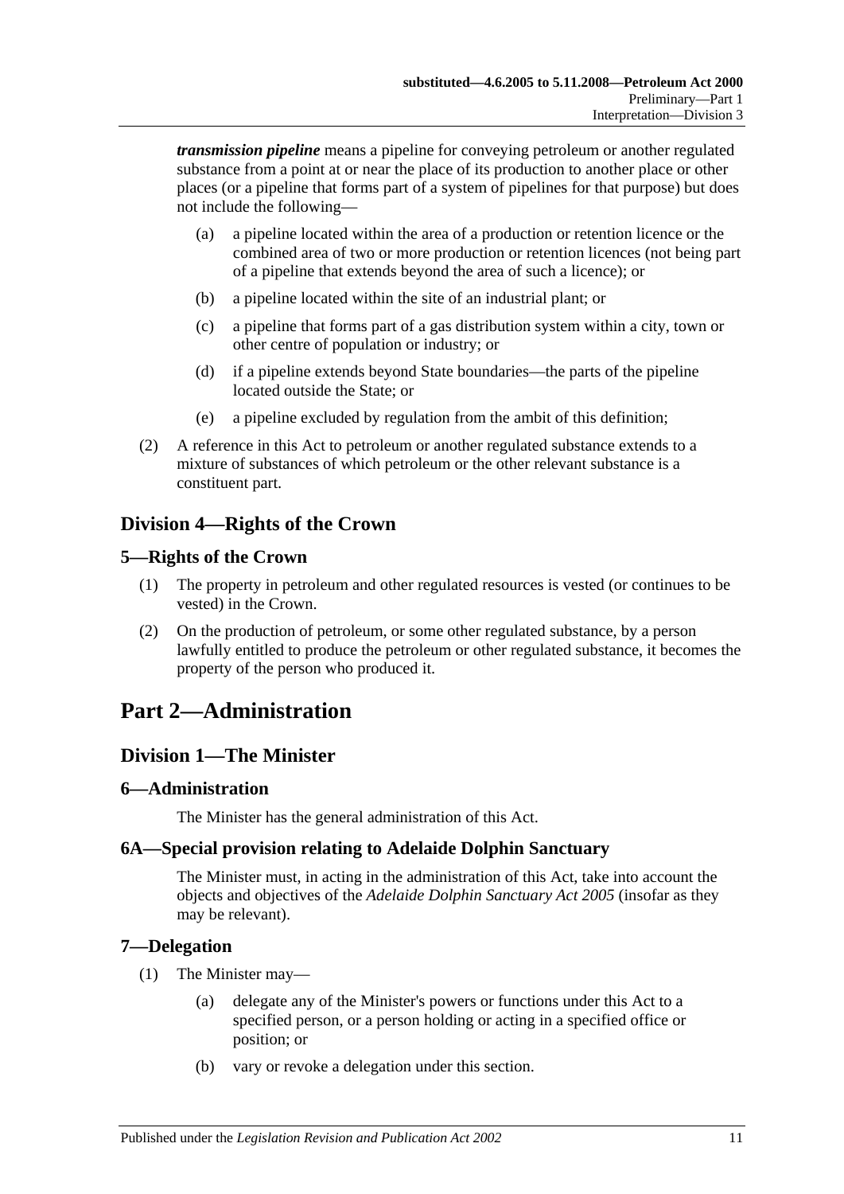***transmission pipeline*** means a pipeline for conveying petroleum or another regulated substance from a point at or near the place of its production to another place or other places (or a pipeline that forms part of a system of pipelines for that purpose) but does not include the following—

- (a) a pipeline located within the area of a production or retention licence or the combined area of two or more production or retention licences (not being part of a pipeline that extends beyond the area of such a licence); or
- (b) a pipeline located within the site of an industrial plant; or
- (c) a pipeline that forms part of a gas distribution system within a city, town or other centre of population or industry; or
- (d) if a pipeline extends beyond State boundaries—the parts of the pipeline located outside the State; or
- (e) a pipeline excluded by regulation from the ambit of this definition;

(2) A reference in this Act to petroleum or another regulated substance extends to a mixture of substances of which petroleum or the other relevant substance is a constituent part.

## Division 4—Rights of the Crown

### 5—Rights of the Crown

(1) The property in petroleum and other regulated resources is vested (or continues to be vested) in the Crown.

(2) On the production of petroleum, or some other regulated substance, by a person lawfully entitled to produce the petroleum or other regulated substance, it becomes the property of the person who produced it.

# Part 2—Administration

## Division 1—The Minister

### 6—Administration

The Minister has the general administration of this Act.

### 6A—Special provision relating to Adelaide Dolphin Sanctuary

The Minister must, in acting in the administration of this Act, take into account the objects and objectives of the *Adelaide Dolphin Sanctuary Act 2005* (insofar as they may be relevant).

### 7—Delegation

(1) The Minister may—

- (a) delegate any of the Minister's powers or functions under this Act to a specified person, or a person holding or acting in a specified office or position; or
- (b) vary or revoke a delegation under this section.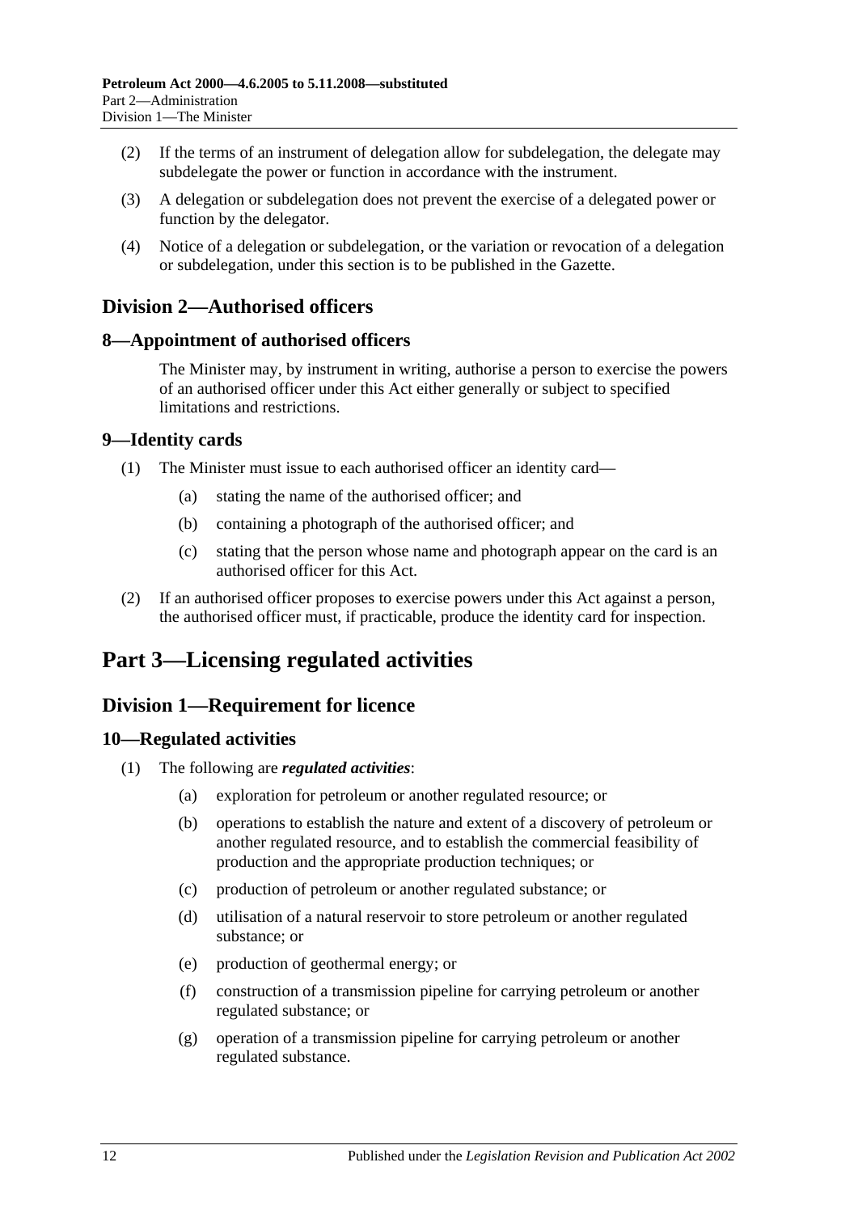(2) If the terms of an instrument of delegation allow for subdelegation, the delegate may subdelegate the power or function in accordance with the instrument.

(3) A delegation or subdelegation does not prevent the exercise of a delegated power or function by the delegator.

(4) Notice of a delegation or subdelegation, or the variation or revocation of a delegation or subdelegation, under this section is to be published in the Gazette.

## Division 2—Authorised officers

### 8—Appointment of authorised officers

The Minister may, by instrument in writing, authorise a person to exercise the powers of an authorised officer under this Act either generally or subject to specified limitations and restrictions.

### 9—Identity cards

(1) The Minister must issue to each authorised officer an identity card—

(a) stating the name of the authorised officer; and

(b) containing a photograph of the authorised officer; and

(c) stating that the person whose name and photograph appear on the card is an authorised officer for this Act.

(2) If an authorised officer proposes to exercise powers under this Act against a person, the authorised officer must, if practicable, produce the identity card for inspection.

# Part 3—Licensing regulated activities

## Division 1—Requirement for licence

### 10—Regulated activities

(1) The following are ***regulated activities***:

(a) exploration for petroleum or another regulated resource; or

(b) operations to establish the nature and extent of a discovery of petroleum or another regulated resource, and to establish the commercial feasibility of production and the appropriate production techniques; or

(c) production of petroleum or another regulated substance; or

(d) utilisation of a natural reservoir to store petroleum or another regulated substance; or

(e) production of geothermal energy; or

(f) construction of a transmission pipeline for carrying petroleum or another regulated substance; or

(g) operation of a transmission pipeline for carrying petroleum or another regulated substance.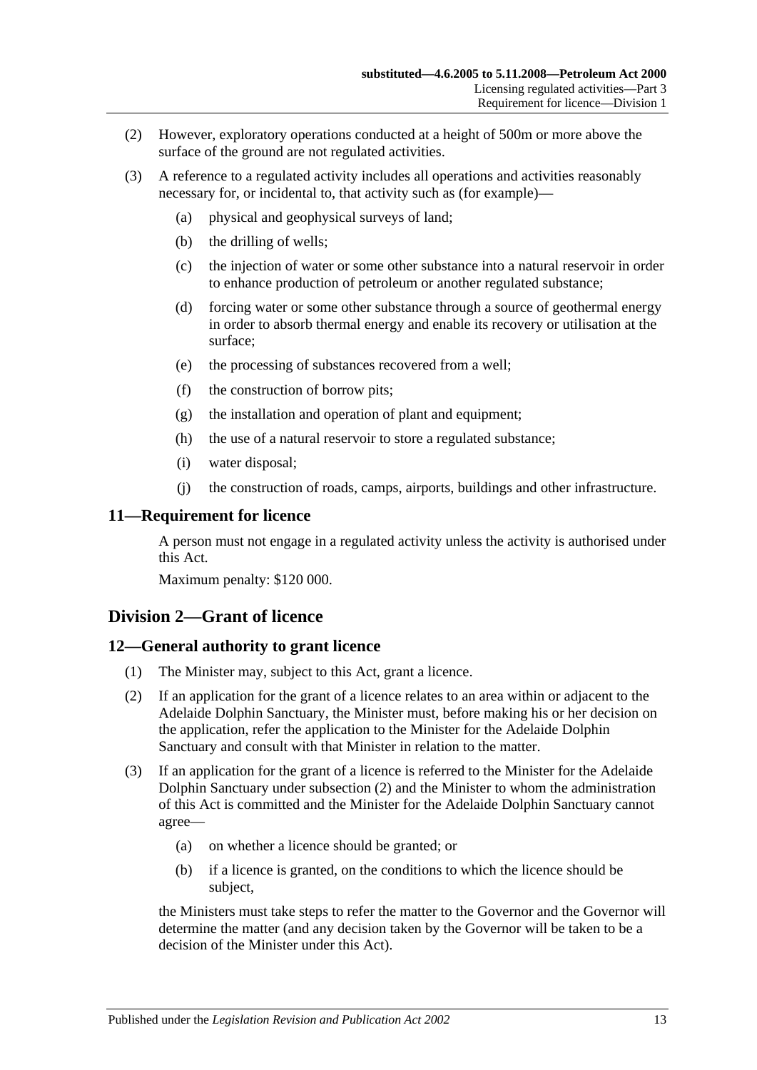(2) However, exploratory operations conducted at a height of 500m or more above the surface of the ground are not regulated activities.

(3) A reference to a regulated activity includes all operations and activities reasonably necessary for, or incidental to, that activity such as (for example)—

(a) physical and geophysical surveys of land;

(b) the drilling of wells;

(c) the injection of water or some other substance into a natural reservoir in order to enhance production of petroleum or another regulated substance;

(d) forcing water or some other substance through a source of geothermal energy in order to absorb thermal energy and enable its recovery or utilisation at the surface;

(e) the processing of substances recovered from a well;

(f) the construction of borrow pits;

(g) the installation and operation of plant and equipment;

(h) the use of a natural reservoir to store a regulated substance;

(i) water disposal;

(j) the construction of roads, camps, airports, buildings and other infrastructure.

### 11—Requirement for licence

A person must not engage in a regulated activity unless the activity is authorised under this Act.

Maximum penalty: $120 000.

## Division 2—Grant of licence

### 12—General authority to grant licence

(1) The Minister may, subject to this Act, grant a licence.

(2) If an application for the grant of a licence relates to an area within or adjacent to the Adelaide Dolphin Sanctuary, the Minister must, before making his or her decision on the application, refer the application to the Minister for the Adelaide Dolphin Sanctuary and consult with that Minister in relation to the matter.

(3) If an application for the grant of a licence is referred to the Minister for the Adelaide Dolphin Sanctuary under subsection (2) and the Minister to whom the administration of this Act is committed and the Minister for the Adelaide Dolphin Sanctuary cannot agree—

(a) on whether a licence should be granted; or

(b) if a licence is granted, on the conditions to which the licence should be subject,

the Ministers must take steps to refer the matter to the Governor and the Governor will determine the matter (and any decision taken by the Governor will be taken to be a decision of the Minister under this Act).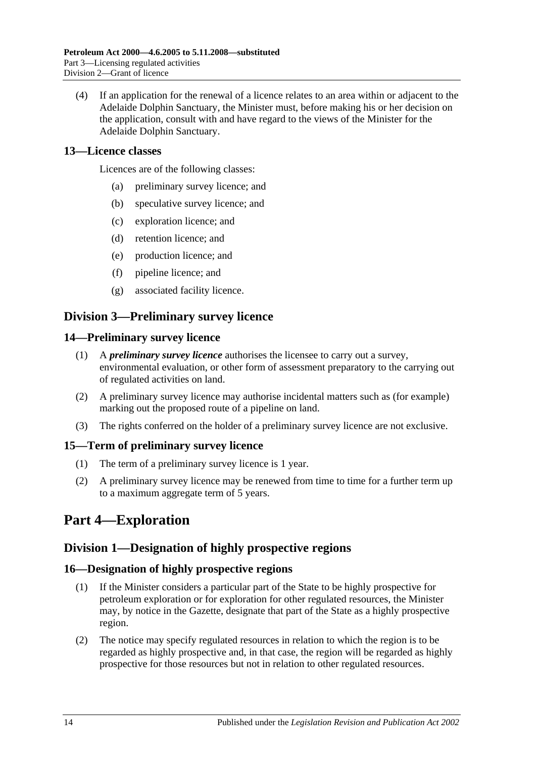(4) If an application for the renewal of a licence relates to an area within or adjacent to the Adelaide Dolphin Sanctuary, the Minister must, before making his or her decision on the application, consult with and have regard to the views of the Minister for the Adelaide Dolphin Sanctuary.

### 13—Licence classes

Licences are of the following classes:

(a) preliminary survey licence; and

(b) speculative survey licence; and

(c) exploration licence; and

(d) retention licence; and

(e) production licence; and

(f) pipeline licence; and

(g) associated facility licence.

## Division 3—Preliminary survey licence

### 14—Preliminary survey licence

(1) A ***preliminary survey licence*** authorises the licensee to carry out a survey, environmental evaluation, or other form of assessment preparatory to the carrying out of regulated activities on land.

(2) A preliminary survey licence may authorise incidental matters such as (for example) marking out the proposed route of a pipeline on land.

(3) The rights conferred on the holder of a preliminary survey licence are not exclusive.

### 15—Term of preliminary survey licence

(1) The term of a preliminary survey licence is 1 year.

(2) A preliminary survey licence may be renewed from time to time for a further term up to a maximum aggregate term of 5 years.

# Part 4—Exploration

## Division 1—Designation of highly prospective regions

### 16—Designation of highly prospective regions

(1) If the Minister considers a particular part of the State to be highly prospective for petroleum exploration or for exploration for other regulated resources, the Minister may, by notice in the Gazette, designate that part of the State as a highly prospective region.

(2) The notice may specify regulated resources in relation to which the region is to be regarded as highly prospective and, in that case, the region will be regarded as highly prospective for those resources but not in relation to other regulated resources.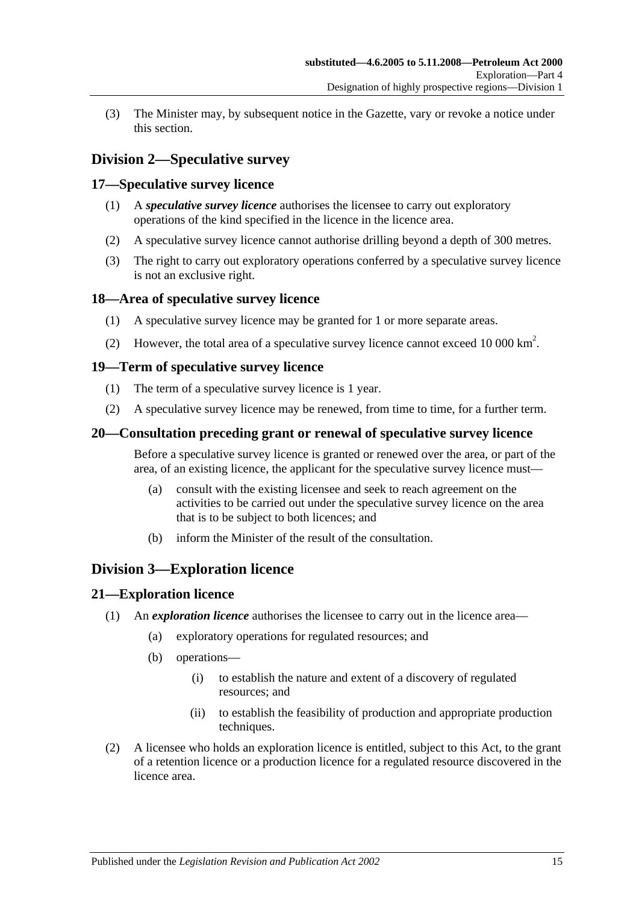(3) The Minister may, by subsequent notice in the Gazette, vary or revoke a notice under this section.

## Division 2—Speculative survey

### 17—Speculative survey licence

(1) A ***speculative survey licence*** authorises the licensee to carry out exploratory operations of the kind specified in the licence in the licence area.

(2) A speculative survey licence cannot authorise drilling beyond a depth of 300 metres.

(3) The right to carry out exploratory operations conferred by a speculative survey licence is not an exclusive right.

### 18—Area of speculative survey licence

(1) A speculative survey licence may be granted for 1 or more separate areas.

(2) However, the total area of a speculative survey licence cannot exceed 10 000 $km^2$.

### 19—Term of speculative survey licence

(1) The term of a speculative survey licence is 1 year.

(2) A speculative survey licence may be renewed, from time to time, for a further term.

### 20—Consultation preceding grant or renewal of speculative survey licence

Before a speculative survey licence is granted or renewed over the area, or part of the area, of an existing licence, the applicant for the speculative survey licence must—

(a) consult with the existing licensee and seek to reach agreement on the activities to be carried out under the speculative survey licence on the area that is to be subject to both licences; and

(b) inform the Minister of the result of the consultation.

## Division 3—Exploration licence

### 21—Exploration licence

(1) An ***exploration licence*** authorises the licensee to carry out in the licence area—

(a) exploratory operations for regulated resources; and

(b) operations—

(i) to establish the nature and extent of a discovery of regulated resources; and

(ii) to establish the feasibility of production and appropriate production techniques.

(2) A licensee who holds an exploration licence is entitled, subject to this Act, to the grant of a retention licence or a production licence for a regulated resource discovered in the licence area.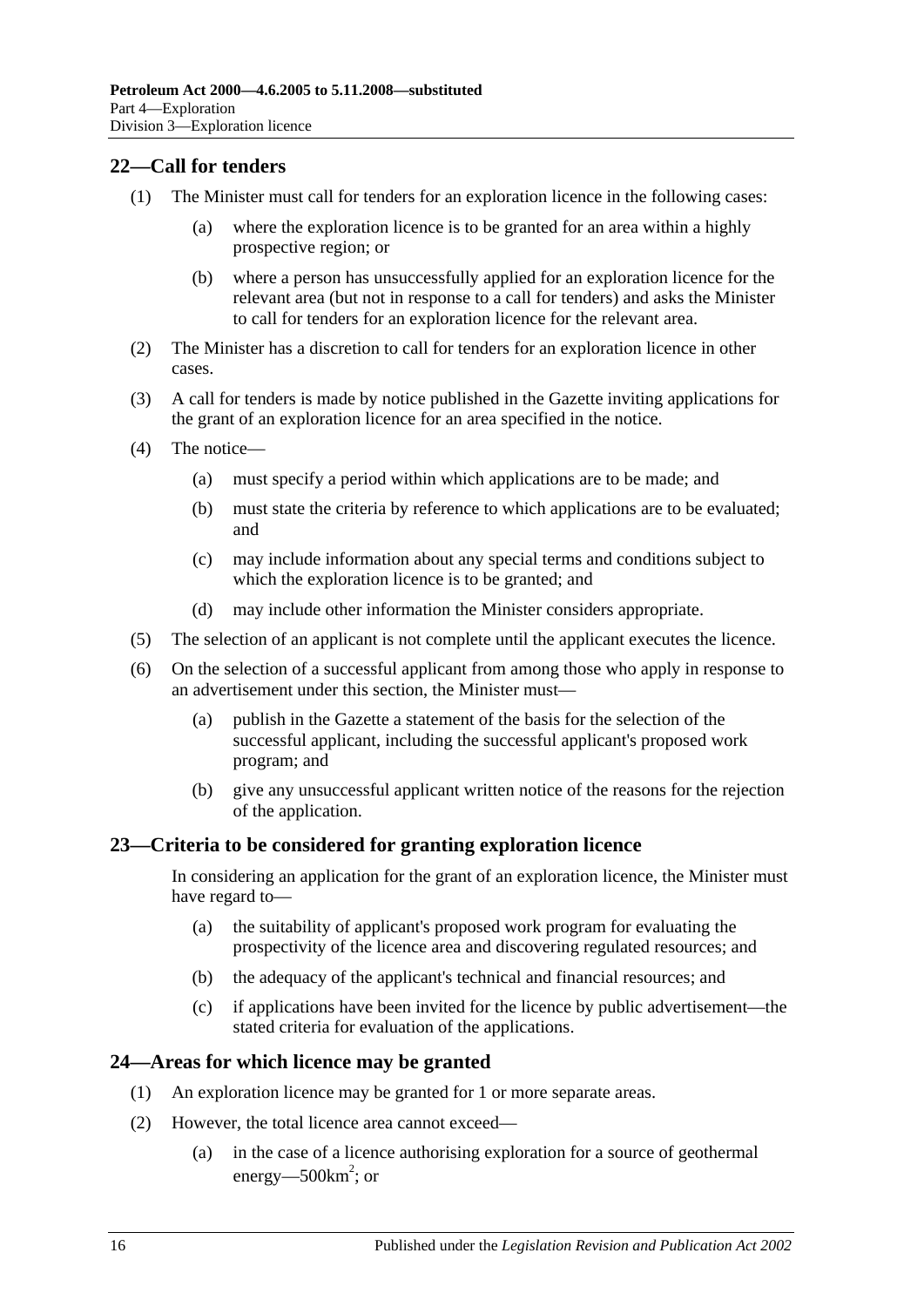## 22—Call for tenders

(1) The Minister must call for tenders for an exploration licence in the following cases:

(a) where the exploration licence is to be granted for an area within a highly prospective region; or

(b) where a person has unsuccessfully applied for an exploration licence for the relevant area (but not in response to a call for tenders) and asks the Minister to call for tenders for an exploration licence for the relevant area.

(2) The Minister has a discretion to call for tenders for an exploration licence in other cases.

(3) A call for tenders is made by notice published in the Gazette inviting applications for the grant of an exploration licence for an area specified in the notice.

(4) The notice—

(a) must specify a period within which applications are to be made; and

(b) must state the criteria by reference to which applications are to be evaluated; and

(c) may include information about any special terms and conditions subject to which the exploration licence is to be granted; and

(d) may include other information the Minister considers appropriate.

(5) The selection of an applicant is not complete until the applicant executes the licence.

(6) On the selection of a successful applicant from among those who apply in response to an advertisement under this section, the Minister must—

(a) publish in the Gazette a statement of the basis for the selection of the successful applicant, including the successful applicant's proposed work program; and

(b) give any unsuccessful applicant written notice of the reasons for the rejection of the application.

## 23—Criteria to be considered for granting exploration licence

In considering an application for the grant of an exploration licence, the Minister must have regard to—

(a) the suitability of applicant's proposed work program for evaluating the prospectivity of the licence area and discovering regulated resources; and

(b) the adequacy of the applicant's technical and financial resources; and

(c) if applications have been invited for the licence by public advertisement—the stated criteria for evaluation of the applications.

## 24—Areas for which licence may be granted

(1) An exploration licence may be granted for 1 or more separate areas.

(2) However, the total licence area cannot exceed—

(a) in the case of a licence authorising exploration for a source of geothermal energy—500km$^2$; or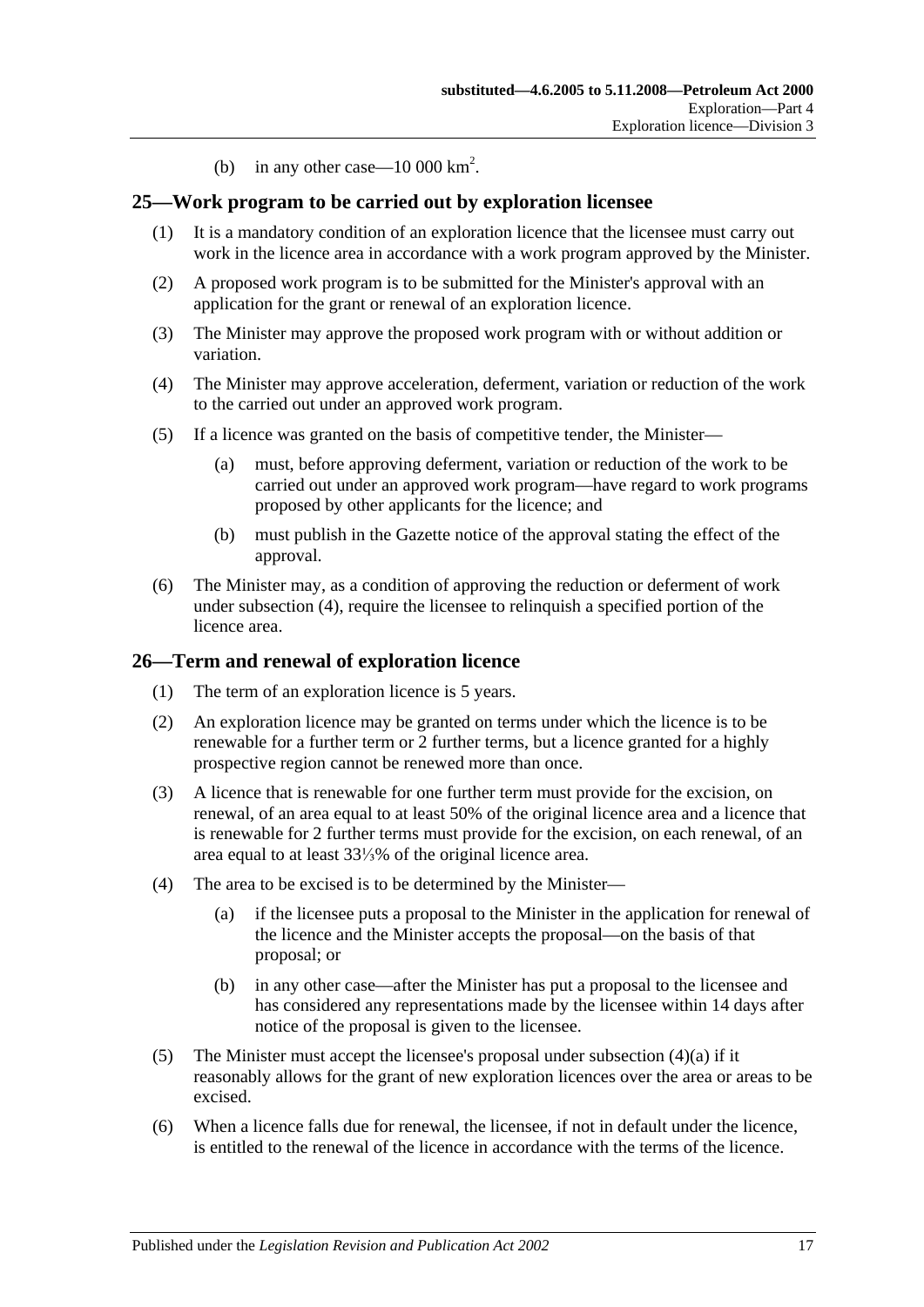(b) in any other case—10 000 $km^2$.

## 25—Work program to be carried out by exploration licensee

(1) It is a mandatory condition of an exploration licence that the licensee must carry out work in the licence area in accordance with a work program approved by the Minister.

(2) A proposed work program is to be submitted for the Minister's approval with an application for the grant or renewal of an exploration licence.

(3) The Minister may approve the proposed work program with or without addition or variation.

(4) The Minister may approve acceleration, deferment, variation or reduction of the work to the carried out under an approved work program.

(5) If a licence was granted on the basis of competitive tender, the Minister—

(a) must, before approving deferment, variation or reduction of the work to be carried out under an approved work program—have regard to work programs proposed by other applicants for the licence; and

(b) must publish in the Gazette notice of the approval stating the effect of the approval.

(6) The Minister may, as a condition of approving the reduction or deferment of work under subsection (4), require the licensee to relinquish a specified portion of the licence area.

## 26—Term and renewal of exploration licence

(1) The term of an exploration licence is 5 years.

(2) An exploration licence may be granted on terms under which the licence is to be renewable for a further term or 2 further terms, but a licence granted for a highly prospective region cannot be renewed more than once.

(3) A licence that is renewable for one further term must provide for the excision, on renewal, of an area equal to at least 50% of the original licence area and a licence that is renewable for 2 further terms must provide for the excision, on each renewal, of an area equal to at least 33⅓% of the original licence area.

(4) The area to be excised is to be determined by the Minister—

(a) if the licensee puts a proposal to the Minister in the application for renewal of the licence and the Minister accepts the proposal—on the basis of that proposal; or

(b) in any other case—after the Minister has put a proposal to the licensee and has considered any representations made by the licensee within 14 days after notice of the proposal is given to the licensee.

(5) The Minister must accept the licensee's proposal under subsection (4)(a) if it reasonably allows for the grant of new exploration licences over the area or areas to be excised.

(6) When a licence falls due for renewal, the licensee, if not in default under the licence, is entitled to the renewal of the licence in accordance with the terms of the licence.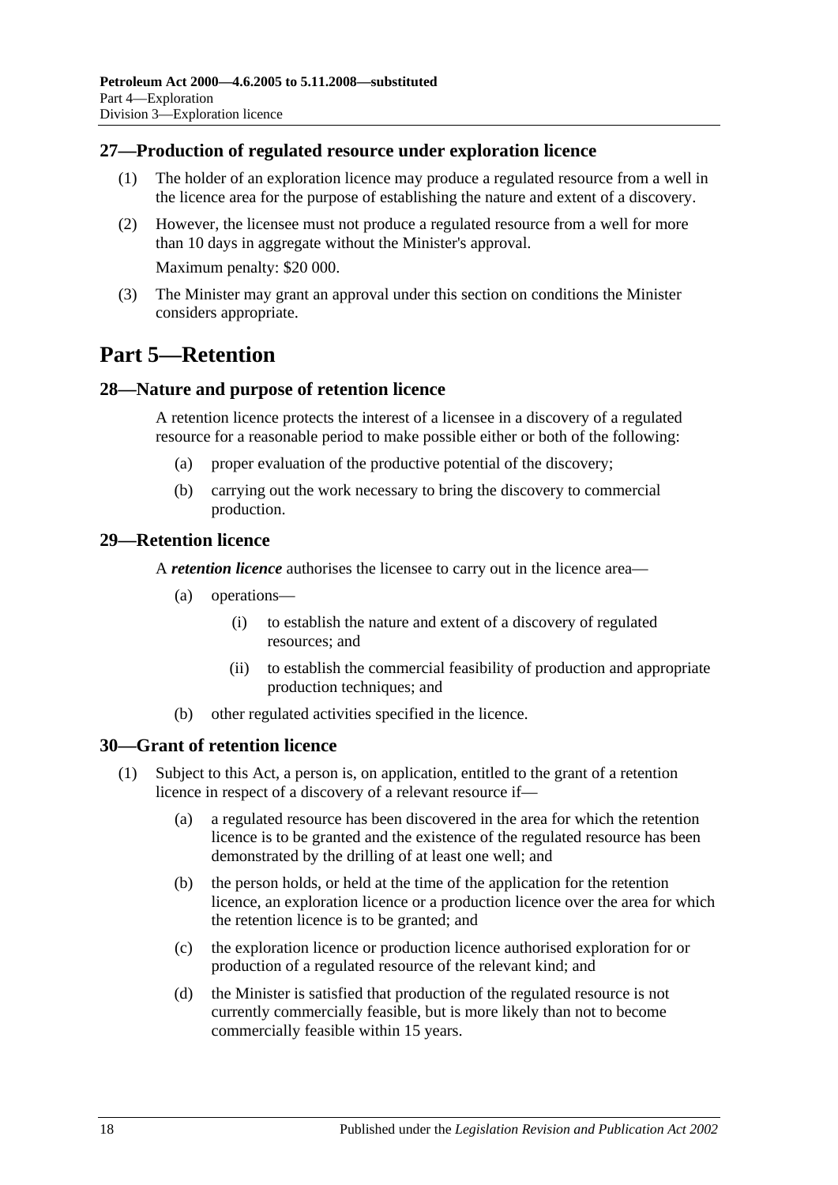## 27—Production of regulated resource under exploration licence

(1) The holder of an exploration licence may produce a regulated resource from a well in the licence area for the purpose of establishing the nature and extent of a discovery.

(2) However, the licensee must not produce a regulated resource from a well for more than 10 days in aggregate without the Minister's approval.

Maximum penalty: $20 000.

(3) The Minister may grant an approval under this section on conditions the Minister considers appropriate.

# Part 5—Retention

## 28—Nature and purpose of retention licence

A retention licence protects the interest of a licensee in a discovery of a regulated resource for a reasonable period to make possible either or both of the following:

(a) proper evaluation of the productive potential of the discovery;

(b) carrying out the work necessary to bring the discovery to commercial production.

## 29—Retention licence

A ***retention licence*** authorises the licensee to carry out in the licence area—

(a) operations—

(i) to establish the nature and extent of a discovery of regulated resources; and

(ii) to establish the commercial feasibility of production and appropriate production techniques; and

(b) other regulated activities specified in the licence.

## 30—Grant of retention licence

(1) Subject to this Act, a person is, on application, entitled to the grant of a retention licence in respect of a discovery of a relevant resource if—

(a) a regulated resource has been discovered in the area for which the retention licence is to be granted and the existence of the regulated resource has been demonstrated by the drilling of at least one well; and

(b) the person holds, or held at the time of the application for the retention licence, an exploration licence or a production licence over the area for which the retention licence is to be granted; and

(c) the exploration licence or production licence authorised exploration for or production of a regulated resource of the relevant kind; and

(d) the Minister is satisfied that production of the regulated resource is not currently commercially feasible, but is more likely than not to become commercially feasible within 15 years.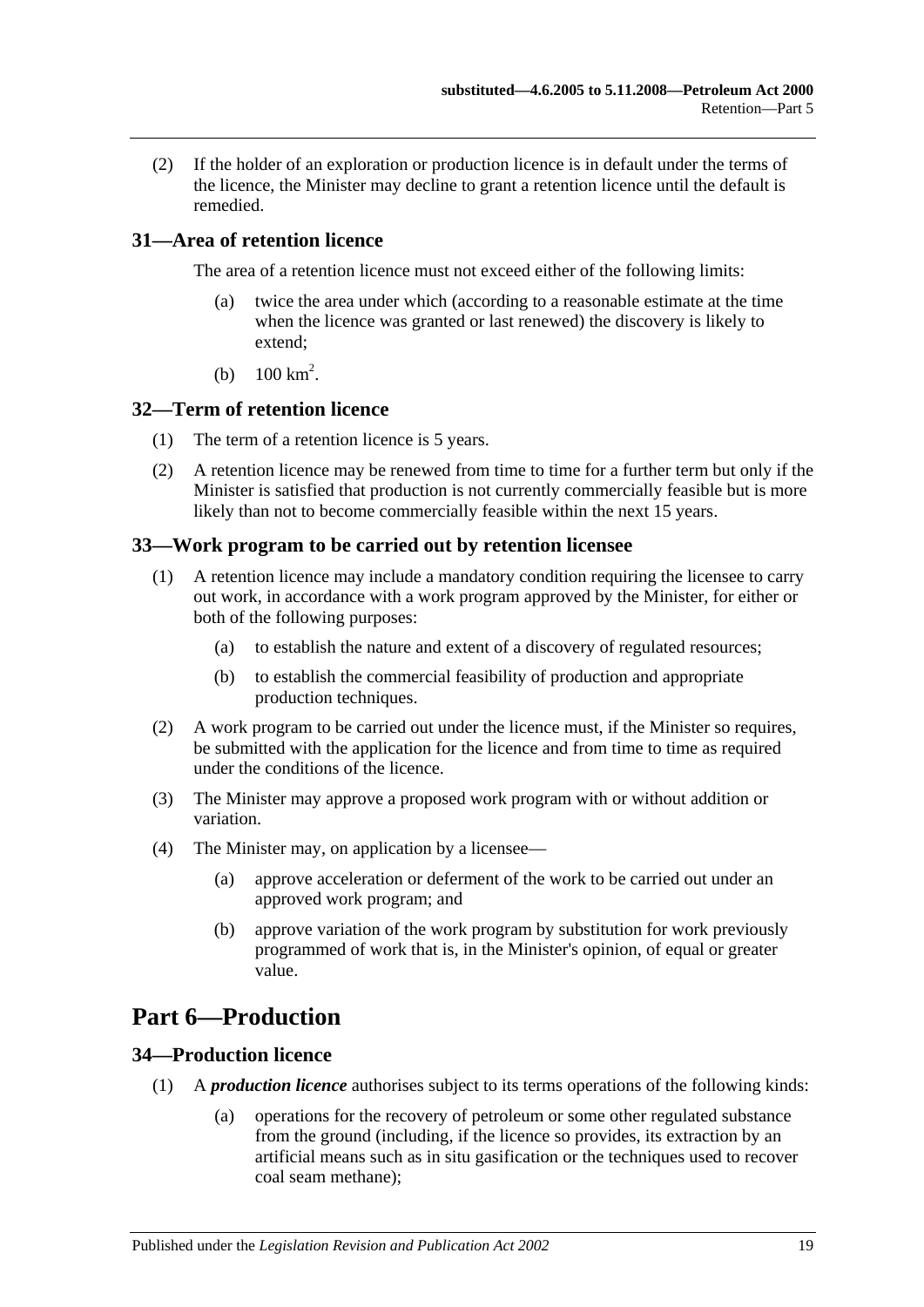(2) If the holder of an exploration or production licence is in default under the terms of the licence, the Minister may decline to grant a retention licence until the default is remedied.

### 31—Area of retention licence

The area of a retention licence must not exceed either of the following limits:

(a) twice the area under which (according to a reasonable estimate at the time when the licence was granted or last renewed) the discovery is likely to extend;

(b) $100\ km^2$.

### 32—Term of retention licence

(1) The term of a retention licence is 5 years.

(2) A retention licence may be renewed from time to time for a further term but only if the Minister is satisfied that production is not currently commercially feasible but is more likely than not to become commercially feasible within the next 15 years.

### 33—Work program to be carried out by retention licensee

(1) A retention licence may include a mandatory condition requiring the licensee to carry out work, in accordance with a work program approved by the Minister, for either or both of the following purposes:

(a) to establish the nature and extent of a discovery of regulated resources;

(b) to establish the commercial feasibility of production and appropriate production techniques.

(2) A work program to be carried out under the licence must, if the Minister so requires, be submitted with the application for the licence and from time to time as required under the conditions of the licence.

(3) The Minister may approve a proposed work program with or without addition or variation.

(4) The Minister may, on application by a licensee—

(a) approve acceleration or deferment of the work to be carried out under an approved work program; and

(b) approve variation of the work program by substitution for work previously programmed of work that is, in the Minister's opinion, of equal or greater value.

## Part 6—Production

### 34—Production licence

(1) A ***production licence*** authorises subject to its terms operations of the following kinds:

(a) operations for the recovery of petroleum or some other regulated substance from the ground (including, if the licence so provides, its extraction by an artificial means such as in situ gasification or the techniques used to recover coal seam methane);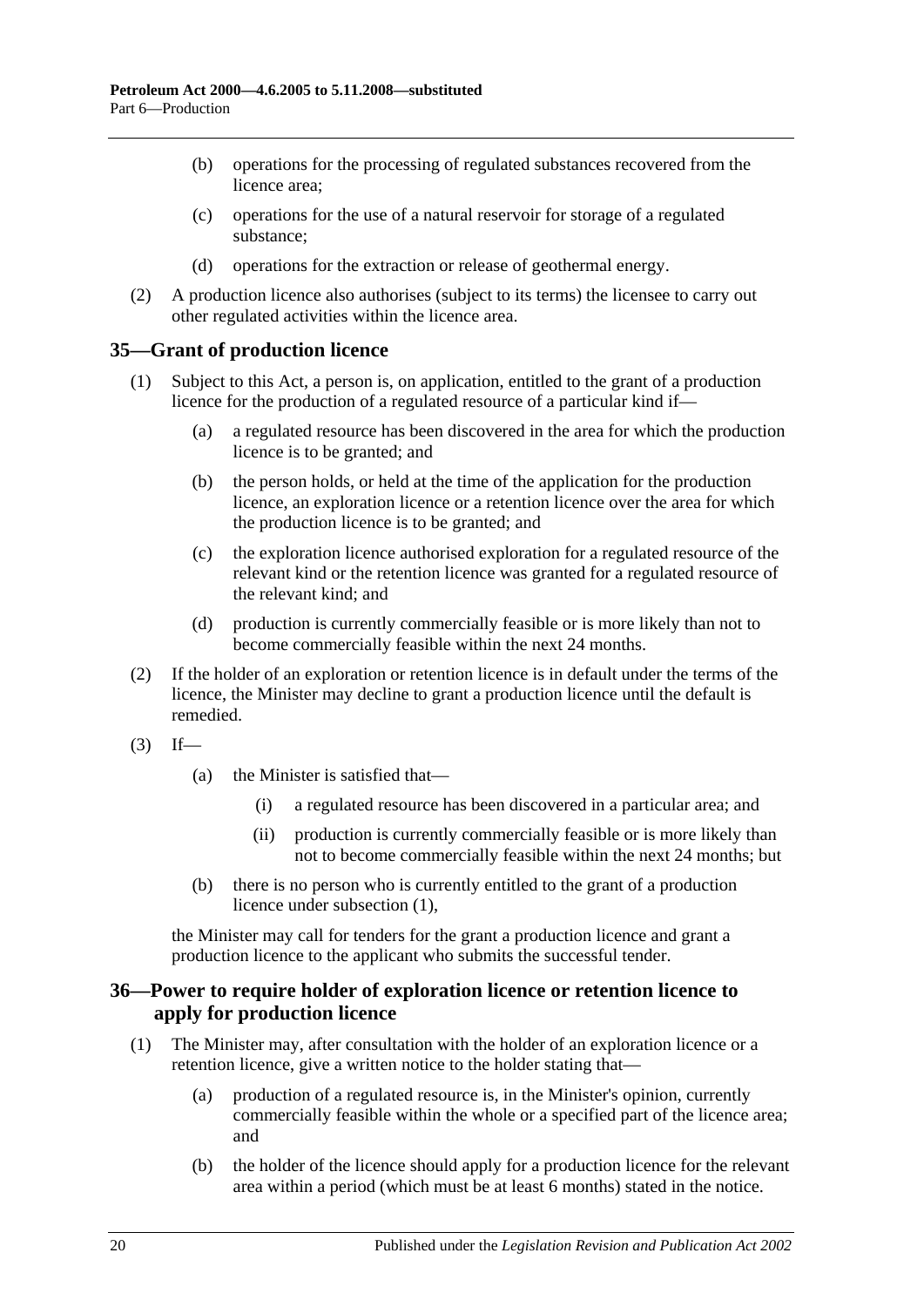(b) operations for the processing of regulated substances recovered from the licence area;

(c) operations for the use of a natural reservoir for storage of a regulated substance;

(d) operations for the extraction or release of geothermal energy.

(2) A production licence also authorises (subject to its terms) the licensee to carry out other regulated activities within the licence area.

## 35—Grant of production licence

(1) Subject to this Act, a person is, on application, entitled to the grant of a production licence for the production of a regulated resource of a particular kind if—

(a) a regulated resource has been discovered in the area for which the production licence is to be granted; and

(b) the person holds, or held at the time of the application for the production licence, an exploration licence or a retention licence over the area for which the production licence is to be granted; and

(c) the exploration licence authorised exploration for a regulated resource of the relevant kind or the retention licence was granted for a regulated resource of the relevant kind; and

(d) production is currently commercially feasible or is more likely than not to become commercially feasible within the next 24 months.

(2) If the holder of an exploration or retention licence is in default under the terms of the licence, the Minister may decline to grant a production licence until the default is remedied.

(3) If—

(a) the Minister is satisfied that—

(i) a regulated resource has been discovered in a particular area; and

(ii) production is currently commercially feasible or is more likely than not to become commercially feasible within the next 24 months; but

(b) there is no person who is currently entitled to the grant of a production licence under subsection (1),

the Minister may call for tenders for the grant a production licence and grant a production licence to the applicant who submits the successful tender.

## 36—Power to require holder of exploration licence or retention licence to apply for production licence

(1) The Minister may, after consultation with the holder of an exploration licence or a retention licence, give a written notice to the holder stating that—

(a) production of a regulated resource is, in the Minister's opinion, currently commercially feasible within the whole or a specified part of the licence area; and

(b) the holder of the licence should apply for a production licence for the relevant area within a period (which must be at least 6 months) stated in the notice.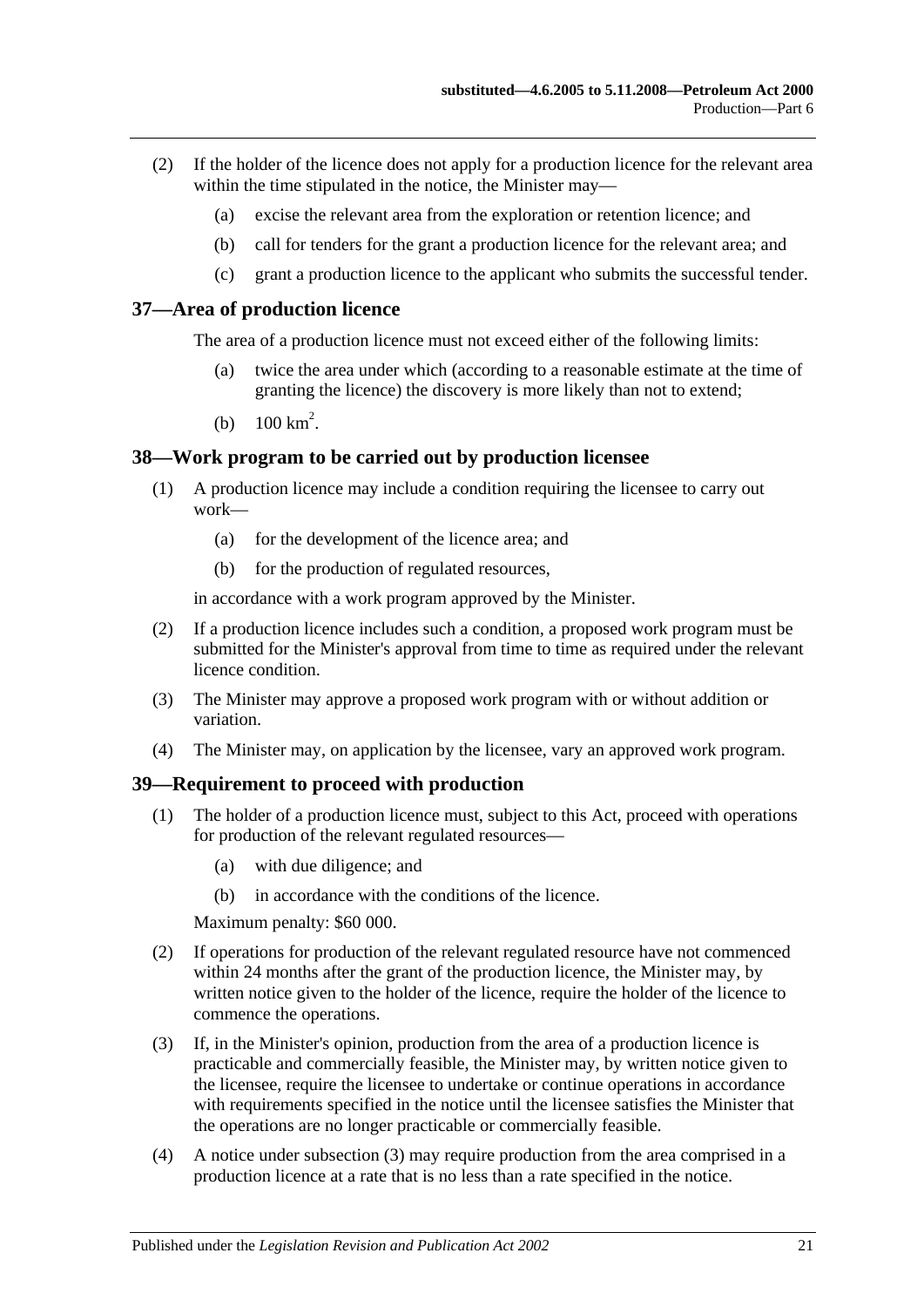(2) If the holder of the licence does not apply for a production licence for the relevant area within the time stipulated in the notice, the Minister may—

(a) excise the relevant area from the exploration or retention licence; and

(b) call for tenders for the grant a production licence for the relevant area; and

(c) grant a production licence to the applicant who submits the successful tender.

## 37—Area of production licence

The area of a production licence must not exceed either of the following limits:

(a) twice the area under which (according to a reasonable estimate at the time of granting the licence) the discovery is more likely than not to extend;

(b) $100\ km^2$.

## 38—Work program to be carried out by production licensee

(1) A production licence may include a condition requiring the licensee to carry out work—

(a) for the development of the licence area; and

(b) for the production of regulated resources,

in accordance with a work program approved by the Minister.

(2) If a production licence includes such a condition, a proposed work program must be submitted for the Minister's approval from time to time as required under the relevant licence condition.

(3) The Minister may approve a proposed work program with or without addition or variation.

(4) The Minister may, on application by the licensee, vary an approved work program.

## 39—Requirement to proceed with production

(1) The holder of a production licence must, subject to this Act, proceed with operations for production of the relevant regulated resources—

(a) with due diligence; and

(b) in accordance with the conditions of the licence.

Maximum penalty: $60 000.

(2) If operations for production of the relevant regulated resource have not commenced within 24 months after the grant of the production licence, the Minister may, by written notice given to the holder of the licence, require the holder of the licence to commence the operations.

(3) If, in the Minister's opinion, production from the area of a production licence is practicable and commercially feasible, the Minister may, by written notice given to the licensee, require the licensee to undertake or continue operations in accordance with requirements specified in the notice until the licensee satisfies the Minister that the operations are no longer practicable or commercially feasible.

(4) A notice under subsection (3) may require production from the area comprised in a production licence at a rate that is no less than a rate specified in the notice.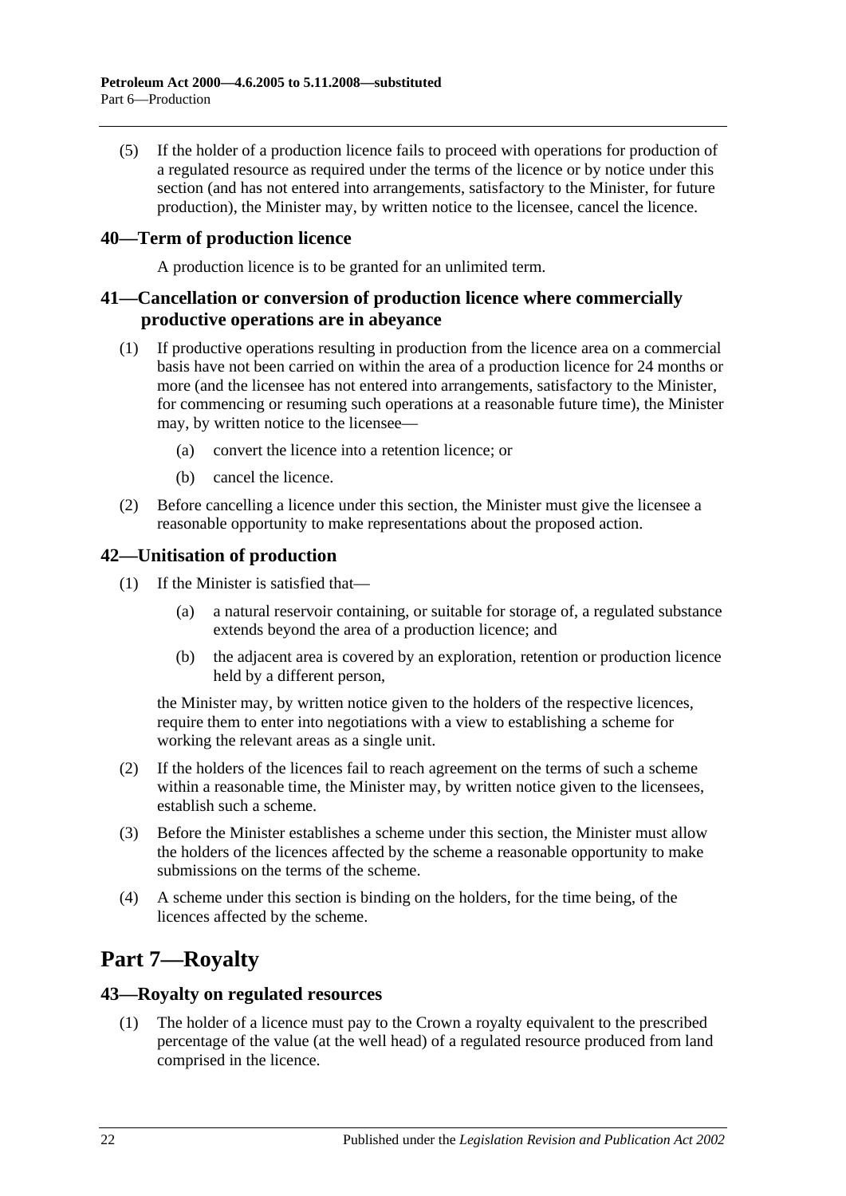(5) If the holder of a production licence fails to proceed with operations for production of a regulated resource as required under the terms of the licence or by notice under this section (and has not entered into arrangements, satisfactory to the Minister, for future production), the Minister may, by written notice to the licensee, cancel the licence.

### 40—Term of production licence

A production licence is to be granted for an unlimited term.

### 41—Cancellation or conversion of production licence where commercially productive operations are in abeyance

(1) If productive operations resulting in production from the licence area on a commercial basis have not been carried on within the area of a production licence for 24 months or more (and the licensee has not entered into arrangements, satisfactory to the Minister, for commencing or resuming such operations at a reasonable future time), the Minister may, by written notice to the licensee—

(a) convert the licence into a retention licence; or

(b) cancel the licence.

(2) Before cancelling a licence under this section, the Minister must give the licensee a reasonable opportunity to make representations about the proposed action.

### 42—Unitisation of production

(1) If the Minister is satisfied that—

(a) a natural reservoir containing, or suitable for storage of, a regulated substance extends beyond the area of a production licence; and

(b) the adjacent area is covered by an exploration, retention or production licence held by a different person,

the Minister may, by written notice given to the holders of the respective licences, require them to enter into negotiations with a view to establishing a scheme for working the relevant areas as a single unit.

(2) If the holders of the licences fail to reach agreement on the terms of such a scheme within a reasonable time, the Minister may, by written notice given to the licensees, establish such a scheme.

(3) Before the Minister establishes a scheme under this section, the Minister must allow the holders of the licences affected by the scheme a reasonable opportunity to make submissions on the terms of the scheme.

(4) A scheme under this section is binding on the holders, for the time being, of the licences affected by the scheme.

## Part 7—Royalty

### 43—Royalty on regulated resources

(1) The holder of a licence must pay to the Crown a royalty equivalent to the prescribed percentage of the value (at the well head) of a regulated resource produced from land comprised in the licence.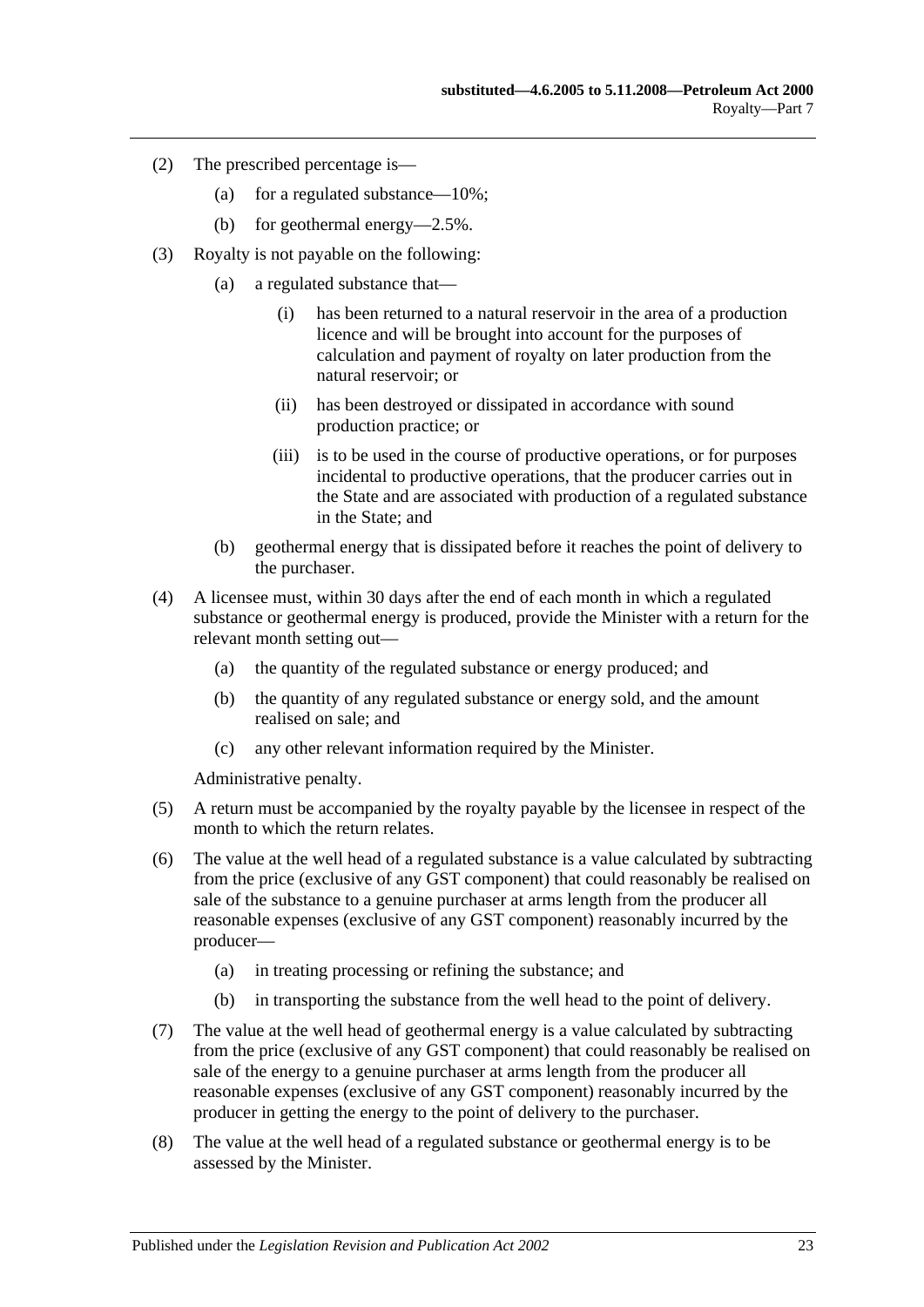(2) The prescribed percentage is—

(a) for a regulated substance—10%;

(b) for geothermal energy—2.5%.

(3) Royalty is not payable on the following:

(a) a regulated substance that—

(i) has been returned to a natural reservoir in the area of a production licence and will be brought into account for the purposes of calculation and payment of royalty on later production from the natural reservoir; or

(ii) has been destroyed or dissipated in accordance with sound production practice; or

(iii) is to be used in the course of productive operations, or for purposes incidental to productive operations, that the producer carries out in the State and are associated with production of a regulated substance in the State; and

(b) geothermal energy that is dissipated before it reaches the point of delivery to the purchaser.

(4) A licensee must, within 30 days after the end of each month in which a regulated substance or geothermal energy is produced, provide the Minister with a return for the relevant month setting out—

(a) the quantity of the regulated substance or energy produced; and

(b) the quantity of any regulated substance or energy sold, and the amount realised on sale; and

(c) any other relevant information required by the Minister.

Administrative penalty.

(5) A return must be accompanied by the royalty payable by the licensee in respect of the month to which the return relates.

(6) The value at the well head of a regulated substance is a value calculated by subtracting from the price (exclusive of any GST component) that could reasonably be realised on sale of the substance to a genuine purchaser at arms length from the producer all reasonable expenses (exclusive of any GST component) reasonably incurred by the producer—

(a) in treating processing or refining the substance; and

(b) in transporting the substance from the well head to the point of delivery.

(7) The value at the well head of geothermal energy is a value calculated by subtracting from the price (exclusive of any GST component) that could reasonably be realised on sale of the energy to a genuine purchaser at arms length from the producer all reasonable expenses (exclusive of any GST component) reasonably incurred by the producer in getting the energy to the point of delivery to the purchaser.

(8) The value at the well head of a regulated substance or geothermal energy is to be assessed by the Minister.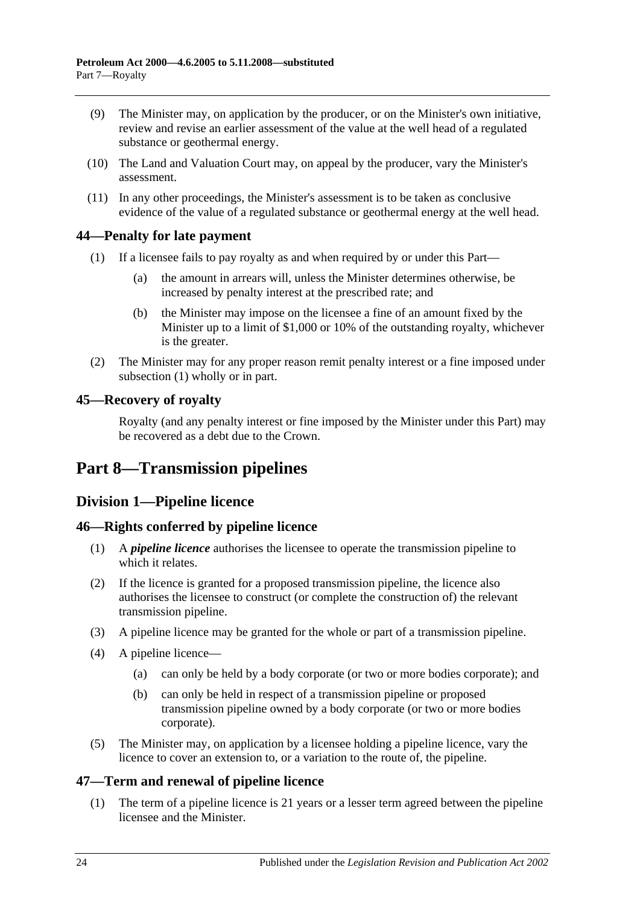(9) The Minister may, on application by the producer, or on the Minister's own initiative, review and revise an earlier assessment of the value at the well head of a regulated substance or geothermal energy.

(10) The Land and Valuation Court may, on appeal by the producer, vary the Minister's assessment.

(11) In any other proceedings, the Minister's assessment is to be taken as conclusive evidence of the value of a regulated substance or geothermal energy at the well head.

### 44—Penalty for late payment

(1) If a licensee fails to pay royalty as and when required by or under this Part—

(a) the amount in arrears will, unless the Minister determines otherwise, be increased by penalty interest at the prescribed rate; and

(b) the Minister may impose on the licensee a fine of an amount fixed by the Minister up to a limit of $1,000 or 10% of the outstanding royalty, whichever is the greater.

(2) The Minister may for any proper reason remit penalty interest or a fine imposed under subsection (1) wholly or in part.

### 45—Recovery of royalty

Royalty (and any penalty interest or fine imposed by the Minister under this Part) may be recovered as a debt due to the Crown.

# Part 8—Transmission pipelines

## Division 1—Pipeline licence

### 46—Rights conferred by pipeline licence

(1) A ***pipeline licence*** authorises the licensee to operate the transmission pipeline to which it relates.

(2) If the licence is granted for a proposed transmission pipeline, the licence also authorises the licensee to construct (or complete the construction of) the relevant transmission pipeline.

(3) A pipeline licence may be granted for the whole or part of a transmission pipeline.

(4) A pipeline licence—

(a) can only be held by a body corporate (or two or more bodies corporate); and

(b) can only be held in respect of a transmission pipeline or proposed transmission pipeline owned by a body corporate (or two or more bodies corporate).

(5) The Minister may, on application by a licensee holding a pipeline licence, vary the licence to cover an extension to, or a variation to the route of, the pipeline.

### 47—Term and renewal of pipeline licence

(1) The term of a pipeline licence is 21 years or a lesser term agreed between the pipeline licensee and the Minister.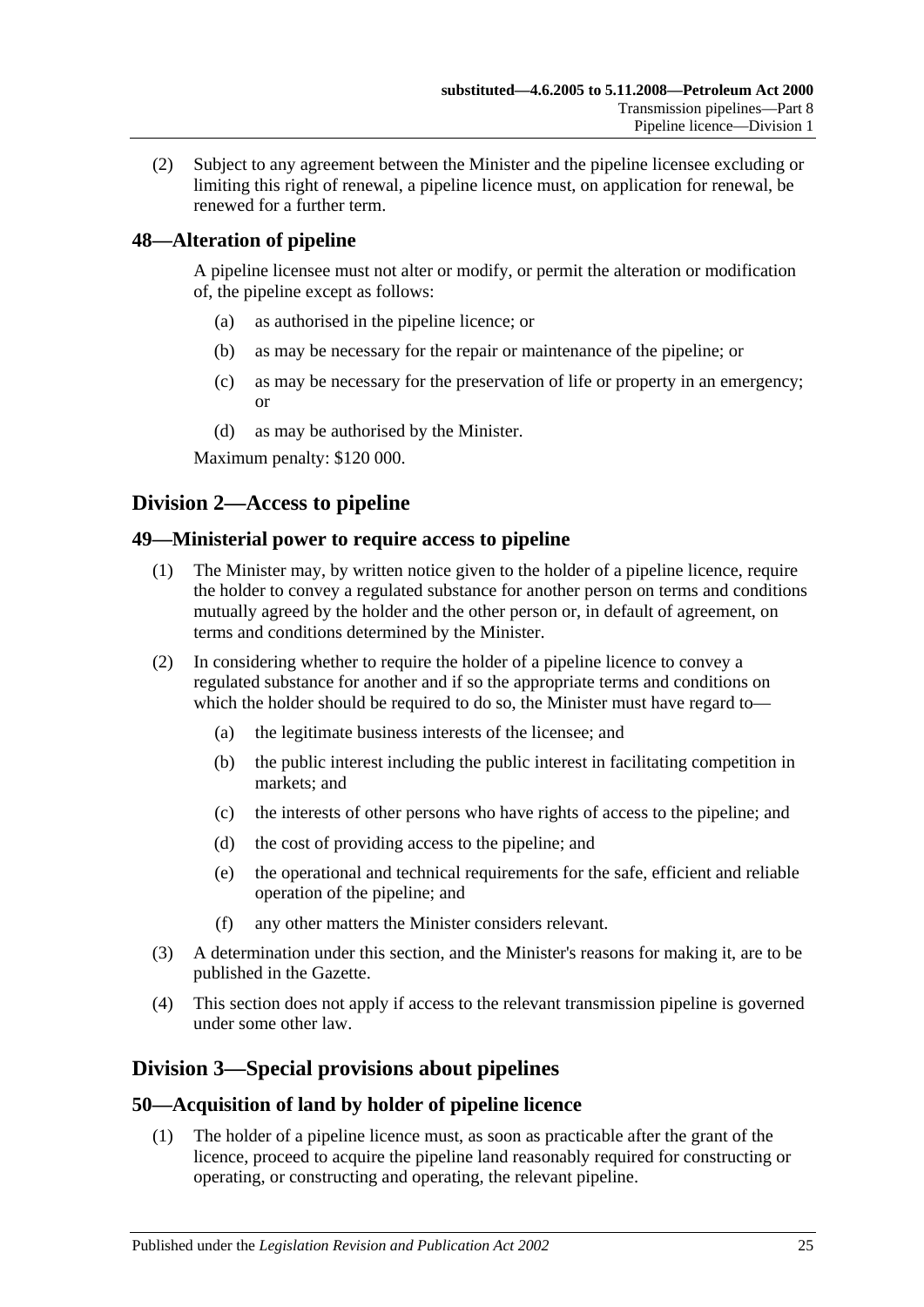(2) Subject to any agreement between the Minister and the pipeline licensee excluding or limiting this right of renewal, a pipeline licence must, on application for renewal, be renewed for a further term.

### 48—Alteration of pipeline

A pipeline licensee must not alter or modify, or permit the alteration or modification of, the pipeline except as follows:

(a) as authorised in the pipeline licence; or

(b) as may be necessary for the repair or maintenance of the pipeline; or

(c) as may be necessary for the preservation of life or property in an emergency; or

(d) as may be authorised by the Minister.

Maximum penalty: $120 000.

## Division 2—Access to pipeline

### 49—Ministerial power to require access to pipeline

(1) The Minister may, by written notice given to the holder of a pipeline licence, require the holder to convey a regulated substance for another person on terms and conditions mutually agreed by the holder and the other person or, in default of agreement, on terms and conditions determined by the Minister.

(2) In considering whether to require the holder of a pipeline licence to convey a regulated substance for another and if so the appropriate terms and conditions on which the holder should be required to do so, the Minister must have regard to—

(a) the legitimate business interests of the licensee; and

(b) the public interest including the public interest in facilitating competition in markets; and

(c) the interests of other persons who have rights of access to the pipeline; and

(d) the cost of providing access to the pipeline; and

(e) the operational and technical requirements for the safe, efficient and reliable operation of the pipeline; and

(f) any other matters the Minister considers relevant.

(3) A determination under this section, and the Minister's reasons for making it, are to be published in the Gazette.

(4) This section does not apply if access to the relevant transmission pipeline is governed under some other law.

## Division 3—Special provisions about pipelines

### 50—Acquisition of land by holder of pipeline licence

(1) The holder of a pipeline licence must, as soon as practicable after the grant of the licence, proceed to acquire the pipeline land reasonably required for constructing or operating, or constructing and operating, the relevant pipeline.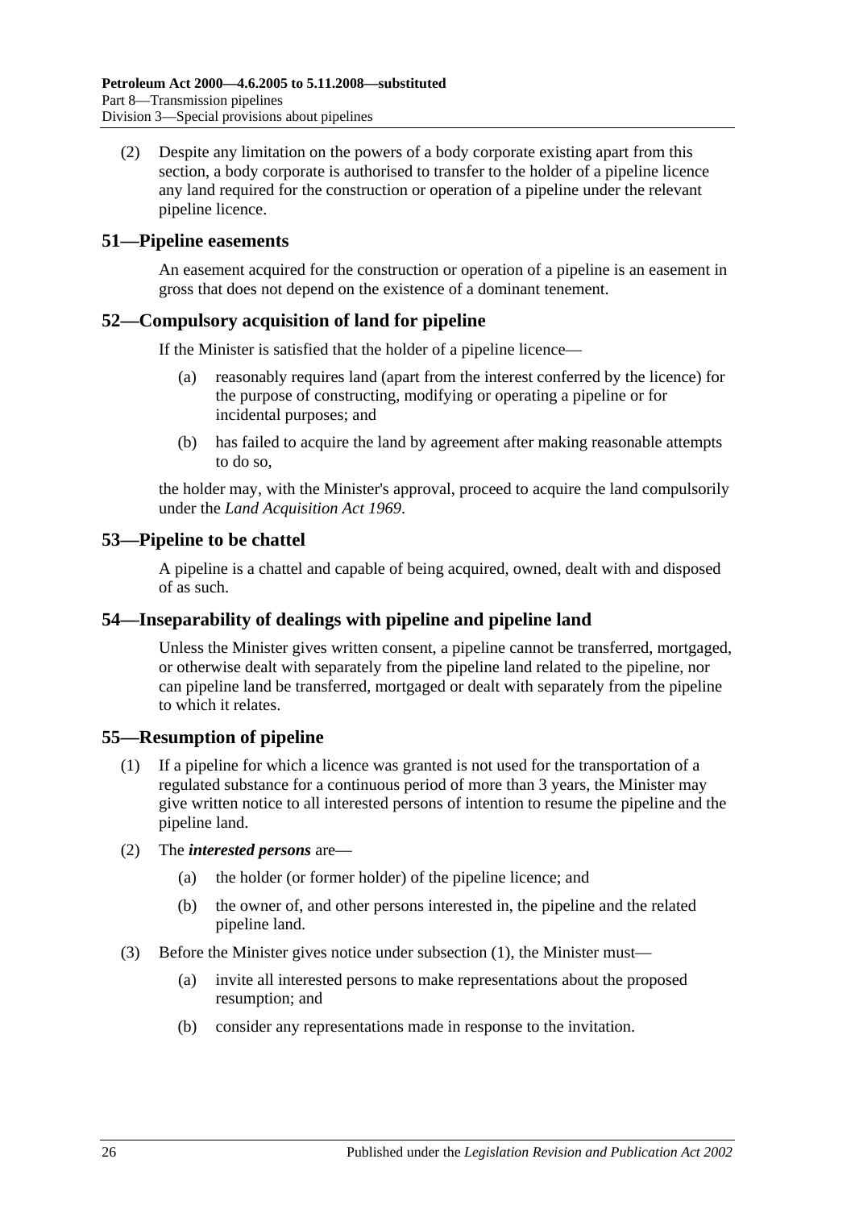(2) Despite any limitation on the powers of a body corporate existing apart from this section, a body corporate is authorised to transfer to the holder of a pipeline licence any land required for the construction or operation of a pipeline under the relevant pipeline licence.

## 51—Pipeline easements

An easement acquired for the construction or operation of a pipeline is an easement in gross that does not depend on the existence of a dominant tenement.

## 52—Compulsory acquisition of land for pipeline

If the Minister is satisfied that the holder of a pipeline licence—

(a) reasonably requires land (apart from the interest conferred by the licence) for the purpose of constructing, modifying or operating a pipeline or for incidental purposes; and

(b) has failed to acquire the land by agreement after making reasonable attempts to do so,

the holder may, with the Minister's approval, proceed to acquire the land compulsorily under the *Land Acquisition Act 1969*.

## 53—Pipeline to be chattel

A pipeline is a chattel and capable of being acquired, owned, dealt with and disposed of as such.

## 54—Inseparability of dealings with pipeline and pipeline land

Unless the Minister gives written consent, a pipeline cannot be transferred, mortgaged, or otherwise dealt with separately from the pipeline land related to the pipeline, nor can pipeline land be transferred, mortgaged or dealt with separately from the pipeline to which it relates.

## 55—Resumption of pipeline

(1) If a pipeline for which a licence was granted is not used for the transportation of a regulated substance for a continuous period of more than 3 years, the Minister may give written notice to all interested persons of intention to resume the pipeline and the pipeline land.

(2) The ***interested persons*** are—

(a) the holder (or former holder) of the pipeline licence; and

(b) the owner of, and other persons interested in, the pipeline and the related pipeline land.

(3) Before the Minister gives notice under subsection (1), the Minister must—

(a) invite all interested persons to make representations about the proposed resumption; and

(b) consider any representations made in response to the invitation.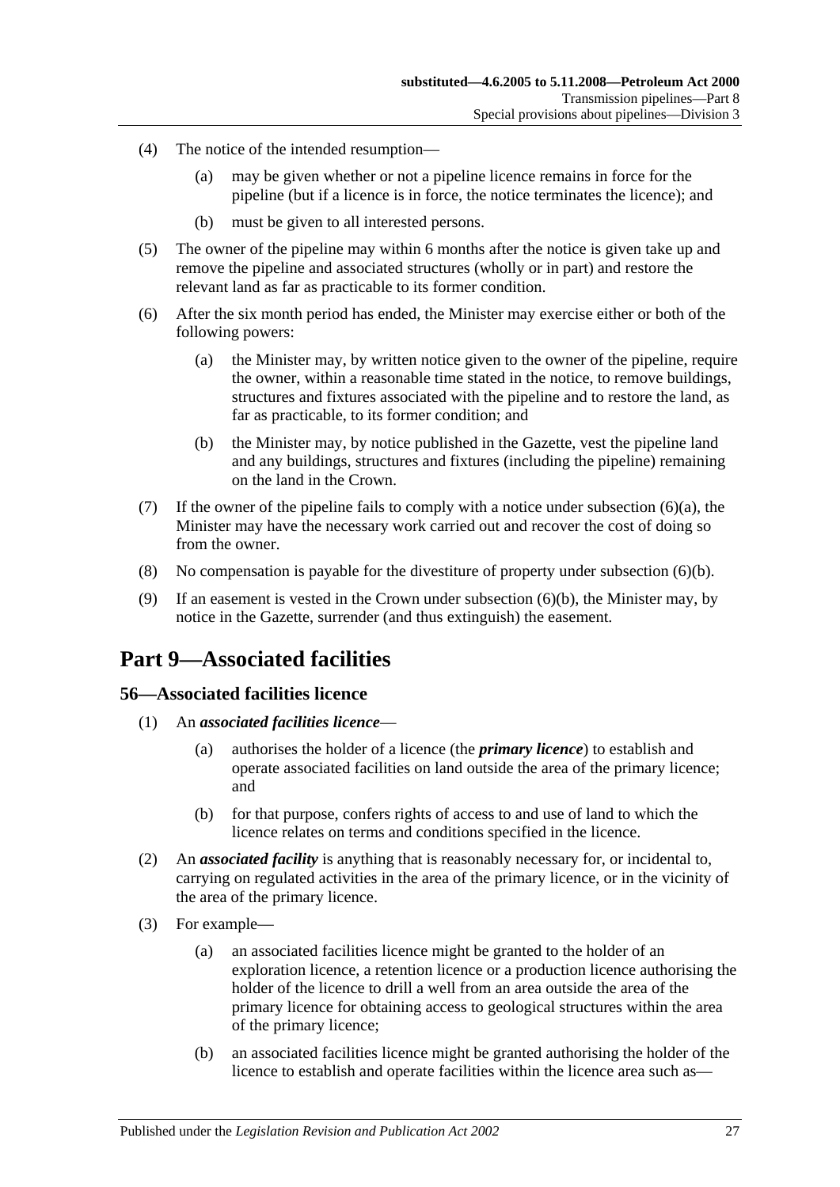(4) The notice of the intended resumption—

(a) may be given whether or not a pipeline licence remains in force for the pipeline (but if a licence is in force, the notice terminates the licence); and

(b) must be given to all interested persons.

(5) The owner of the pipeline may within 6 months after the notice is given take up and remove the pipeline and associated structures (wholly or in part) and restore the relevant land as far as practicable to its former condition.

(6) After the six month period has ended, the Minister may exercise either or both of the following powers:

(a) the Minister may, by written notice given to the owner of the pipeline, require the owner, within a reasonable time stated in the notice, to remove buildings, structures and fixtures associated with the pipeline and to restore the land, as far as practicable, to its former condition; and

(b) the Minister may, by notice published in the Gazette, vest the pipeline land and any buildings, structures and fixtures (including the pipeline) remaining on the land in the Crown.

(7) If the owner of the pipeline fails to comply with a notice under subsection (6)(a), the Minister may have the necessary work carried out and recover the cost of doing so from the owner.

(8) No compensation is payable for the divestiture of property under subsection (6)(b).

(9) If an easement is vested in the Crown under subsection (6)(b), the Minister may, by notice in the Gazette, surrender (and thus extinguish) the easement.

# Part 9—Associated facilities

## 56—Associated facilities licence

(1) An ***associated facilities licence***—

(a) authorises the holder of a licence (the ***primary licence***) to establish and operate associated facilities on land outside the area of the primary licence; and

(b) for that purpose, confers rights of access to and use of land to which the licence relates on terms and conditions specified in the licence.

(2) An ***associated facility*** is anything that is reasonably necessary for, or incidental to, carrying on regulated activities in the area of the primary licence, or in the vicinity of the area of the primary licence.

(3) For example—

(a) an associated facilities licence might be granted to the holder of an exploration licence, a retention licence or a production licence authorising the holder of the licence to drill a well from an area outside the area of the primary licence for obtaining access to geological structures within the area of the primary licence;

(b) an associated facilities licence might be granted authorising the holder of the licence to establish and operate facilities within the licence area such as—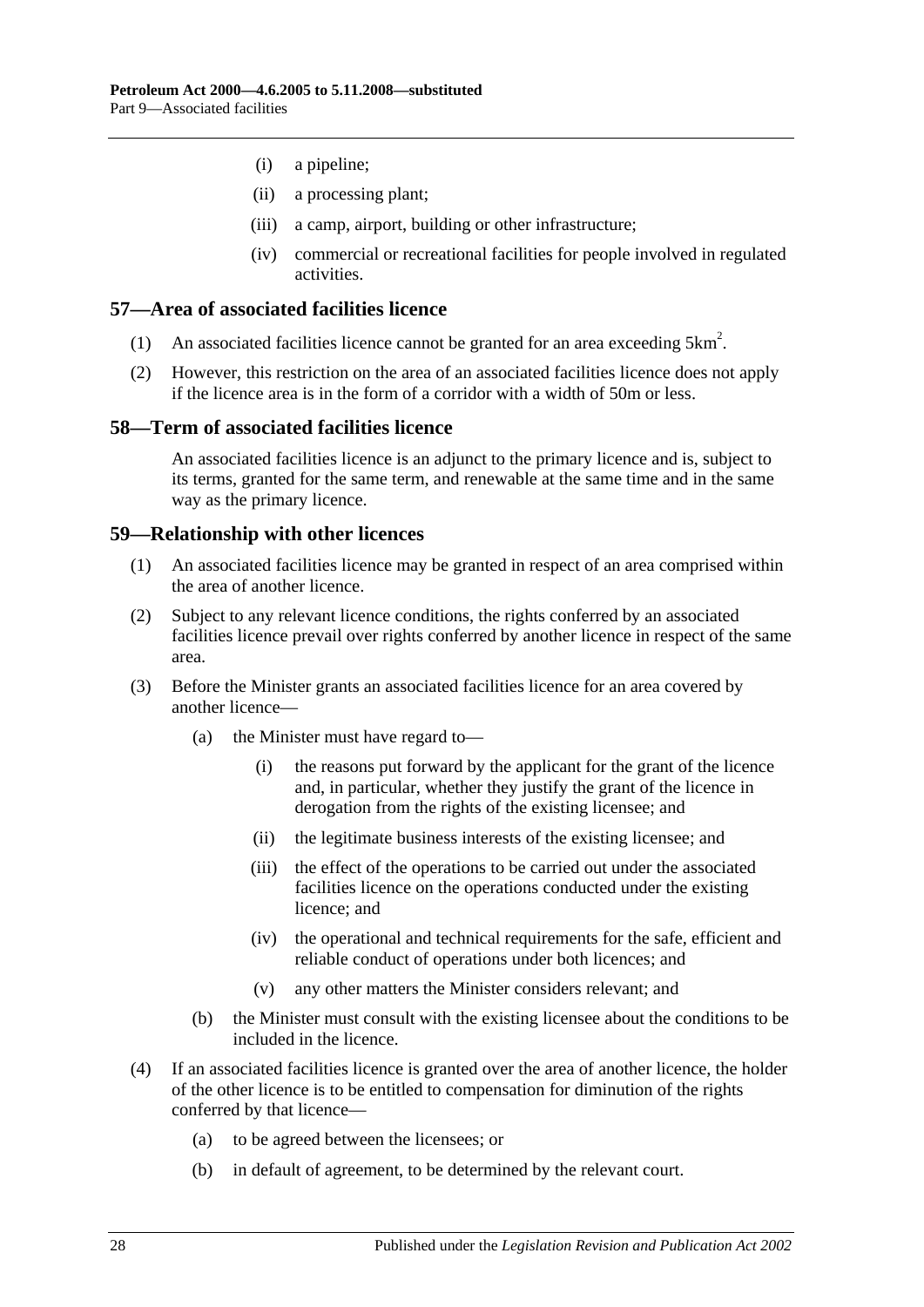(i) a pipeline;

(ii) a processing plant;

(iii) a camp, airport, building or other infrastructure;

(iv) commercial or recreational facilities for people involved in regulated activities.

## 57—Area of associated facilities licence

(1) An associated facilities licence cannot be granted for an area exceeding $5km^2$.

(2) However, this restriction on the area of an associated facilities licence does not apply if the licence area is in the form of a corridor with a width of 50m or less.

## 58—Term of associated facilities licence

An associated facilities licence is an adjunct to the primary licence and is, subject to its terms, granted for the same term, and renewable at the same time and in the same way as the primary licence.

## 59—Relationship with other licences

(1) An associated facilities licence may be granted in respect of an area comprised within the area of another licence.

(2) Subject to any relevant licence conditions, the rights conferred by an associated facilities licence prevail over rights conferred by another licence in respect of the same area.

(3) Before the Minister grants an associated facilities licence for an area covered by another licence—

(a) the Minister must have regard to—

(i) the reasons put forward by the applicant for the grant of the licence and, in particular, whether they justify the grant of the licence in derogation from the rights of the existing licensee; and

(ii) the legitimate business interests of the existing licensee; and

(iii) the effect of the operations to be carried out under the associated facilities licence on the operations conducted under the existing licence; and

(iv) the operational and technical requirements for the safe, efficient and reliable conduct of operations under both licences; and

(v) any other matters the Minister considers relevant; and

(b) the Minister must consult with the existing licensee about the conditions to be included in the licence.

(4) If an associated facilities licence is granted over the area of another licence, the holder of the other licence is to be entitled to compensation for diminution of the rights conferred by that licence—

(a) to be agreed between the licensees; or

(b) in default of agreement, to be determined by the relevant court.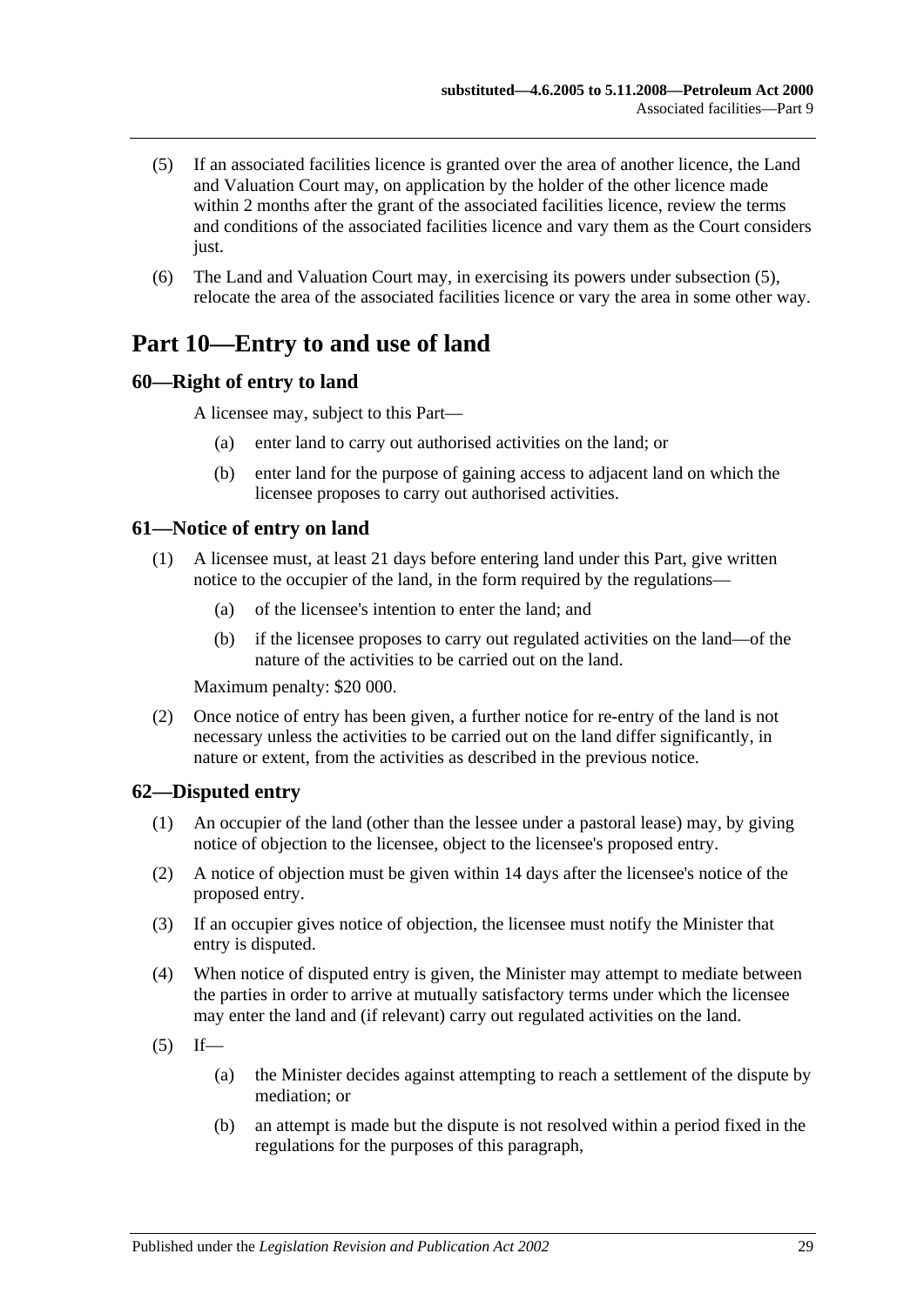(5) If an associated facilities licence is granted over the area of another licence, the Land and Valuation Court may, on application by the holder of the other licence made within 2 months after the grant of the associated facilities licence, review the terms and conditions of the associated facilities licence and vary them as the Court considers just.

(6) The Land and Valuation Court may, in exercising its powers under subsection (5), relocate the area of the associated facilities licence or vary the area in some other way.

# Part 10—Entry to and use of land

## 60—Right of entry to land

A licensee may, subject to this Part—

(a) enter land to carry out authorised activities on the land; or

(b) enter land for the purpose of gaining access to adjacent land on which the licensee proposes to carry out authorised activities.

## 61—Notice of entry on land

(1) A licensee must, at least 21 days before entering land under this Part, give written notice to the occupier of the land, in the form required by the regulations—

(a) of the licensee's intention to enter the land; and

(b) if the licensee proposes to carry out regulated activities on the land—of the nature of the activities to be carried out on the land.

Maximum penalty: $20 000.

(2) Once notice of entry has been given, a further notice for re-entry of the land is not necessary unless the activities to be carried out on the land differ significantly, in nature or extent, from the activities as described in the previous notice.

## 62—Disputed entry

(1) An occupier of the land (other than the lessee under a pastoral lease) may, by giving notice of objection to the licensee, object to the licensee's proposed entry.

(2) A notice of objection must be given within 14 days after the licensee's notice of the proposed entry.

(3) If an occupier gives notice of objection, the licensee must notify the Minister that entry is disputed.

(4) When notice of disputed entry is given, the Minister may attempt to mediate between the parties in order to arrive at mutually satisfactory terms under which the licensee may enter the land and (if relevant) carry out regulated activities on the land.

(5) If—

(a) the Minister decides against attempting to reach a settlement of the dispute by mediation; or

(b) an attempt is made but the dispute is not resolved within a period fixed in the regulations for the purposes of this paragraph,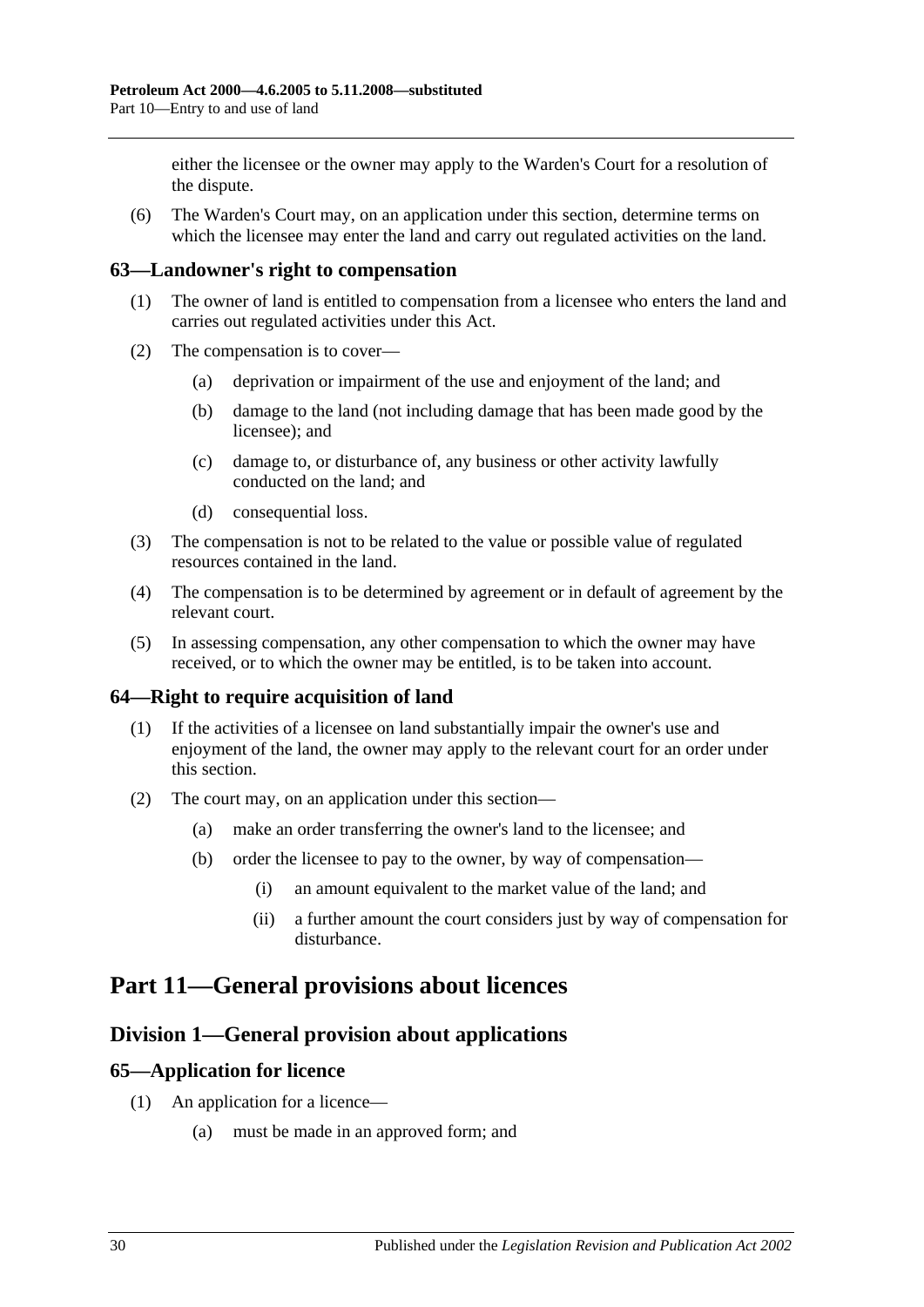either the licensee or the owner may apply to the Warden's Court for a resolution of the dispute.

(6) The Warden's Court may, on an application under this section, determine terms on which the licensee may enter the land and carry out regulated activities on the land.

### 63—Landowner's right to compensation

(1) The owner of land is entitled to compensation from a licensee who enters the land and carries out regulated activities under this Act.

(2) The compensation is to cover—

- (a) deprivation or impairment of the use and enjoyment of the land; and
- (b) damage to the land (not including damage that has been made good by the licensee); and
- (c) damage to, or disturbance of, any business or other activity lawfully conducted on the land; and
- (d) consequential loss.

(3) The compensation is not to be related to the value or possible value of regulated resources contained in the land.

(4) The compensation is to be determined by agreement or in default of agreement by the relevant court.

(5) In assessing compensation, any other compensation to which the owner may have received, or to which the owner may be entitled, is to be taken into account.

### 64—Right to require acquisition of land

(1) If the activities of a licensee on land substantially impair the owner's use and enjoyment of the land, the owner may apply to the relevant court for an order under this section.

(2) The court may, on an application under this section—

- (a) make an order transferring the owner's land to the licensee; and
- (b) order the licensee to pay to the owner, by way of compensation—
  - (i) an amount equivalent to the market value of the land; and
  - (ii) a further amount the court considers just by way of compensation for disturbance.

# Part 11—General provisions about licences

## Division 1—General provision about applications

### 65—Application for licence

(1) An application for a licence—

- (a) must be made in an approved form; and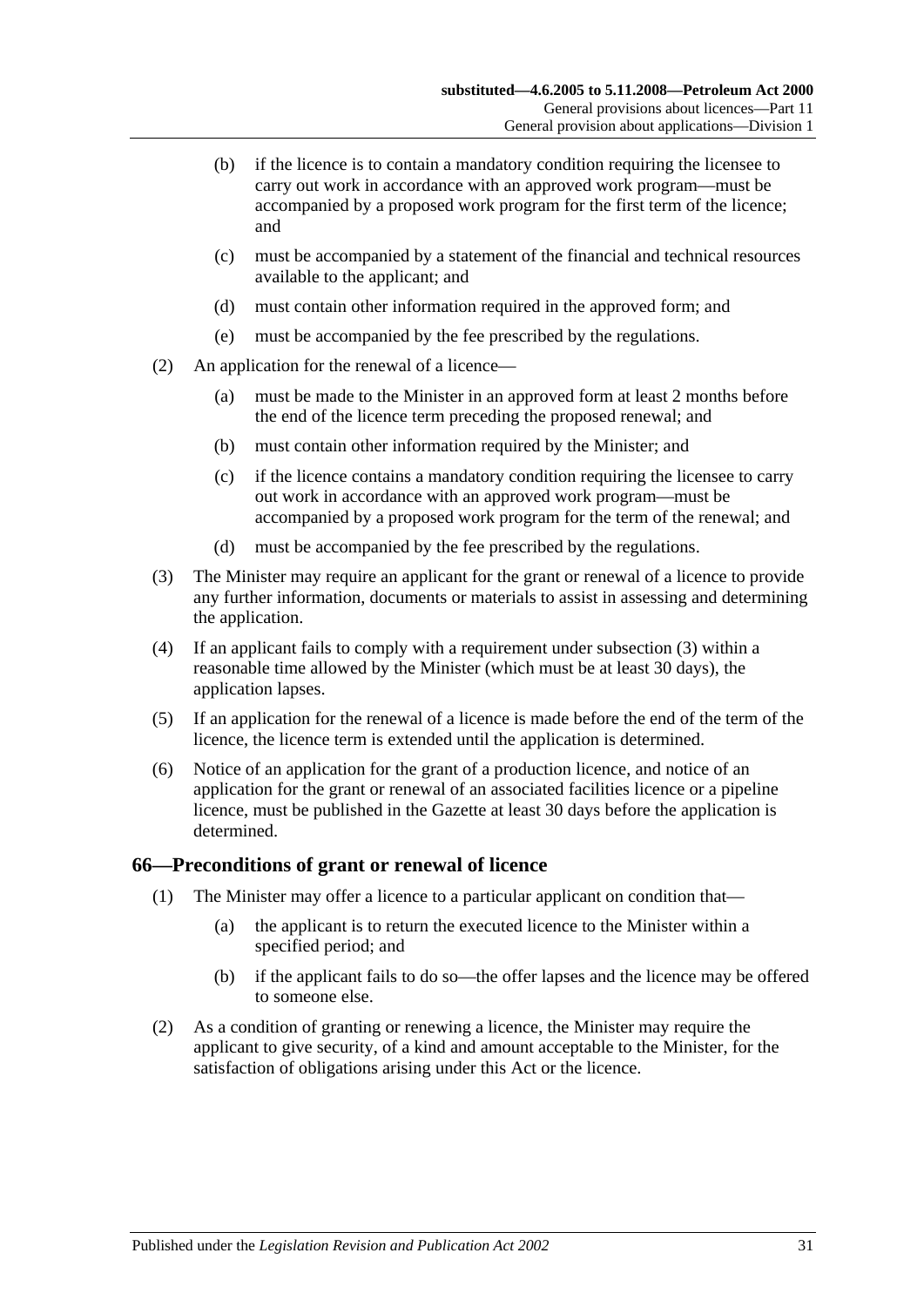(b) if the licence is to contain a mandatory condition requiring the licensee to carry out work in accordance with an approved work program—must be accompanied by a proposed work program for the first term of the licence; and

(c) must be accompanied by a statement of the financial and technical resources available to the applicant; and

(d) must contain other information required in the approved form; and

(e) must be accompanied by the fee prescribed by the regulations.

(2) An application for the renewal of a licence—

(a) must be made to the Minister in an approved form at least 2 months before the end of the licence term preceding the proposed renewal; and

(b) must contain other information required by the Minister; and

(c) if the licence contains a mandatory condition requiring the licensee to carry out work in accordance with an approved work program—must be accompanied by a proposed work program for the term of the renewal; and

(d) must be accompanied by the fee prescribed by the regulations.

(3) The Minister may require an applicant for the grant or renewal of a licence to provide any further information, documents or materials to assist in assessing and determining the application.

(4) If an applicant fails to comply with a requirement under subsection (3) within a reasonable time allowed by the Minister (which must be at least 30 days), the application lapses.

(5) If an application for the renewal of a licence is made before the end of the term of the licence, the licence term is extended until the application is determined.

(6) Notice of an application for the grant of a production licence, and notice of an application for the grant or renewal of an associated facilities licence or a pipeline licence, must be published in the Gazette at least 30 days before the application is determined.

## 66—Preconditions of grant or renewal of licence

(1) The Minister may offer a licence to a particular applicant on condition that—

(a) the applicant is to return the executed licence to the Minister within a specified period; and

(b) if the applicant fails to do so—the offer lapses and the licence may be offered to someone else.

(2) As a condition of granting or renewing a licence, the Minister may require the applicant to give security, of a kind and amount acceptable to the Minister, for the satisfaction of obligations arising under this Act or the licence.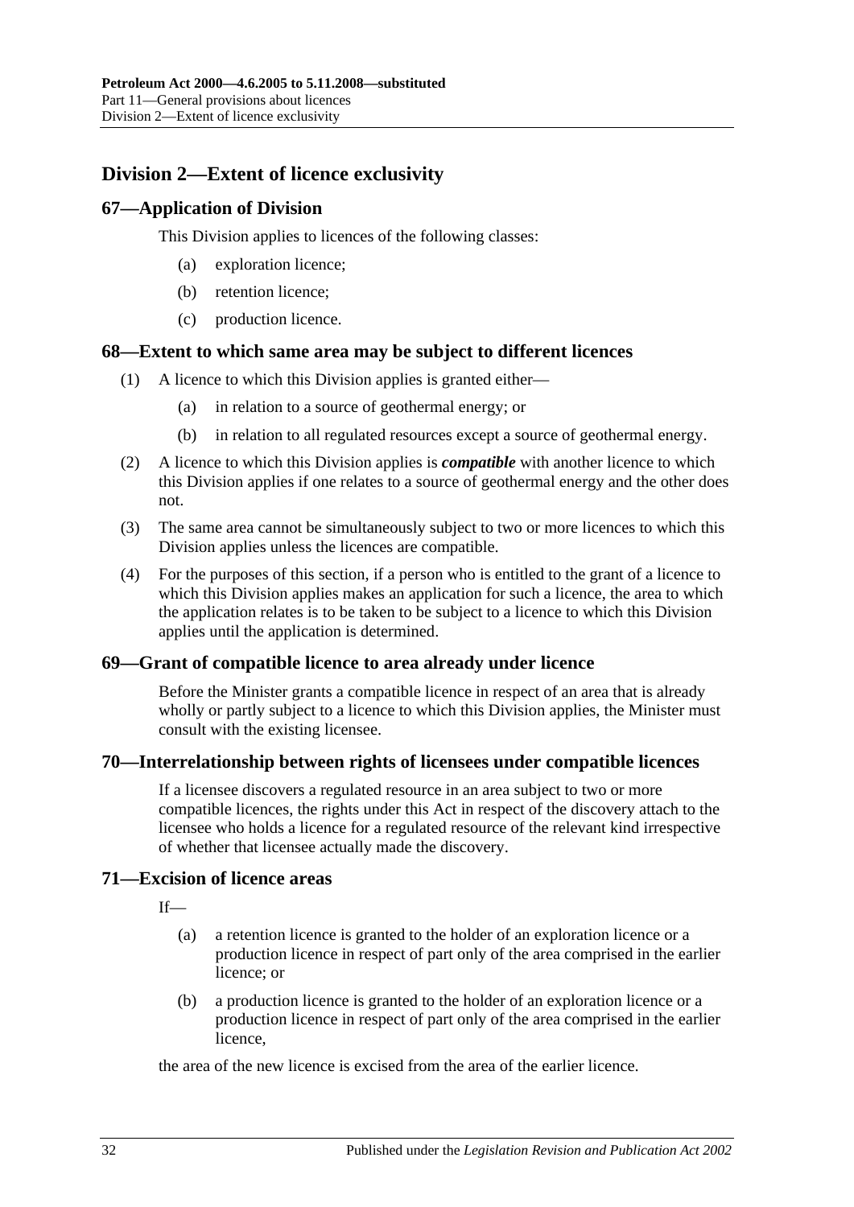## Division 2—Extent of licence exclusivity

### 67—Application of Division

This Division applies to licences of the following classes:

(a) exploration licence;

(b) retention licence;

(c) production licence.

### 68—Extent to which same area may be subject to different licences

(1) A licence to which this Division applies is granted either—

(a) in relation to a source of geothermal energy; or

(b) in relation to all regulated resources except a source of geothermal energy.

(2) A licence to which this Division applies is ***compatible*** with another licence to which this Division applies if one relates to a source of geothermal energy and the other does not.

(3) The same area cannot be simultaneously subject to two or more licences to which this Division applies unless the licences are compatible.

(4) For the purposes of this section, if a person who is entitled to the grant of a licence to which this Division applies makes an application for such a licence, the area to which the application relates is to be taken to be subject to a licence to which this Division applies until the application is determined.

### 69—Grant of compatible licence to area already under licence

Before the Minister grants a compatible licence in respect of an area that is already wholly or partly subject to a licence to which this Division applies, the Minister must consult with the existing licensee.

### 70—Interrelationship between rights of licensees under compatible licences

If a licensee discovers a regulated resource in an area subject to two or more compatible licences, the rights under this Act in respect of the discovery attach to the licensee who holds a licence for a regulated resource of the relevant kind irrespective of whether that licensee actually made the discovery.

### 71—Excision of licence areas

If—

(a) a retention licence is granted to the holder of an exploration licence or a production licence in respect of part only of the area comprised in the earlier licence; or

(b) a production licence is granted to the holder of an exploration licence or a production licence in respect of part only of the area comprised in the earlier licence,

the area of the new licence is excised from the area of the earlier licence.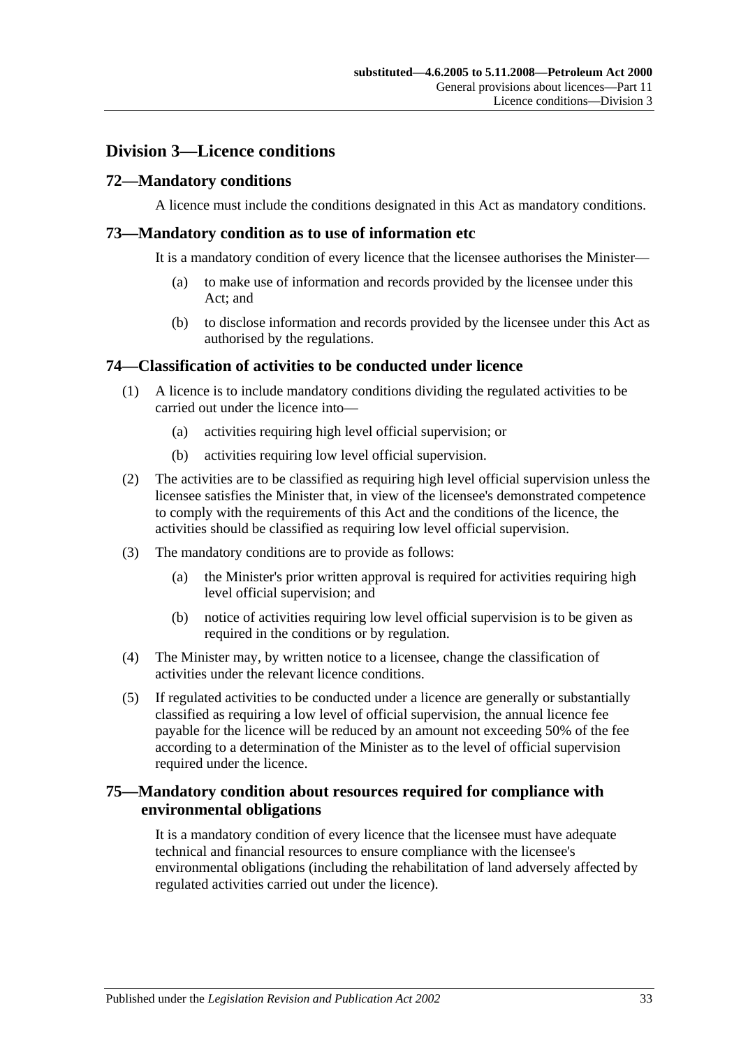## Division 3—Licence conditions

### 72—Mandatory conditions

A licence must include the conditions designated in this Act as mandatory conditions.

### 73—Mandatory condition as to use of information etc

It is a mandatory condition of every licence that the licensee authorises the Minister—

(a) to make use of information and records provided by the licensee under this Act; and

(b) to disclose information and records provided by the licensee under this Act as authorised by the regulations.

### 74—Classification of activities to be conducted under licence

(1) A licence is to include mandatory conditions dividing the regulated activities to be carried out under the licence into—

(a) activities requiring high level official supervision; or

(b) activities requiring low level official supervision.

(2) The activities are to be classified as requiring high level official supervision unless the licensee satisfies the Minister that, in view of the licensee's demonstrated competence to comply with the requirements of this Act and the conditions of the licence, the activities should be classified as requiring low level official supervision.

(3) The mandatory conditions are to provide as follows:

(a) the Minister's prior written approval is required for activities requiring high level official supervision; and

(b) notice of activities requiring low level official supervision is to be given as required in the conditions or by regulation.

(4) The Minister may, by written notice to a licensee, change the classification of activities under the relevant licence conditions.

(5) If regulated activities to be conducted under a licence are generally or substantially classified as requiring a low level of official supervision, the annual licence fee payable for the licence will be reduced by an amount not exceeding 50% of the fee according to a determination of the Minister as to the level of official supervision required under the licence.

### 75—Mandatory condition about resources required for compliance with environmental obligations

It is a mandatory condition of every licence that the licensee must have adequate technical and financial resources to ensure compliance with the licensee's environmental obligations (including the rehabilitation of land adversely affected by regulated activities carried out under the licence).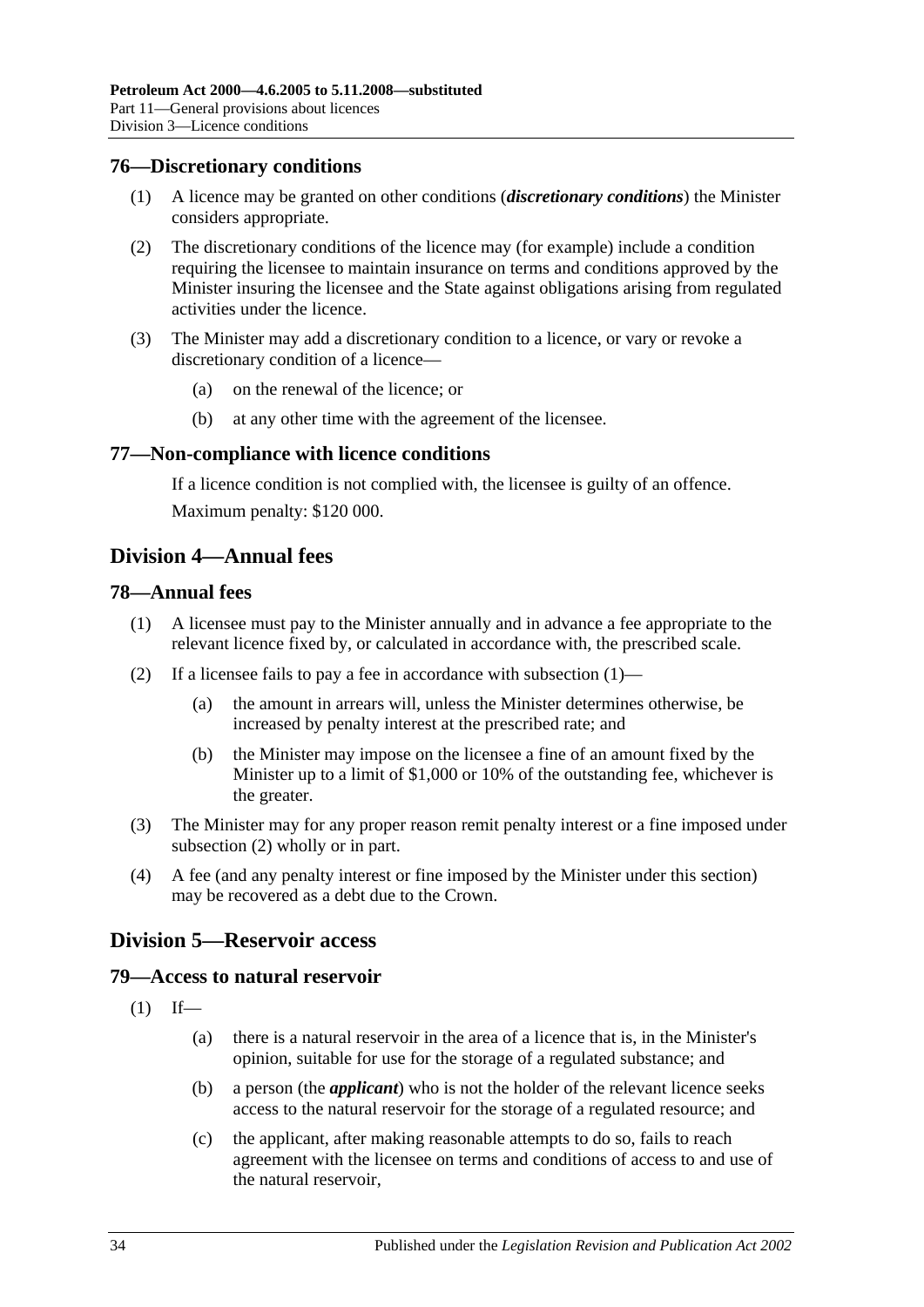### 76—Discretionary conditions

(1) A licence may be granted on other conditions (***discretionary conditions***) the Minister considers appropriate.

(2) The discretionary conditions of the licence may (for example) include a condition requiring the licensee to maintain insurance on terms and conditions approved by the Minister insuring the licensee and the State against obligations arising from regulated activities under the licence.

(3) The Minister may add a discretionary condition to a licence, or vary or revoke a discretionary condition of a licence—

- (a) on the renewal of the licence; or
- (b) at any other time with the agreement of the licensee.

### 77—Non-compliance with licence conditions

If a licence condition is not complied with, the licensee is guilty of an offence.

Maximum penalty: $120 000.

## Division 4—Annual fees

### 78—Annual fees

(1) A licensee must pay to the Minister annually and in advance a fee appropriate to the relevant licence fixed by, or calculated in accordance with, the prescribed scale.

(2) If a licensee fails to pay a fee in accordance with subsection (1)—

- (a) the amount in arrears will, unless the Minister determines otherwise, be increased by penalty interest at the prescribed rate; and
- (b) the Minister may impose on the licensee a fine of an amount fixed by the Minister up to a limit of $1,000 or 10% of the outstanding fee, whichever is the greater.

(3) The Minister may for any proper reason remit penalty interest or a fine imposed under subsection (2) wholly or in part.

(4) A fee (and any penalty interest or fine imposed by the Minister under this section) may be recovered as a debt due to the Crown.

## Division 5—Reservoir access

### 79—Access to natural reservoir

(1) If—

- (a) there is a natural reservoir in the area of a licence that is, in the Minister's opinion, suitable for use for the storage of a regulated substance; and
- (b) a person (the ***applicant***) who is not the holder of the relevant licence seeks access to the natural reservoir for the storage of a regulated resource; and
- (c) the applicant, after making reasonable attempts to do so, fails to reach agreement with the licensee on terms and conditions of access to and use of the natural reservoir,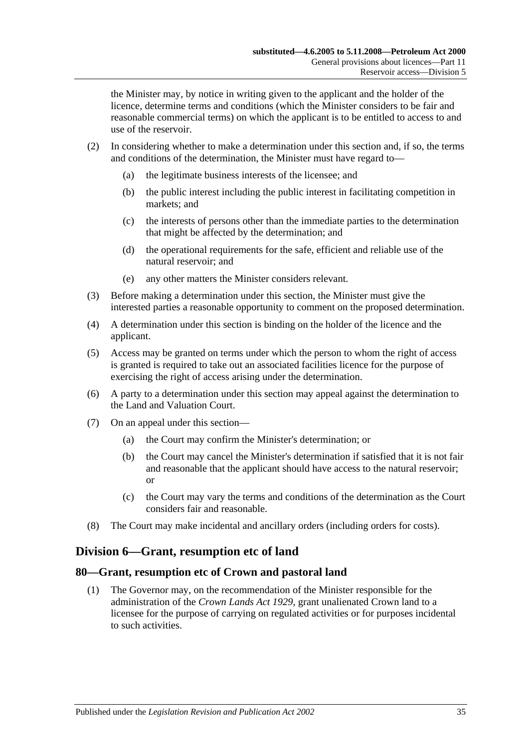the Minister may, by notice in writing given to the applicant and the holder of the licence, determine terms and conditions (which the Minister considers to be fair and reasonable commercial terms) on which the applicant is to be entitled to access to and use of the reservoir.

(2) In considering whether to make a determination under this section and, if so, the terms and conditions of the determination, the Minister must have regard to—

(a) the legitimate business interests of the licensee; and

(b) the public interest including the public interest in facilitating competition in markets; and

(c) the interests of persons other than the immediate parties to the determination that might be affected by the determination; and

(d) the operational requirements for the safe, efficient and reliable use of the natural reservoir; and

(e) any other matters the Minister considers relevant.

(3) Before making a determination under this section, the Minister must give the interested parties a reasonable opportunity to comment on the proposed determination.

(4) A determination under this section is binding on the holder of the licence and the applicant.

(5) Access may be granted on terms under which the person to whom the right of access is granted is required to take out an associated facilities licence for the purpose of exercising the right of access arising under the determination.

(6) A party to a determination under this section may appeal against the determination to the Land and Valuation Court.

(7) On an appeal under this section—

(a) the Court may confirm the Minister's determination; or

(b) the Court may cancel the Minister's determination if satisfied that it is not fair and reasonable that the applicant should have access to the natural reservoir; or

(c) the Court may vary the terms and conditions of the determination as the Court considers fair and reasonable.

(8) The Court may make incidental and ancillary orders (including orders for costs).

## Division 6—Grant, resumption etc of land

### 80—Grant, resumption etc of Crown and pastoral land

(1) The Governor may, on the recommendation of the Minister responsible for the administration of the *Crown Lands Act 1929*, grant unalienated Crown land to a licensee for the purpose of carrying on regulated activities or for purposes incidental to such activities.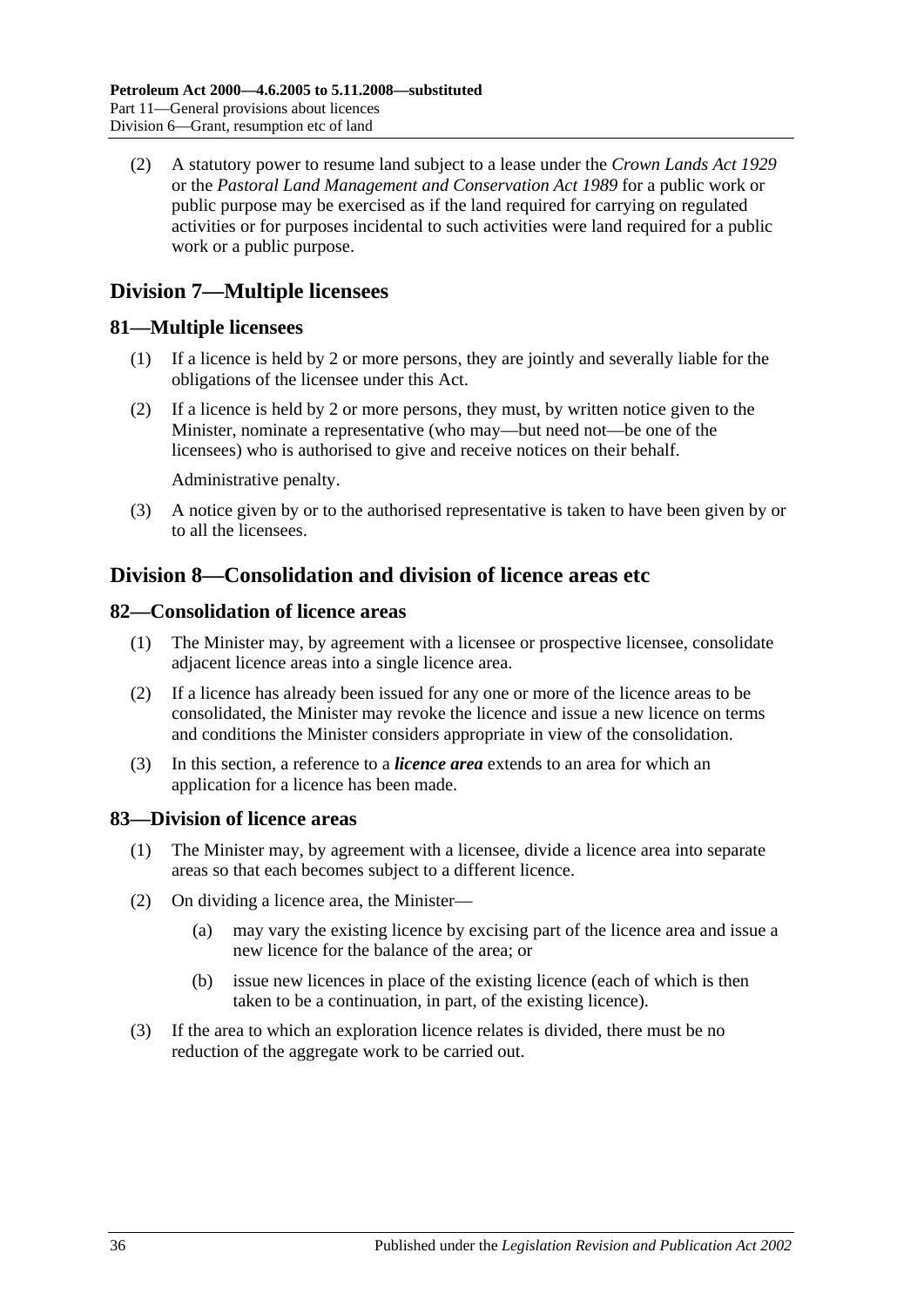(2) A statutory power to resume land subject to a lease under the *Crown Lands Act 1929* or the *Pastoral Land Management and Conservation Act 1989* for a public work or public purpose may be exercised as if the land required for carrying on regulated activities or for purposes incidental to such activities were land required for a public work or a public purpose.

## Division 7—Multiple licensees

### 81—Multiple licensees

(1) If a licence is held by 2 or more persons, they are jointly and severally liable for the obligations of the licensee under this Act.

(2) If a licence is held by 2 or more persons, they must, by written notice given to the Minister, nominate a representative (who may—but need not—be one of the licensees) who is authorised to give and receive notices on their behalf.

Administrative penalty.

(3) A notice given by or to the authorised representative is taken to have been given by or to all the licensees.

## Division 8—Consolidation and division of licence areas etc

### 82—Consolidation of licence areas

(1) The Minister may, by agreement with a licensee or prospective licensee, consolidate adjacent licence areas into a single licence area.

(2) If a licence has already been issued for any one or more of the licence areas to be consolidated, the Minister may revoke the licence and issue a new licence on terms and conditions the Minister considers appropriate in view of the consolidation.

(3) In this section, a reference to a ***licence area*** extends to an area for which an application for a licence has been made.

### 83—Division of licence areas

(1) The Minister may, by agreement with a licensee, divide a licence area into separate areas so that each becomes subject to a different licence.

(2) On dividing a licence area, the Minister—

(a) may vary the existing licence by excising part of the licence area and issue a new licence for the balance of the area; or

(b) issue new licences in place of the existing licence (each of which is then taken to be a continuation, in part, of the existing licence).

(3) If the area to which an exploration licence relates is divided, there must be no reduction of the aggregate work to be carried out.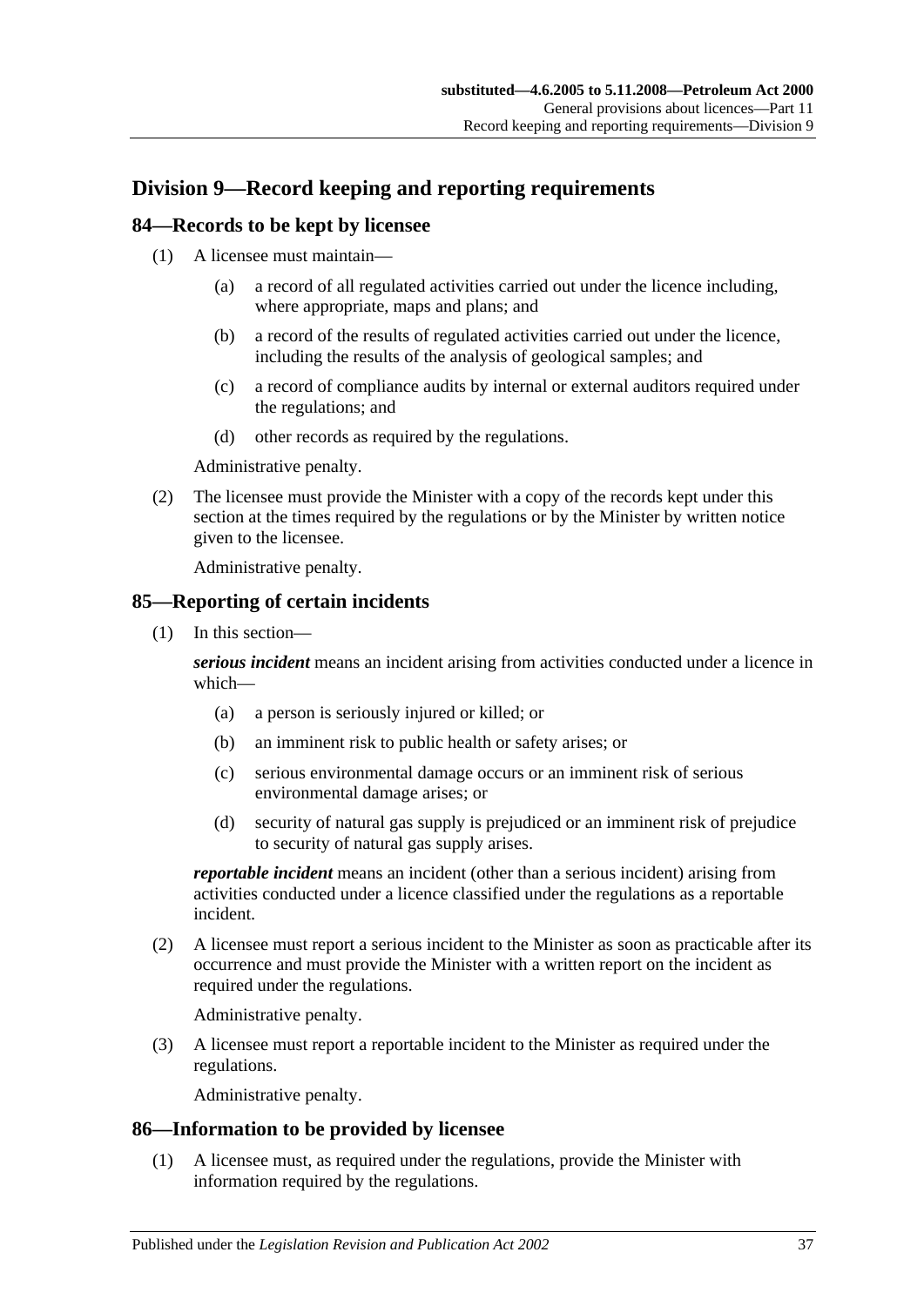## Division 9—Record keeping and reporting requirements

### 84—Records to be kept by licensee

(1) A licensee must maintain—

(a) a record of all regulated activities carried out under the licence including, where appropriate, maps and plans; and

(b) a record of the results of regulated activities carried out under the licence, including the results of the analysis of geological samples; and

(c) a record of compliance audits by internal or external auditors required under the regulations; and

(d) other records as required by the regulations.

Administrative penalty.

(2) The licensee must provide the Minister with a copy of the records kept under this section at the times required by the regulations or by the Minister by written notice given to the licensee.

Administrative penalty.

### 85—Reporting of certain incidents

(1) In this section—

***serious incident*** means an incident arising from activities conducted under a licence in which—

(a) a person is seriously injured or killed; or

(b) an imminent risk to public health or safety arises; or

(c) serious environmental damage occurs or an imminent risk of serious environmental damage arises; or

(d) security of natural gas supply is prejudiced or an imminent risk of prejudice to security of natural gas supply arises.

***reportable incident*** means an incident (other than a serious incident) arising from activities conducted under a licence classified under the regulations as a reportable incident.

(2) A licensee must report a serious incident to the Minister as soon as practicable after its occurrence and must provide the Minister with a written report on the incident as required under the regulations.

Administrative penalty.

(3) A licensee must report a reportable incident to the Minister as required under the regulations.

Administrative penalty.

### 86—Information to be provided by licensee

(1) A licensee must, as required under the regulations, provide the Minister with information required by the regulations.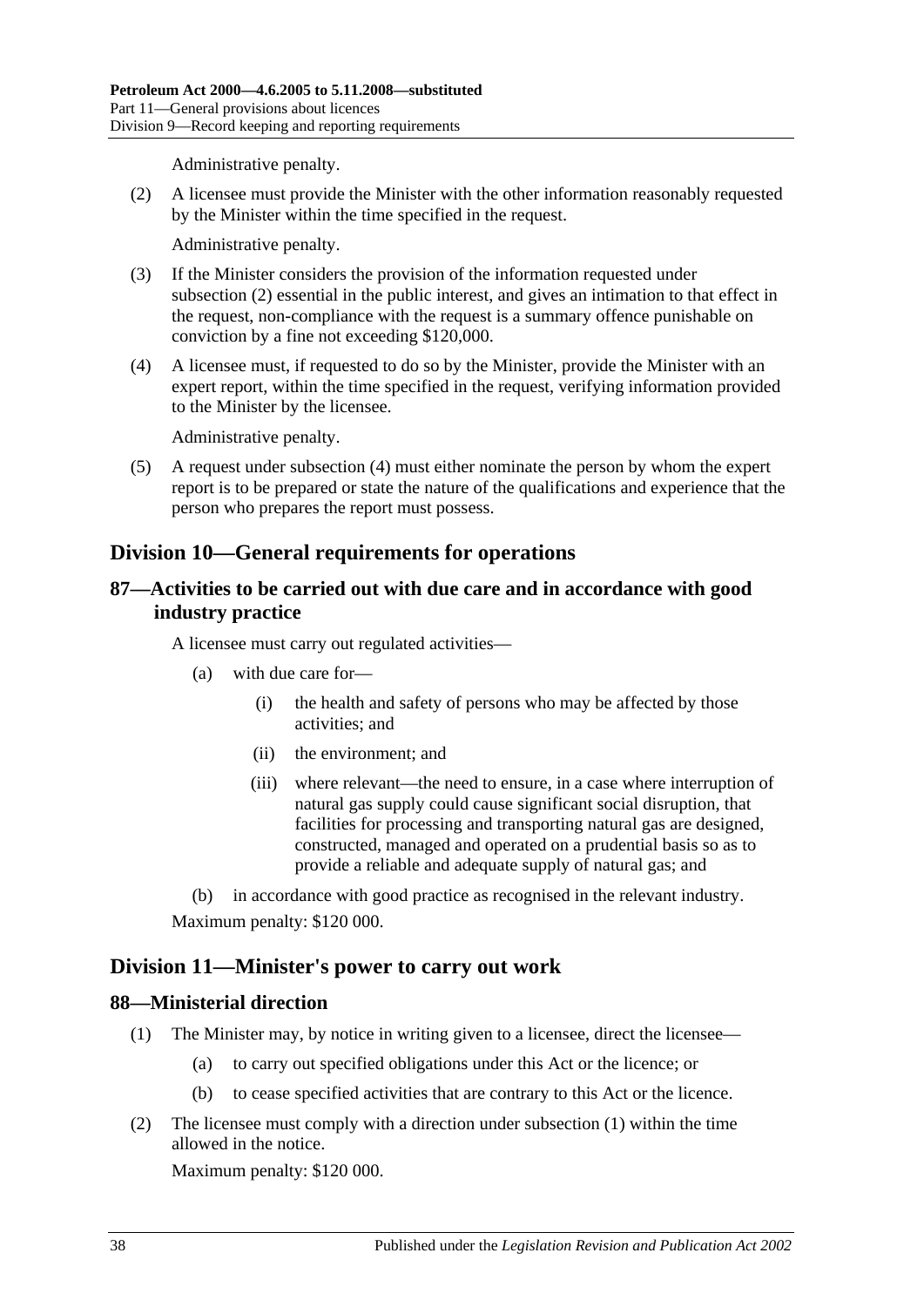Administrative penalty.

(2) A licensee must provide the Minister with the other information reasonably requested by the Minister within the time specified in the request.

Administrative penalty.

(3) If the Minister considers the provision of the information requested under subsection (2) essential in the public interest, and gives an intimation to that effect in the request, non-compliance with the request is a summary offence punishable on conviction by a fine not exceeding $120,000.

(4) A licensee must, if requested to do so by the Minister, provide the Minister with an expert report, within the time specified in the request, verifying information provided to the Minister by the licensee.

Administrative penalty.

(5) A request under subsection (4) must either nominate the person by whom the expert report is to be prepared or state the nature of the qualifications and experience that the person who prepares the report must possess.

## Division 10—General requirements for operations

### 87—Activities to be carried out with due care and in accordance with good industry practice

A licensee must carry out regulated activities—

(a) with due care for—

(i) the health and safety of persons who may be affected by those activities; and

(ii) the environment; and

(iii) where relevant—the need to ensure, in a case where interruption of natural gas supply could cause significant social disruption, that facilities for processing and transporting natural gas are designed, constructed, managed and operated on a prudential basis so as to provide a reliable and adequate supply of natural gas; and

(b) in accordance with good practice as recognised in the relevant industry.

Maximum penalty: $120 000.

## Division 11—Minister's power to carry out work

### 88—Ministerial direction

(1) The Minister may, by notice in writing given to a licensee, direct the licensee—

(a) to carry out specified obligations under this Act or the licence; or

(b) to cease specified activities that are contrary to this Act or the licence.

(2) The licensee must comply with a direction under subsection (1) within the time allowed in the notice.

Maximum penalty: $120 000.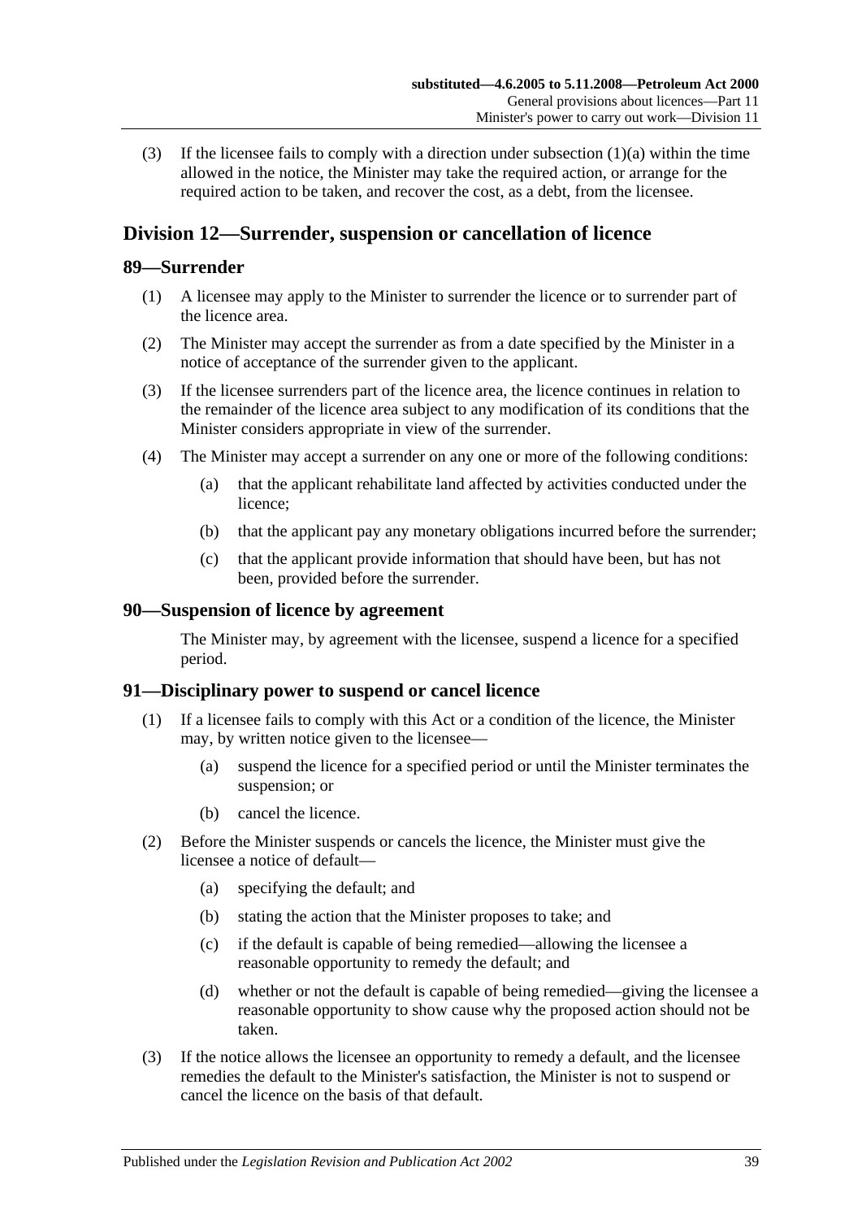(3) If the licensee fails to comply with a direction under subsection (1)(a) within the time allowed in the notice, the Minister may take the required action, or arrange for the required action to be taken, and recover the cost, as a debt, from the licensee.

## Division 12—Surrender, suspension or cancellation of licence

### 89—Surrender

(1) A licensee may apply to the Minister to surrender the licence or to surrender part of the licence area.

(2) The Minister may accept the surrender as from a date specified by the Minister in a notice of acceptance of the surrender given to the applicant.

(3) If the licensee surrenders part of the licence area, the licence continues in relation to the remainder of the licence area subject to any modification of its conditions that the Minister considers appropriate in view of the surrender.

(4) The Minister may accept a surrender on any one or more of the following conditions:

(a) that the applicant rehabilitate land affected by activities conducted under the licence;

(b) that the applicant pay any monetary obligations incurred before the surrender;

(c) that the applicant provide information that should have been, but has not been, provided before the surrender.

### 90—Suspension of licence by agreement

The Minister may, by agreement with the licensee, suspend a licence for a specified period.

### 91—Disciplinary power to suspend or cancel licence

(1) If a licensee fails to comply with this Act or a condition of the licence, the Minister may, by written notice given to the licensee—

(a) suspend the licence for a specified period or until the Minister terminates the suspension; or

(b) cancel the licence.

(2) Before the Minister suspends or cancels the licence, the Minister must give the licensee a notice of default—

(a) specifying the default; and

(b) stating the action that the Minister proposes to take; and

(c) if the default is capable of being remedied—allowing the licensee a reasonable opportunity to remedy the default; and

(d) whether or not the default is capable of being remedied—giving the licensee a reasonable opportunity to show cause why the proposed action should not be taken.

(3) If the notice allows the licensee an opportunity to remedy a default, and the licensee remedies the default to the Minister's satisfaction, the Minister is not to suspend or cancel the licence on the basis of that default.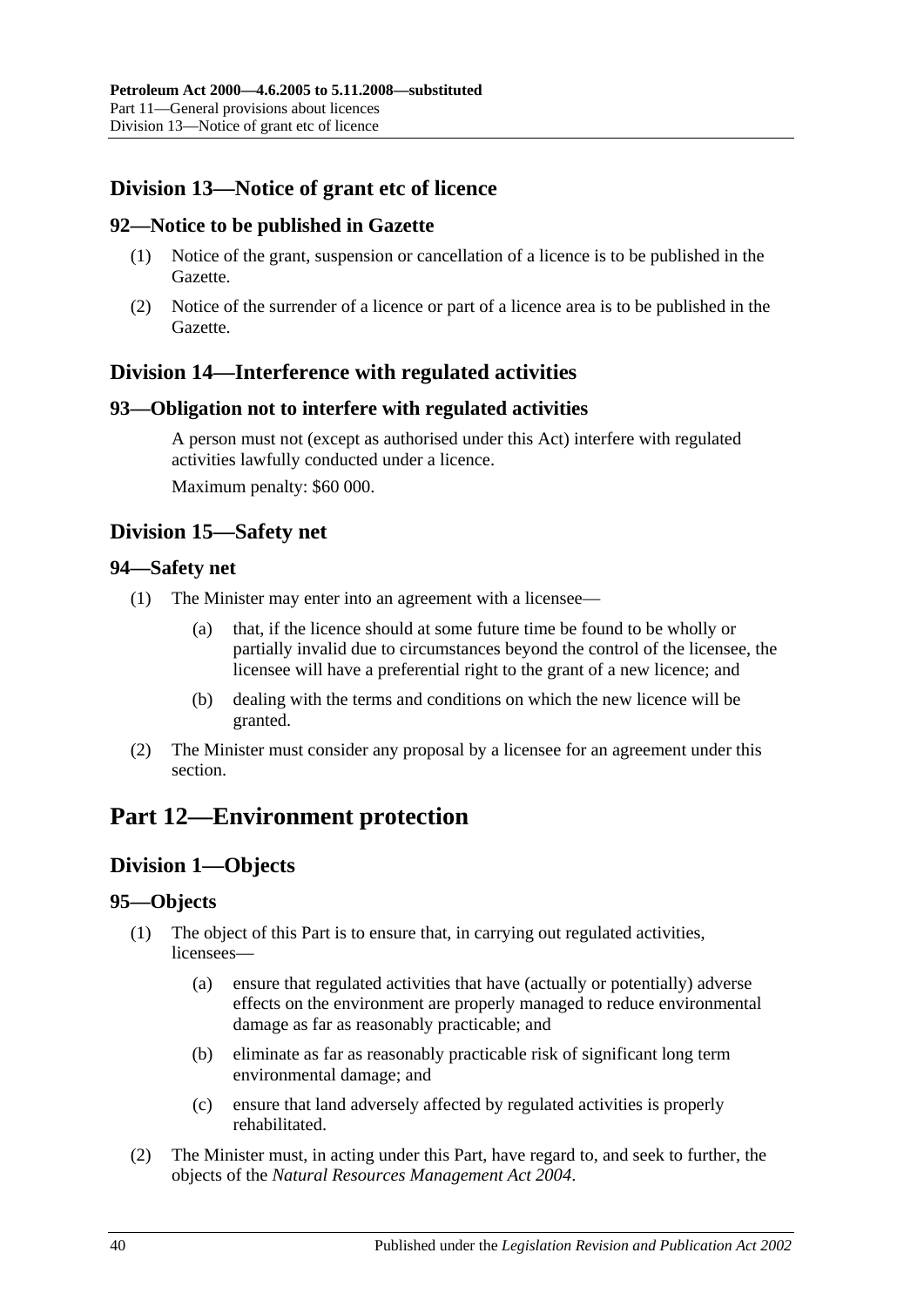## Division 13—Notice of grant etc of licence

### 92—Notice to be published in Gazette

(1) Notice of the grant, suspension or cancellation of a licence is to be published in the Gazette.

(2) Notice of the surrender of a licence or part of a licence area is to be published in the Gazette.

## Division 14—Interference with regulated activities

### 93—Obligation not to interfere with regulated activities

A person must not (except as authorised under this Act) interfere with regulated activities lawfully conducted under a licence.

Maximum penalty: $60 000.

## Division 15—Safety net

### 94—Safety net

(1) The Minister may enter into an agreement with a licensee—

(a) that, if the licence should at some future time be found to be wholly or partially invalid due to circumstances beyond the control of the licensee, the licensee will have a preferential right to the grant of a new licence; and

(b) dealing with the terms and conditions on which the new licence will be granted.

(2) The Minister must consider any proposal by a licensee for an agreement under this section.

# Part 12—Environment protection

## Division 1—Objects

### 95—Objects

(1) The object of this Part is to ensure that, in carrying out regulated activities, licensees—

(a) ensure that regulated activities that have (actually or potentially) adverse effects on the environment are properly managed to reduce environmental damage as far as reasonably practicable; and

(b) eliminate as far as reasonably practicable risk of significant long term environmental damage; and

(c) ensure that land adversely affected by regulated activities is properly rehabilitated.

(2) The Minister must, in acting under this Part, have regard to, and seek to further, the objects of the *Natural Resources Management Act 2004*.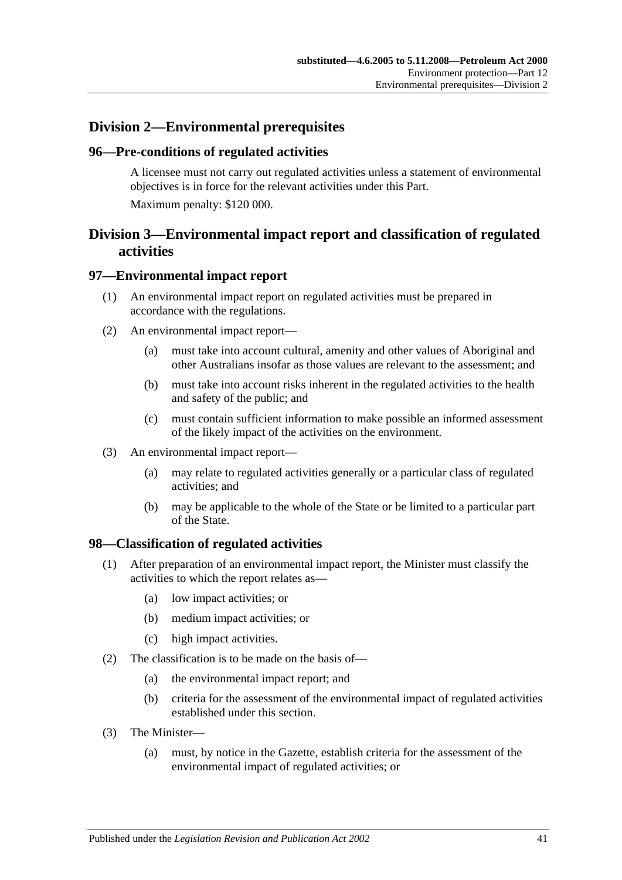## Division 2—Environmental prerequisites

### 96—Pre-conditions of regulated activities

A licensee must not carry out regulated activities unless a statement of environmental objectives is in force for the relevant activities under this Part.

Maximum penalty: $120 000.

## Division 3—Environmental impact report and classification of regulated activities

### 97—Environmental impact report

(1) An environmental impact report on regulated activities must be prepared in accordance with the regulations.

(2) An environmental impact report—

(a) must take into account cultural, amenity and other values of Aboriginal and other Australians insofar as those values are relevant to the assessment; and

(b) must take into account risks inherent in the regulated activities to the health and safety of the public; and

(c) must contain sufficient information to make possible an informed assessment of the likely impact of the activities on the environment.

(3) An environmental impact report—

(a) may relate to regulated activities generally or a particular class of regulated activities; and

(b) may be applicable to the whole of the State or be limited to a particular part of the State.

### 98—Classification of regulated activities

(1) After preparation of an environmental impact report, the Minister must classify the activities to which the report relates as—

(a) low impact activities; or

(b) medium impact activities; or

(c) high impact activities.

(2) The classification is to be made on the basis of—

(a) the environmental impact report; and

(b) criteria for the assessment of the environmental impact of regulated activities established under this section.

(3) The Minister—

(a) must, by notice in the Gazette, establish criteria for the assessment of the environmental impact of regulated activities; or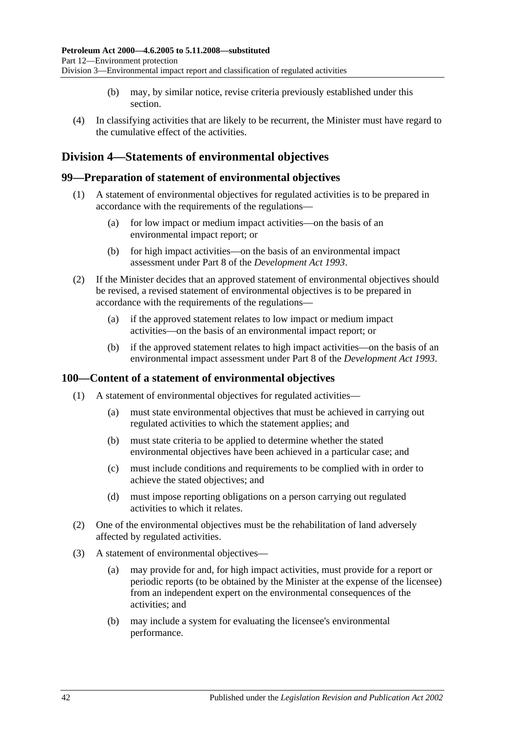(b) may, by similar notice, revise criteria previously established under this section.

(4) In classifying activities that are likely to be recurrent, the Minister must have regard to the cumulative effect of the activities.

## Division 4—Statements of environmental objectives

### 99—Preparation of statement of environmental objectives

(1) A statement of environmental objectives for regulated activities is to be prepared in accordance with the requirements of the regulations—

(a) for low impact or medium impact activities—on the basis of an environmental impact report; or

(b) for high impact activities—on the basis of an environmental impact assessment under Part 8 of the *Development Act 1993*.

(2) If the Minister decides that an approved statement of environmental objectives should be revised, a revised statement of environmental objectives is to be prepared in accordance with the requirements of the regulations—

(a) if the approved statement relates to low impact or medium impact activities—on the basis of an environmental impact report; or

(b) if the approved statement relates to high impact activities—on the basis of an environmental impact assessment under Part 8 of the *Development Act 1993*.

### 100—Content of a statement of environmental objectives

(1) A statement of environmental objectives for regulated activities—

(a) must state environmental objectives that must be achieved in carrying out regulated activities to which the statement applies; and

(b) must state criteria to be applied to determine whether the stated environmental objectives have been achieved in a particular case; and

(c) must include conditions and requirements to be complied with in order to achieve the stated objectives; and

(d) must impose reporting obligations on a person carrying out regulated activities to which it relates.

(2) One of the environmental objectives must be the rehabilitation of land adversely affected by regulated activities.

(3) A statement of environmental objectives—

(a) may provide for and, for high impact activities, must provide for a report or periodic reports (to be obtained by the Minister at the expense of the licensee) from an independent expert on the environmental consequences of the activities; and

(b) may include a system for evaluating the licensee's environmental performance.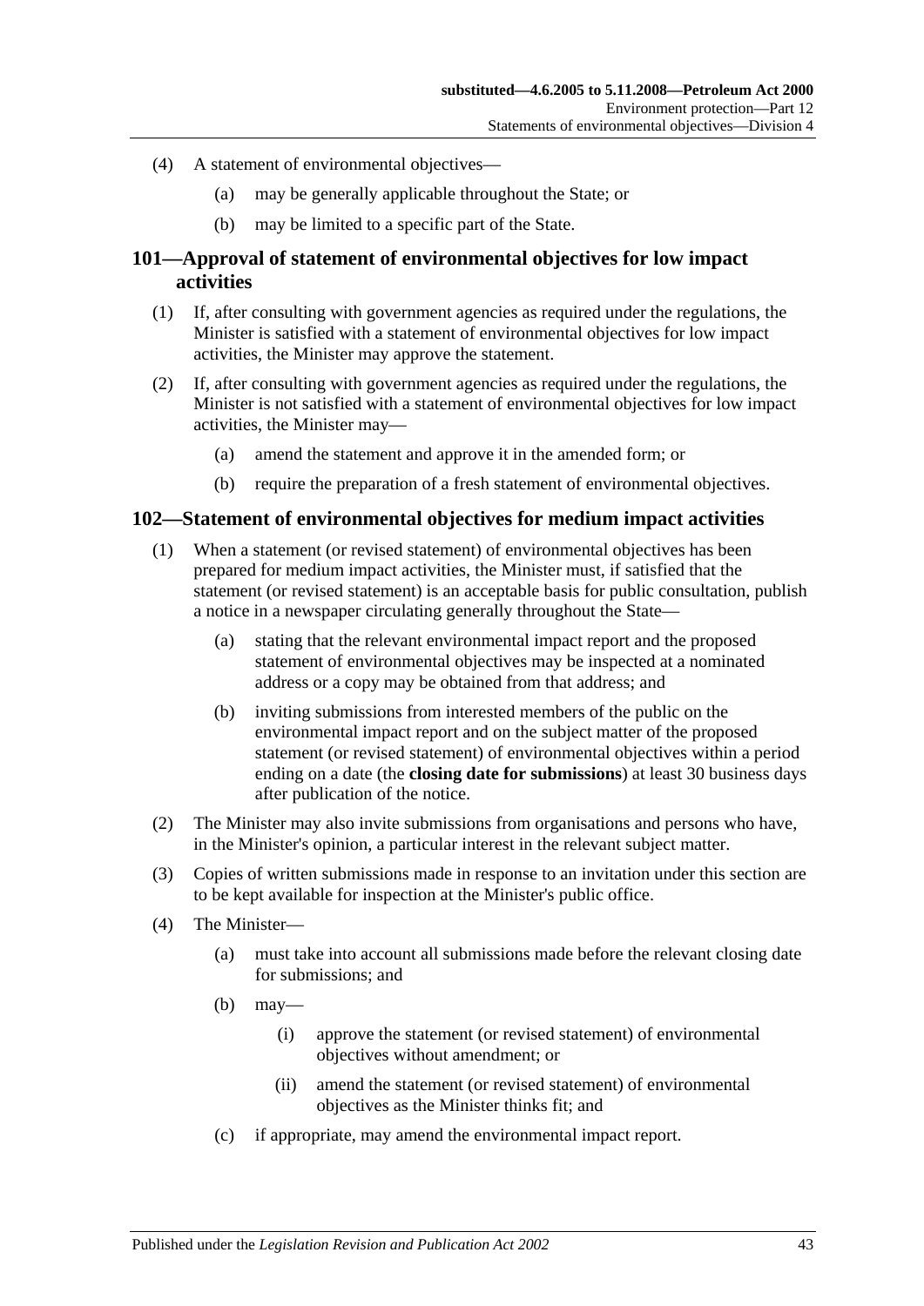(4) A statement of environmental objectives—

    (a) may be generally applicable throughout the State; or

    (b) may be limited to a specific part of the State.

## 101—Approval of statement of environmental objectives for low impact activities

(1) If, after consulting with government agencies as required under the regulations, the Minister is satisfied with a statement of environmental objectives for low impact activities, the Minister may approve the statement.

(2) If, after consulting with government agencies as required under the regulations, the Minister is not satisfied with a statement of environmental objectives for low impact activities, the Minister may—

    (a) amend the statement and approve it in the amended form; or

    (b) require the preparation of a fresh statement of environmental objectives.

## 102—Statement of environmental objectives for medium impact activities

(1) When a statement (or revised statement) of environmental objectives has been prepared for medium impact activities, the Minister must, if satisfied that the statement (or revised statement) is an acceptable basis for public consultation, publish a notice in a newspaper circulating generally throughout the State—

    (a) stating that the relevant environmental impact report and the proposed statement of environmental objectives may be inspected at a nominated address or a copy may be obtained from that address; and

    (b) inviting submissions from interested members of the public on the environmental impact report and on the subject matter of the proposed statement (or revised statement) of environmental objectives within a period ending on a date (the **closing date for submissions**) at least 30 business days after publication of the notice.

(2) The Minister may also invite submissions from organisations and persons who have, in the Minister's opinion, a particular interest in the relevant subject matter.

(3) Copies of written submissions made in response to an invitation under this section are to be kept available for inspection at the Minister's public office.

(4) The Minister—

    (a) must take into account all submissions made before the relevant closing date for submissions; and

    (b) may—

        (i) approve the statement (or revised statement) of environmental objectives without amendment; or

        (ii) amend the statement (or revised statement) of environmental objectives as the Minister thinks fit; and

    (c) if appropriate, may amend the environmental impact report.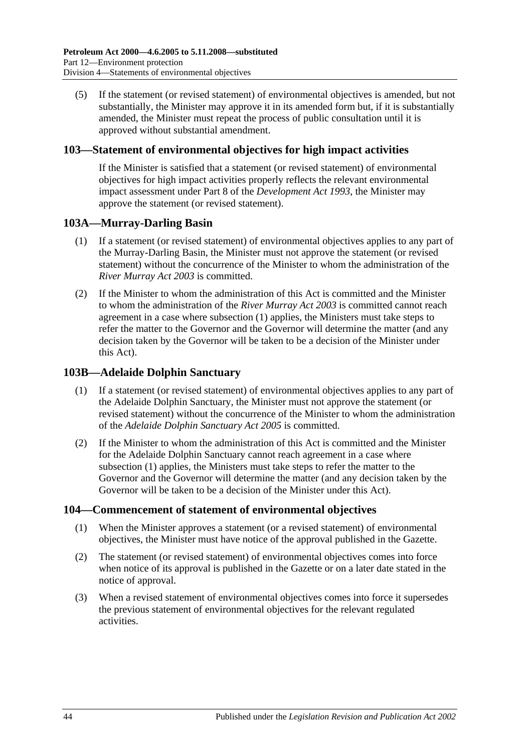(5) If the statement (or revised statement) of environmental objectives is amended, but not substantially, the Minister may approve it in its amended form but, if it is substantially amended, the Minister must repeat the process of public consultation until it is approved without substantial amendment.

## 103—Statement of environmental objectives for high impact activities

If the Minister is satisfied that a statement (or revised statement) of environmental objectives for high impact activities properly reflects the relevant environmental impact assessment under Part 8 of the *Development Act 1993*, the Minister may approve the statement (or revised statement).

## 103A—Murray-Darling Basin

(1) If a statement (or revised statement) of environmental objectives applies to any part of the Murray-Darling Basin, the Minister must not approve the statement (or revised statement) without the concurrence of the Minister to whom the administration of the *River Murray Act 2003* is committed.

(2) If the Minister to whom the administration of this Act is committed and the Minister to whom the administration of the *River Murray Act 2003* is committed cannot reach agreement in a case where subsection (1) applies, the Ministers must take steps to refer the matter to the Governor and the Governor will determine the matter (and any decision taken by the Governor will be taken to be a decision of the Minister under this Act).

## 103B—Adelaide Dolphin Sanctuary

(1) If a statement (or revised statement) of environmental objectives applies to any part of the Adelaide Dolphin Sanctuary, the Minister must not approve the statement (or revised statement) without the concurrence of the Minister to whom the administration of the *Adelaide Dolphin Sanctuary Act 2005* is committed.

(2) If the Minister to whom the administration of this Act is committed and the Minister for the Adelaide Dolphin Sanctuary cannot reach agreement in a case where subsection (1) applies, the Ministers must take steps to refer the matter to the Governor and the Governor will determine the matter (and any decision taken by the Governor will be taken to be a decision of the Minister under this Act).

## 104—Commencement of statement of environmental objectives

(1) When the Minister approves a statement (or a revised statement) of environmental objectives, the Minister must have notice of the approval published in the Gazette.

(2) The statement (or revised statement) of environmental objectives comes into force when notice of its approval is published in the Gazette or on a later date stated in the notice of approval.

(3) When a revised statement of environmental objectives comes into force it supersedes the previous statement of environmental objectives for the relevant regulated activities.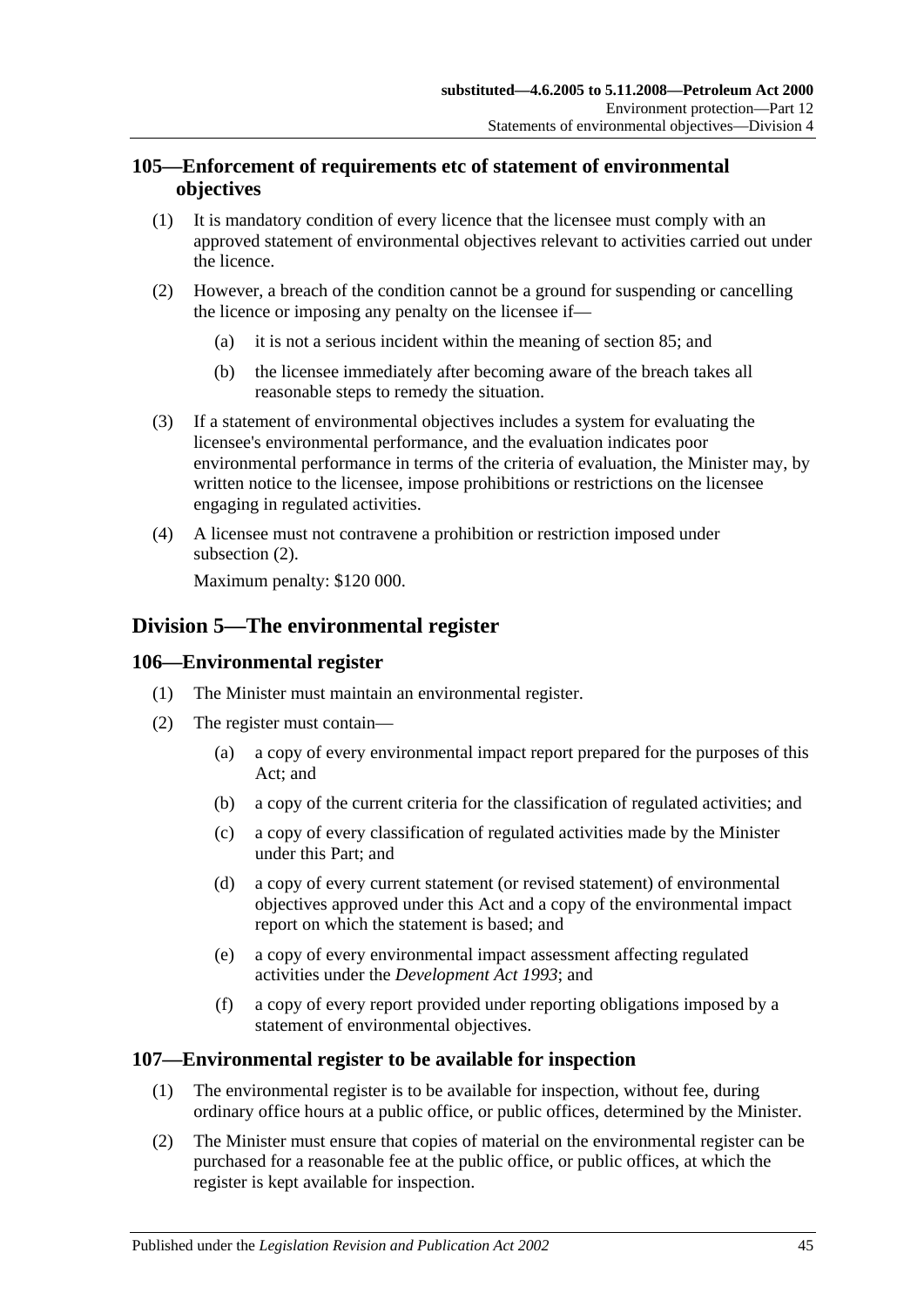## 105—Enforcement of requirements etc of statement of environmental objectives

(1) It is mandatory condition of every licence that the licensee must comply with an approved statement of environmental objectives relevant to activities carried out under the licence.

(2) However, a breach of the condition cannot be a ground for suspending or cancelling the licence or imposing any penalty on the licensee if—

(a) it is not a serious incident within the meaning of section 85; and

(b) the licensee immediately after becoming aware of the breach takes all reasonable steps to remedy the situation.

(3) If a statement of environmental objectives includes a system for evaluating the licensee's environmental performance, and the evaluation indicates poor environmental performance in terms of the criteria of evaluation, the Minister may, by written notice to the licensee, impose prohibitions or restrictions on the licensee engaging in regulated activities.

(4) A licensee must not contravene a prohibition or restriction imposed under subsection (2).

Maximum penalty: $120 000.

# Division 5—The environmental register

## 106—Environmental register

(1) The Minister must maintain an environmental register.

(2) The register must contain—

(a) a copy of every environmental impact report prepared for the purposes of this Act; and

(b) a copy of the current criteria for the classification of regulated activities; and

(c) a copy of every classification of regulated activities made by the Minister under this Part; and

(d) a copy of every current statement (or revised statement) of environmental objectives approved under this Act and a copy of the environmental impact report on which the statement is based; and

(e) a copy of every environmental impact assessment affecting regulated activities under the *Development Act 1993*; and

(f) a copy of every report provided under reporting obligations imposed by a statement of environmental objectives.

## 107—Environmental register to be available for inspection

(1) The environmental register is to be available for inspection, without fee, during ordinary office hours at a public office, or public offices, determined by the Minister.

(2) The Minister must ensure that copies of material on the environmental register can be purchased for a reasonable fee at the public office, or public offices, at which the register is kept available for inspection.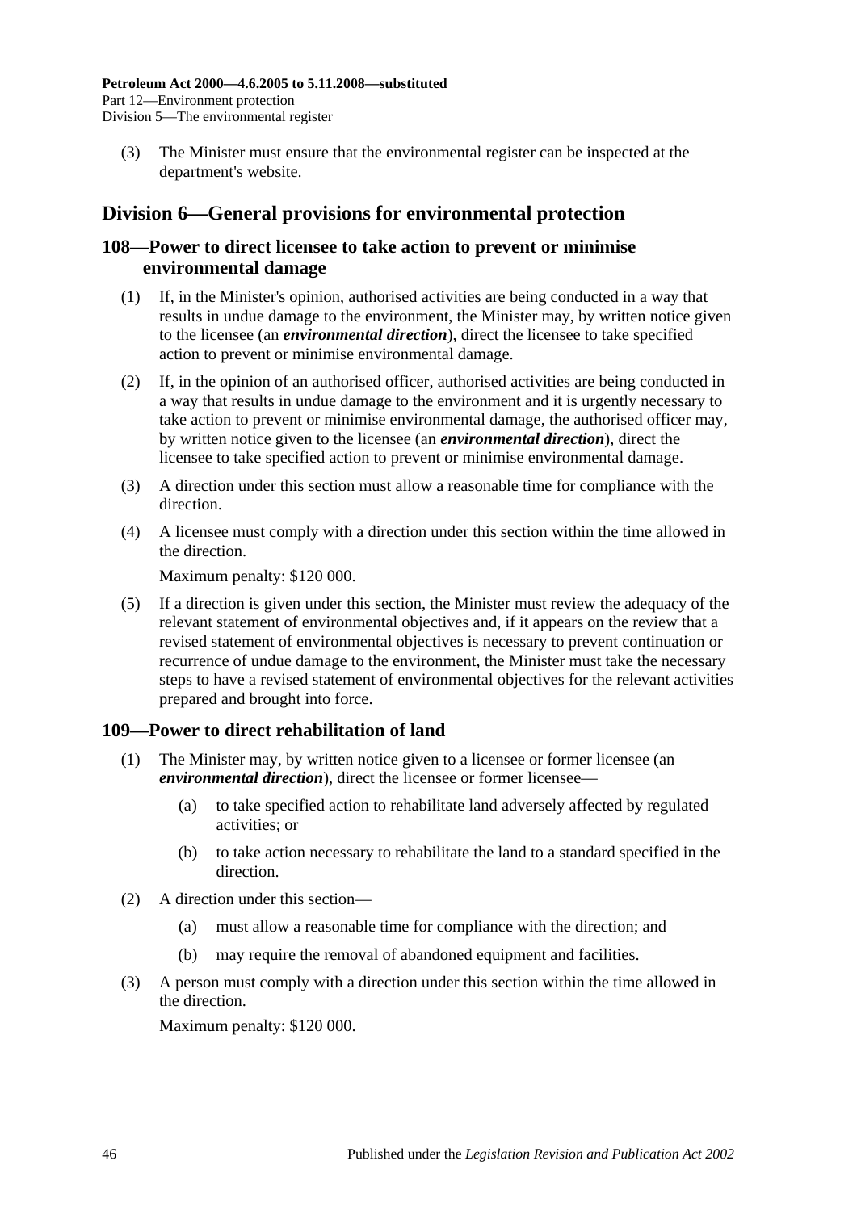(3) The Minister must ensure that the environmental register can be inspected at the department's website.

## Division 6—General provisions for environmental protection

### 108—Power to direct licensee to take action to prevent or minimise environmental damage

(1) If, in the Minister's opinion, authorised activities are being conducted in a way that results in undue damage to the environment, the Minister may, by written notice given to the licensee (an ***environmental direction***), direct the licensee to take specified action to prevent or minimise environmental damage.

(2) If, in the opinion of an authorised officer, authorised activities are being conducted in a way that results in undue damage to the environment and it is urgently necessary to take action to prevent or minimise environmental damage, the authorised officer may, by written notice given to the licensee (an ***environmental direction***), direct the licensee to take specified action to prevent or minimise environmental damage.

(3) A direction under this section must allow a reasonable time for compliance with the direction.

(4) A licensee must comply with a direction under this section within the time allowed in the direction.

Maximum penalty: $120 000.

(5) If a direction is given under this section, the Minister must review the adequacy of the relevant statement of environmental objectives and, if it appears on the review that a revised statement of environmental objectives is necessary to prevent continuation or recurrence of undue damage to the environment, the Minister must take the necessary steps to have a revised statement of environmental objectives for the relevant activities prepared and brought into force.

### 109—Power to direct rehabilitation of land

(1) The Minister may, by written notice given to a licensee or former licensee (an ***environmental direction***), direct the licensee or former licensee—

(a) to take specified action to rehabilitate land adversely affected by regulated activities; or

(b) to take action necessary to rehabilitate the land to a standard specified in the direction.

(2) A direction under this section—

(a) must allow a reasonable time for compliance with the direction; and

(b) may require the removal of abandoned equipment and facilities.

(3) A person must comply with a direction under this section within the time allowed in the direction.

Maximum penalty: $120 000.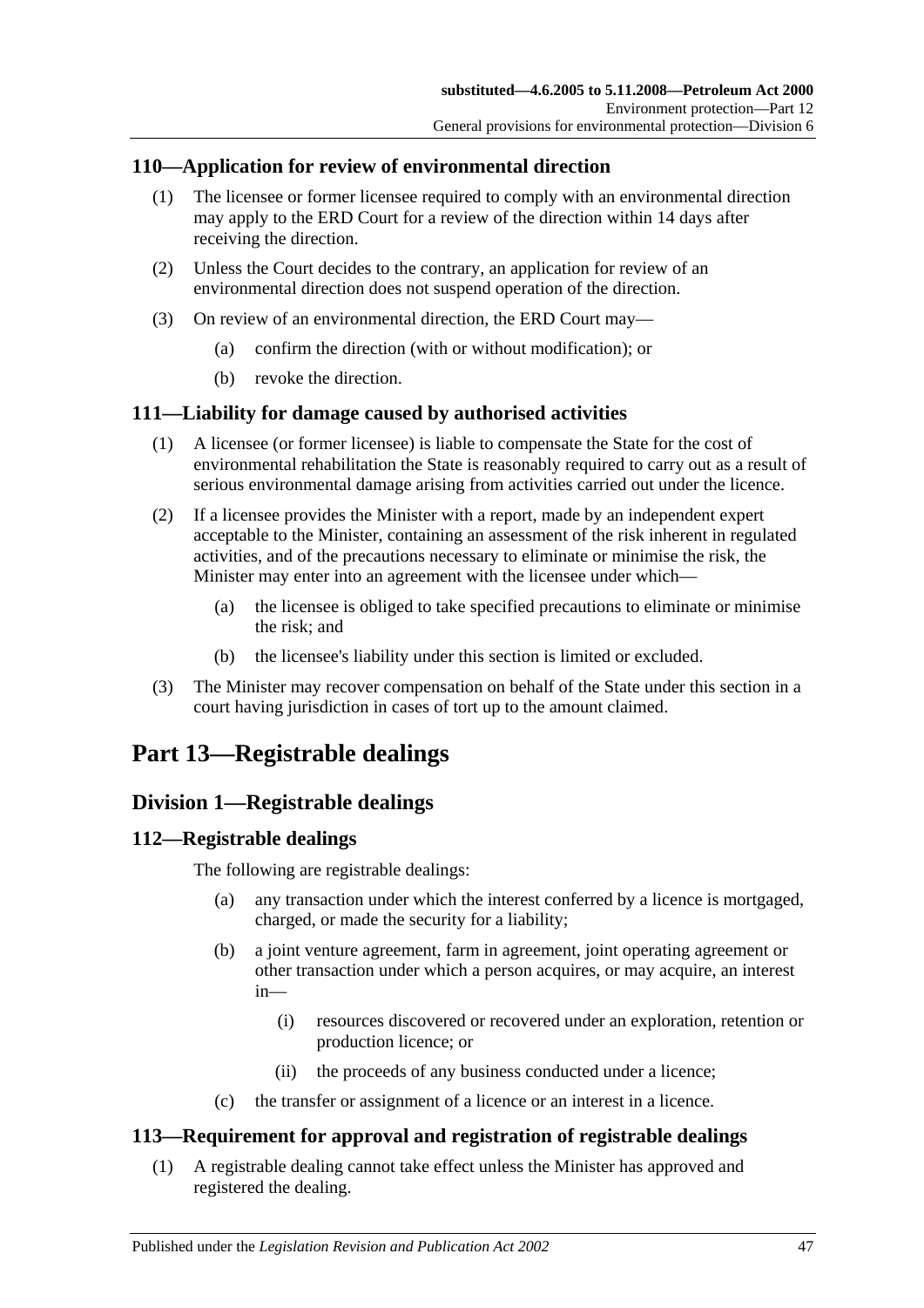## 110—Application for review of environmental direction

(1) The licensee or former licensee required to comply with an environmental direction may apply to the ERD Court for a review of the direction within 14 days after receiving the direction.

(2) Unless the Court decides to the contrary, an application for review of an environmental direction does not suspend operation of the direction.

(3) On review of an environmental direction, the ERD Court may—

(a) confirm the direction (with or without modification); or

(b) revoke the direction.

## 111—Liability for damage caused by authorised activities

(1) A licensee (or former licensee) is liable to compensate the State for the cost of environmental rehabilitation the State is reasonably required to carry out as a result of serious environmental damage arising from activities carried out under the licence.

(2) If a licensee provides the Minister with a report, made by an independent expert acceptable to the Minister, containing an assessment of the risk inherent in regulated activities, and of the precautions necessary to eliminate or minimise the risk, the Minister may enter into an agreement with the licensee under which—

(a) the licensee is obliged to take specified precautions to eliminate or minimise the risk; and

(b) the licensee's liability under this section is limited or excluded.

(3) The Minister may recover compensation on behalf of the State under this section in a court having jurisdiction in cases of tort up to the amount claimed.

# Part 13—Registrable dealings

## Division 1—Registrable dealings

## 112—Registrable dealings

The following are registrable dealings:

(a) any transaction under which the interest conferred by a licence is mortgaged, charged, or made the security for a liability;

(b) a joint venture agreement, farm in agreement, joint operating agreement or other transaction under which a person acquires, or may acquire, an interest in—

(i) resources discovered or recovered under an exploration, retention or production licence; or

(ii) the proceeds of any business conducted under a licence;

(c) the transfer or assignment of a licence or an interest in a licence.

## 113—Requirement for approval and registration of registrable dealings

(1) A registrable dealing cannot take effect unless the Minister has approved and registered the dealing.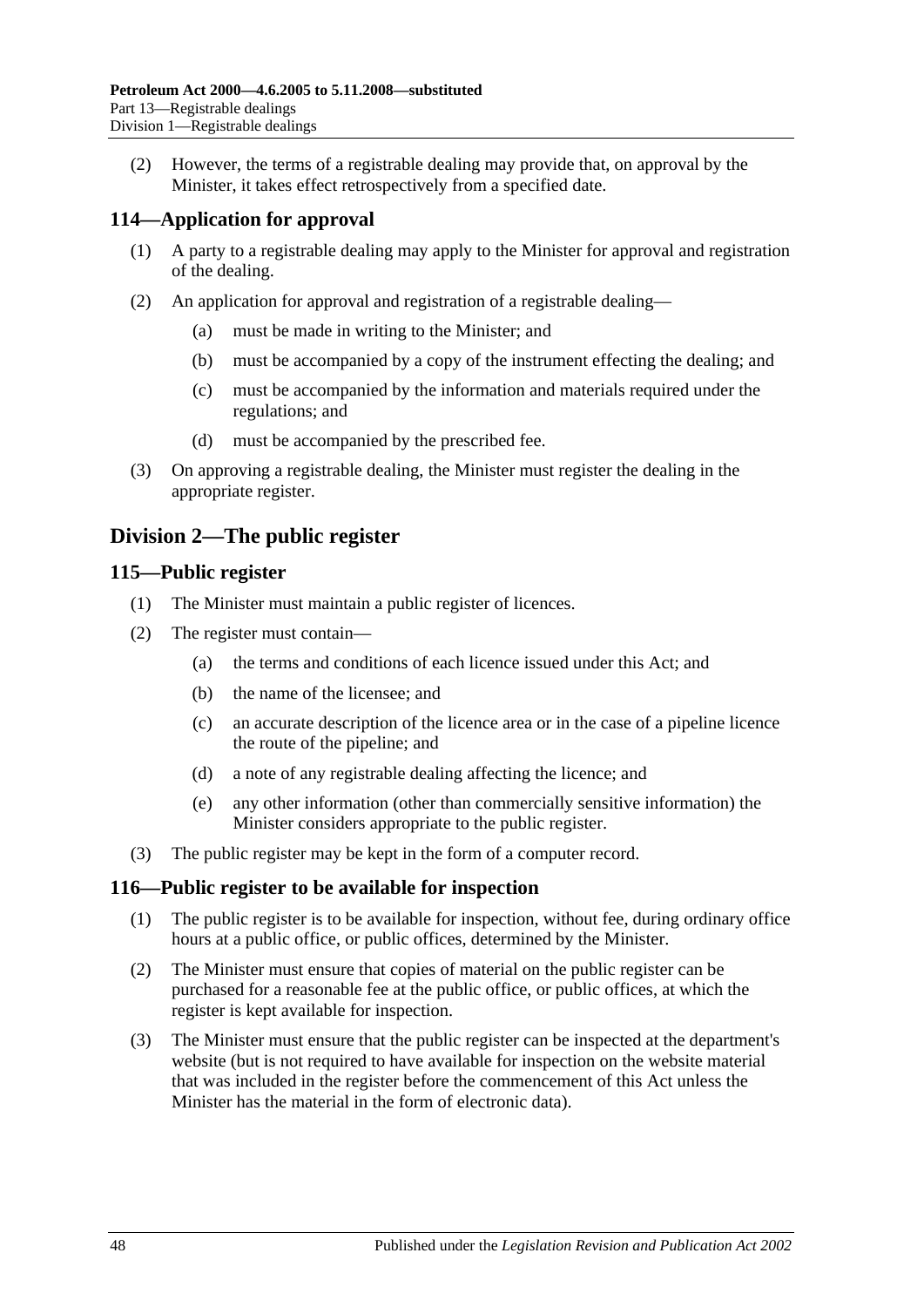(2) However, the terms of a registrable dealing may provide that, on approval by the Minister, it takes effect retrospectively from a specified date.

## 114—Application for approval

(1) A party to a registrable dealing may apply to the Minister for approval and registration of the dealing.

(2) An application for approval and registration of a registrable dealing—

- (a) must be made in writing to the Minister; and
- (b) must be accompanied by a copy of the instrument effecting the dealing; and
- (c) must be accompanied by the information and materials required under the regulations; and
- (d) must be accompanied by the prescribed fee.

(3) On approving a registrable dealing, the Minister must register the dealing in the appropriate register.

# Division 2—The public register

## 115—Public register

(1) The Minister must maintain a public register of licences.

(2) The register must contain—

- (a) the terms and conditions of each licence issued under this Act; and
- (b) the name of the licensee; and
- (c) an accurate description of the licence area or in the case of a pipeline licence the route of the pipeline; and
- (d) a note of any registrable dealing affecting the licence; and
- (e) any other information (other than commercially sensitive information) the Minister considers appropriate to the public register.

(3) The public register may be kept in the form of a computer record.

## 116—Public register to be available for inspection

(1) The public register is to be available for inspection, without fee, during ordinary office hours at a public office, or public offices, determined by the Minister.

(2) The Minister must ensure that copies of material on the public register can be purchased for a reasonable fee at the public office, or public offices, at which the register is kept available for inspection.

(3) The Minister must ensure that the public register can be inspected at the department's website (but is not required to have available for inspection on the website material that was included in the register before the commencement of this Act unless the Minister has the material in the form of electronic data).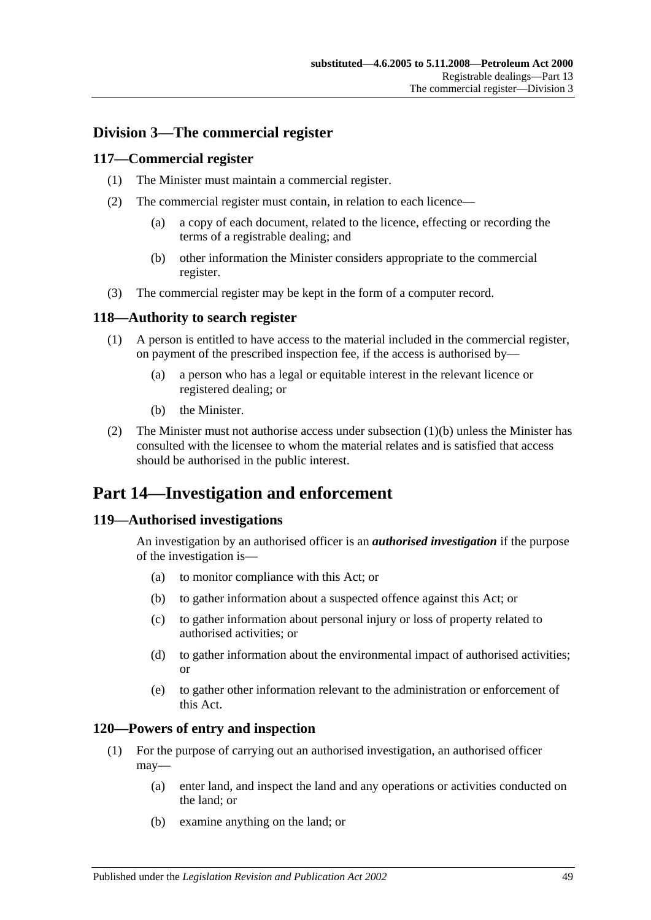## Division 3—The commercial register

### 117—Commercial register

(1) The Minister must maintain a commercial register.

(2) The commercial register must contain, in relation to each licence—

(a) a copy of each document, related to the licence, effecting or recording the terms of a registrable dealing; and

(b) other information the Minister considers appropriate to the commercial register.

(3) The commercial register may be kept in the form of a computer record.

### 118—Authority to search register

(1) A person is entitled to have access to the material included in the commercial register, on payment of the prescribed inspection fee, if the access is authorised by—

(a) a person who has a legal or equitable interest in the relevant licence or registered dealing; or

(b) the Minister.

(2) The Minister must not authorise access under subsection (1)(b) unless the Minister has consulted with the licensee to whom the material relates and is satisfied that access should be authorised in the public interest.

# Part 14—Investigation and enforcement

### 119—Authorised investigations

An investigation by an authorised officer is an ***authorised investigation*** if the purpose of the investigation is—

(a) to monitor compliance with this Act; or

(b) to gather information about a suspected offence against this Act; or

(c) to gather information about personal injury or loss of property related to authorised activities; or

(d) to gather information about the environmental impact of authorised activities; or

(e) to gather other information relevant to the administration or enforcement of this Act.

### 120—Powers of entry and inspection

(1) For the purpose of carrying out an authorised investigation, an authorised officer may—

(a) enter land, and inspect the land and any operations or activities conducted on the land; or

(b) examine anything on the land; or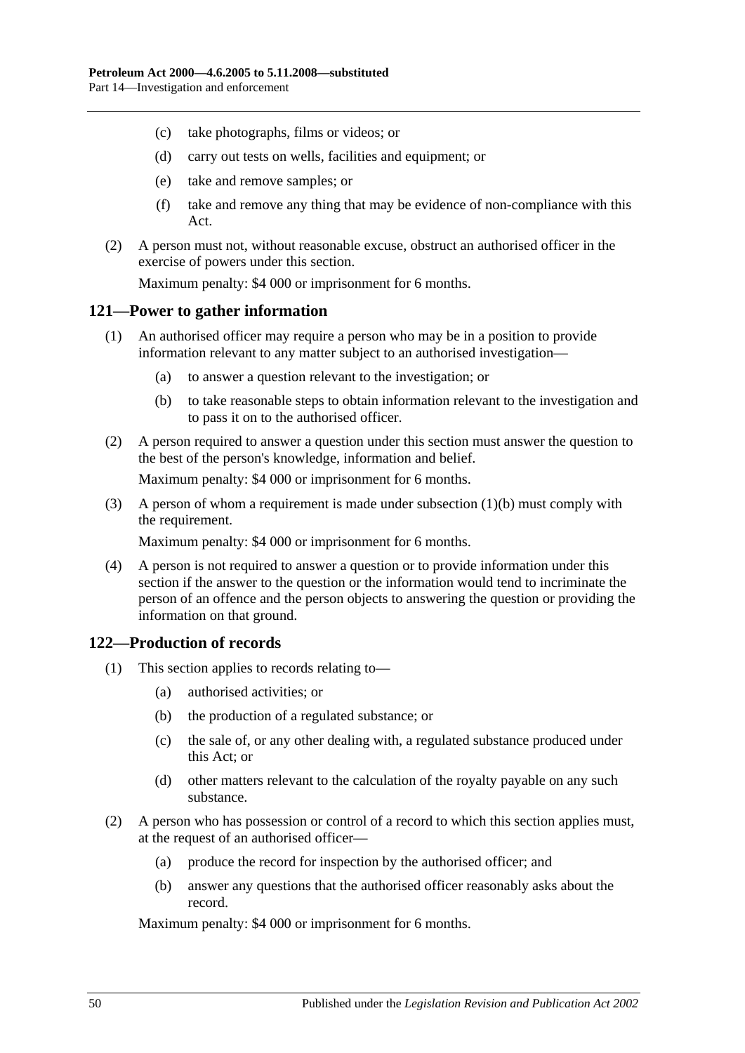(c) take photographs, films or videos; or

(d) carry out tests on wells, facilities and equipment; or

(e) take and remove samples; or

(f) take and remove any thing that may be evidence of non-compliance with this Act.

(2) A person must not, without reasonable excuse, obstruct an authorised officer in the exercise of powers under this section.

Maximum penalty: $4 000 or imprisonment for 6 months.

## 121—Power to gather information

(1) An authorised officer may require a person who may be in a position to provide information relevant to any matter subject to an authorised investigation—

(a) to answer a question relevant to the investigation; or

(b) to take reasonable steps to obtain information relevant to the investigation and to pass it on to the authorised officer.

(2) A person required to answer a question under this section must answer the question to the best of the person's knowledge, information and belief.

Maximum penalty: $4 000 or imprisonment for 6 months.

(3) A person of whom a requirement is made under subsection (1)(b) must comply with the requirement.

Maximum penalty: $4 000 or imprisonment for 6 months.

(4) A person is not required to answer a question or to provide information under this section if the answer to the question or the information would tend to incriminate the person of an offence and the person objects to answering the question or providing the information on that ground.

## 122—Production of records

(1) This section applies to records relating to—

(a) authorised activities; or

(b) the production of a regulated substance; or

(c) the sale of, or any other dealing with, a regulated substance produced under this Act; or

(d) other matters relevant to the calculation of the royalty payable on any such substance.

(2) A person who has possession or control of a record to which this section applies must, at the request of an authorised officer—

(a) produce the record for inspection by the authorised officer; and

(b) answer any questions that the authorised officer reasonably asks about the record.

Maximum penalty: $4 000 or imprisonment for 6 months.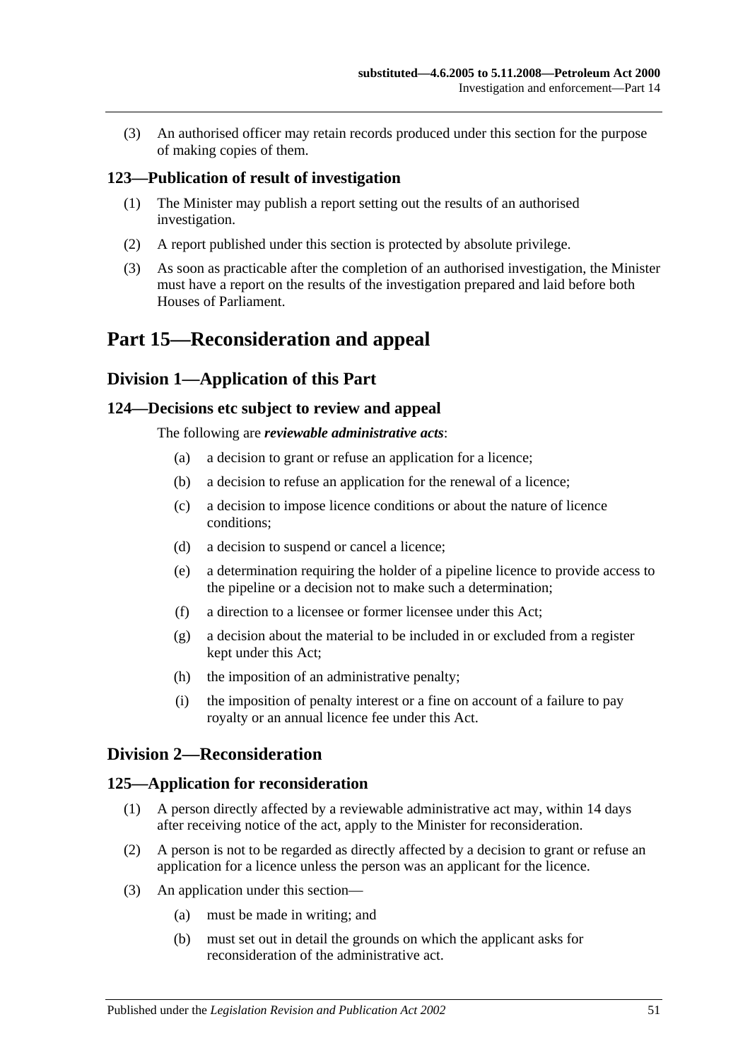(3) An authorised officer may retain records produced under this section for the purpose of making copies of them.

### 123—Publication of result of investigation

(1) The Minister may publish a report setting out the results of an authorised investigation.

(2) A report published under this section is protected by absolute privilege.

(3) As soon as practicable after the completion of an authorised investigation, the Minister must have a report on the results of the investigation prepared and laid before both Houses of Parliament.

# Part 15—Reconsideration and appeal

## Division 1—Application of this Part

### 124—Decisions etc subject to review and appeal

The following are ***reviewable administrative acts***:

(a) a decision to grant or refuse an application for a licence;

(b) a decision to refuse an application for the renewal of a licence;

(c) a decision to impose licence conditions or about the nature of licence conditions;

(d) a decision to suspend or cancel a licence;

(e) a determination requiring the holder of a pipeline licence to provide access to the pipeline or a decision not to make such a determination;

(f) a direction to a licensee or former licensee under this Act;

(g) a decision about the material to be included in or excluded from a register kept under this Act;

(h) the imposition of an administrative penalty;

(i) the imposition of penalty interest or a fine on account of a failure to pay royalty or an annual licence fee under this Act.

## Division 2—Reconsideration

### 125—Application for reconsideration

(1) A person directly affected by a reviewable administrative act may, within 14 days after receiving notice of the act, apply to the Minister for reconsideration.

(2) A person is not to be regarded as directly affected by a decision to grant or refuse an application for a licence unless the person was an applicant for the licence.

(3) An application under this section—

(a) must be made in writing; and

(b) must set out in detail the grounds on which the applicant asks for reconsideration of the administrative act.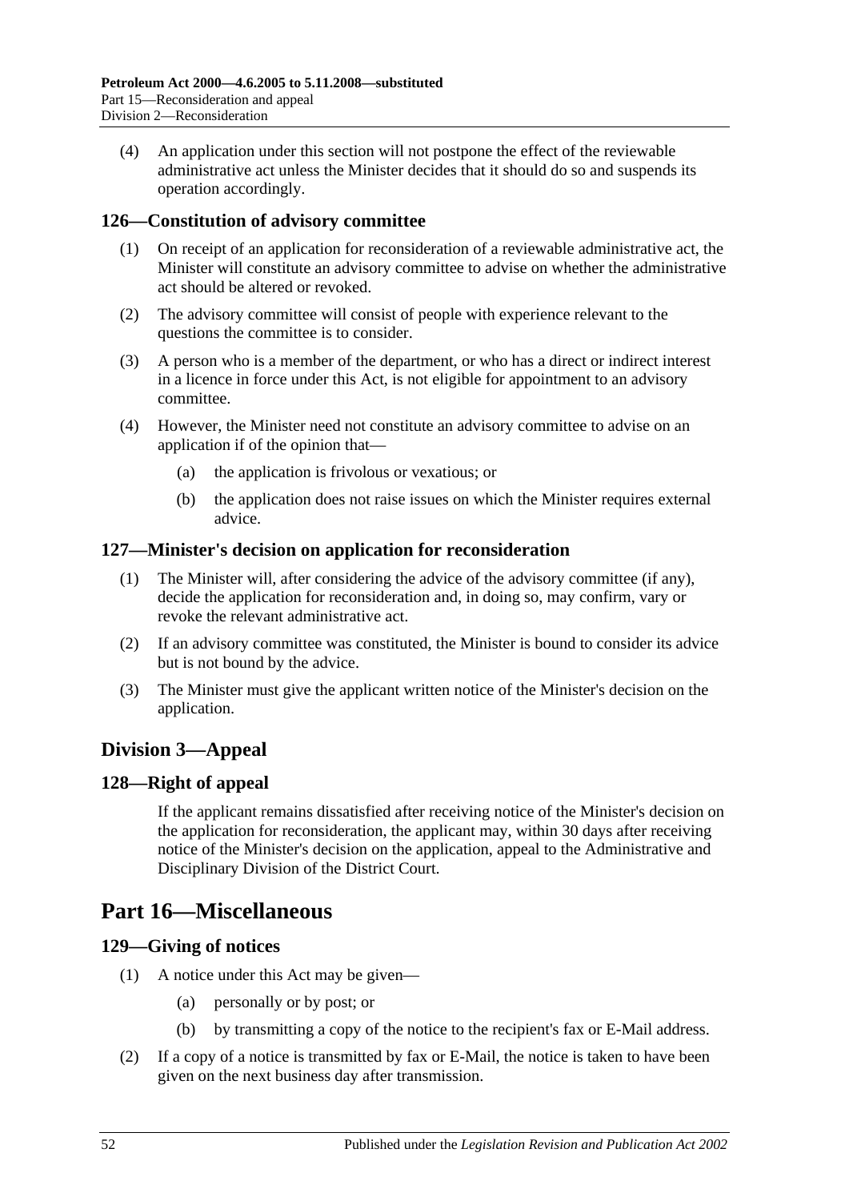(4) An application under this section will not postpone the effect of the reviewable administrative act unless the Minister decides that it should do so and suspends its operation accordingly.

### 126—Constitution of advisory committee

(1) On receipt of an application for reconsideration of a reviewable administrative act, the Minister will constitute an advisory committee to advise on whether the administrative act should be altered or revoked.

(2) The advisory committee will consist of people with experience relevant to the questions the committee is to consider.

(3) A person who is a member of the department, or who has a direct or indirect interest in a licence in force under this Act, is not eligible for appointment to an advisory committee.

(4) However, the Minister need not constitute an advisory committee to advise on an application if of the opinion that—

(a) the application is frivolous or vexatious; or

(b) the application does not raise issues on which the Minister requires external advice.

### 127—Minister's decision on application for reconsideration

(1) The Minister will, after considering the advice of the advisory committee (if any), decide the application for reconsideration and, in doing so, may confirm, vary or revoke the relevant administrative act.

(2) If an advisory committee was constituted, the Minister is bound to consider its advice but is not bound by the advice.

(3) The Minister must give the applicant written notice of the Minister's decision on the application.

## Division 3—Appeal

### 128—Right of appeal

If the applicant remains dissatisfied after receiving notice of the Minister's decision on the application for reconsideration, the applicant may, within 30 days after receiving notice of the Minister's decision on the application, appeal to the Administrative and Disciplinary Division of the District Court.

# Part 16—Miscellaneous

### 129—Giving of notices

(1) A notice under this Act may be given—

(a) personally or by post; or

(b) by transmitting a copy of the notice to the recipient's fax or E-Mail address.

(2) If a copy of a notice is transmitted by fax or E-Mail, the notice is taken to have been given on the next business day after transmission.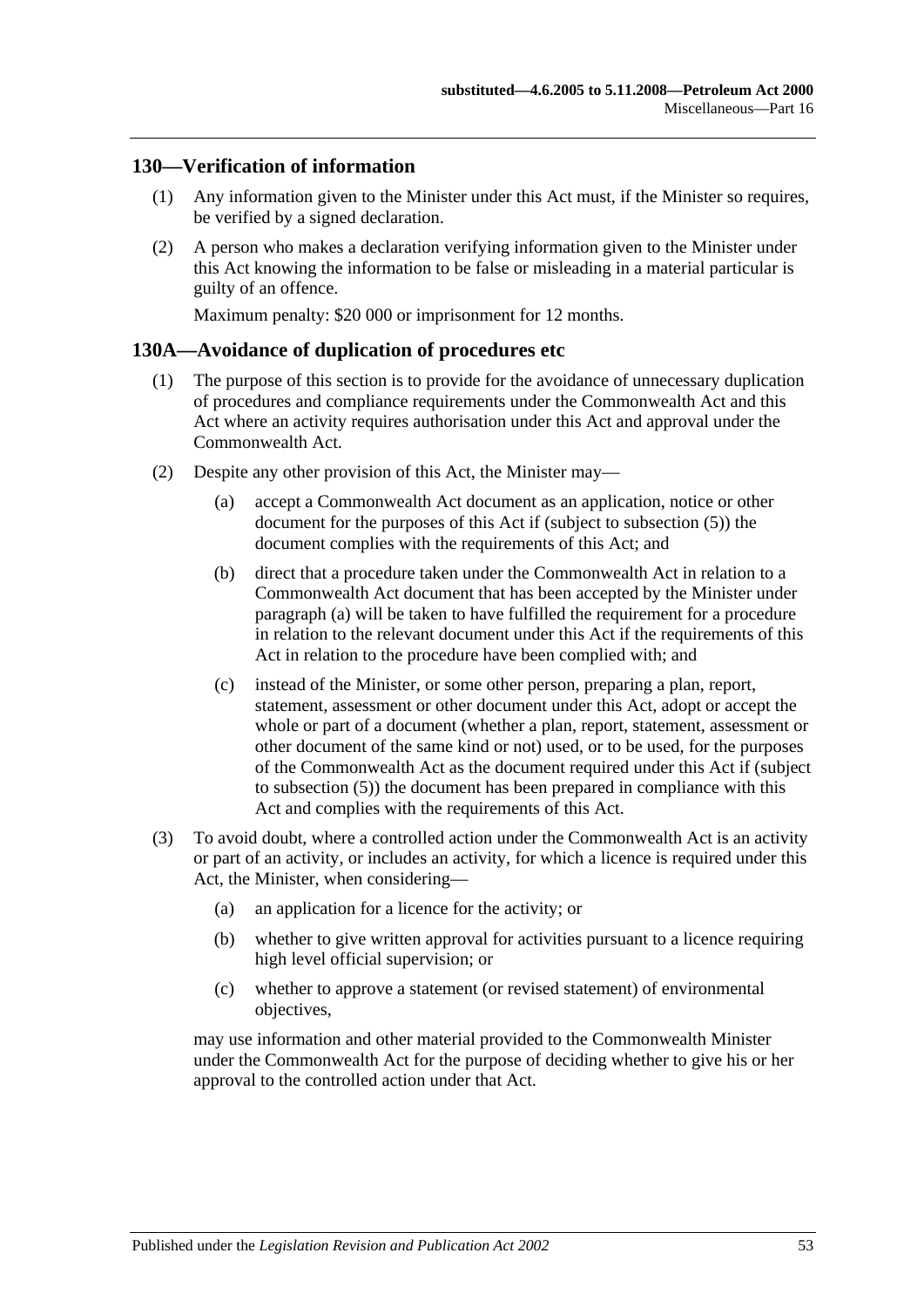## 130—Verification of information

(1) Any information given to the Minister under this Act must, if the Minister so requires, be verified by a signed declaration.

(2) A person who makes a declaration verifying information given to the Minister under this Act knowing the information to be false or misleading in a material particular is guilty of an offence.

Maximum penalty: $20 000 or imprisonment for 12 months.

## 130A—Avoidance of duplication of procedures etc

(1) The purpose of this section is to provide for the avoidance of unnecessary duplication of procedures and compliance requirements under the Commonwealth Act and this Act where an activity requires authorisation under this Act and approval under the Commonwealth Act.

(2) Despite any other provision of this Act, the Minister may—

(a) accept a Commonwealth Act document as an application, notice or other document for the purposes of this Act if (subject to subsection (5)) the document complies with the requirements of this Act; and

(b) direct that a procedure taken under the Commonwealth Act in relation to a Commonwealth Act document that has been accepted by the Minister under paragraph (a) will be taken to have fulfilled the requirement for a procedure in relation to the relevant document under this Act if the requirements of this Act in relation to the procedure have been complied with; and

(c) instead of the Minister, or some other person, preparing a plan, report, statement, assessment or other document under this Act, adopt or accept the whole or part of a document (whether a plan, report, statement, assessment or other document of the same kind or not) used, or to be used, for the purposes of the Commonwealth Act as the document required under this Act if (subject to subsection (5)) the document has been prepared in compliance with this Act and complies with the requirements of this Act.

(3) To avoid doubt, where a controlled action under the Commonwealth Act is an activity or part of an activity, or includes an activity, for which a licence is required under this Act, the Minister, when considering—

(a) an application for a licence for the activity; or

(b) whether to give written approval for activities pursuant to a licence requiring high level official supervision; or

(c) whether to approve a statement (or revised statement) of environmental objectives,

may use information and other material provided to the Commonwealth Minister under the Commonwealth Act for the purpose of deciding whether to give his or her approval to the controlled action under that Act.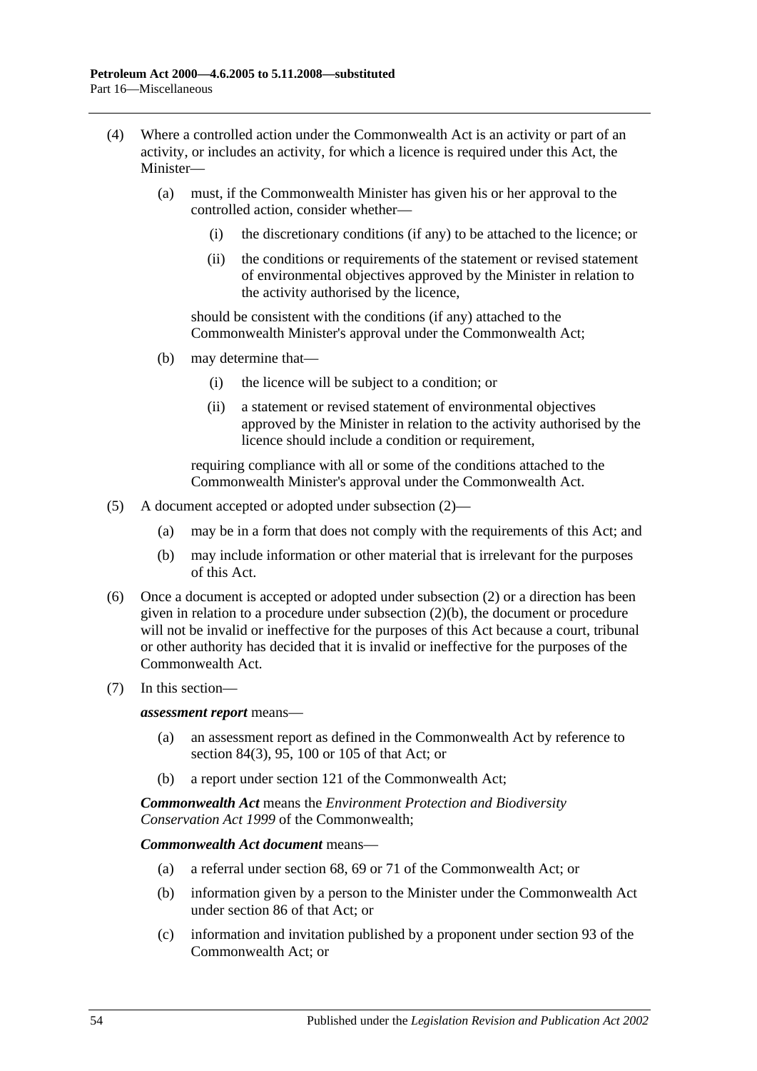(4) Where a controlled action under the Commonwealth Act is an activity or part of an activity, or includes an activity, for which a licence is required under this Act, the Minister—

(a) must, if the Commonwealth Minister has given his or her approval to the controlled action, consider whether—

(i) the discretionary conditions (if any) to be attached to the licence; or

(ii) the conditions or requirements of the statement or revised statement of environmental objectives approved by the Minister in relation to the activity authorised by the licence,

should be consistent with the conditions (if any) attached to the Commonwealth Minister's approval under the Commonwealth Act;

(b) may determine that—

(i) the licence will be subject to a condition; or

(ii) a statement or revised statement of environmental objectives approved by the Minister in relation to the activity authorised by the licence should include a condition or requirement,

requiring compliance with all or some of the conditions attached to the Commonwealth Minister's approval under the Commonwealth Act.

(5) A document accepted or adopted under subsection (2)—

(a) may be in a form that does not comply with the requirements of this Act; and

(b) may include information or other material that is irrelevant for the purposes of this Act.

(6) Once a document is accepted or adopted under subsection (2) or a direction has been given in relation to a procedure under subsection (2)(b), the document or procedure will not be invalid or ineffective for the purposes of this Act because a court, tribunal or other authority has decided that it is invalid or ineffective for the purposes of the Commonwealth Act.

(7) In this section—

***assessment report*** means—

(a) an assessment report as defined in the Commonwealth Act by reference to section 84(3), 95, 100 or 105 of that Act; or

(b) a report under section 121 of the Commonwealth Act;

***Commonwealth Act*** means the *Environment Protection and Biodiversity Conservation Act 1999* of the Commonwealth;

***Commonwealth Act document*** means—

(a) a referral under section 68, 69 or 71 of the Commonwealth Act; or

(b) information given by a person to the Minister under the Commonwealth Act under section 86 of that Act; or

(c) information and invitation published by a proponent under section 93 of the Commonwealth Act; or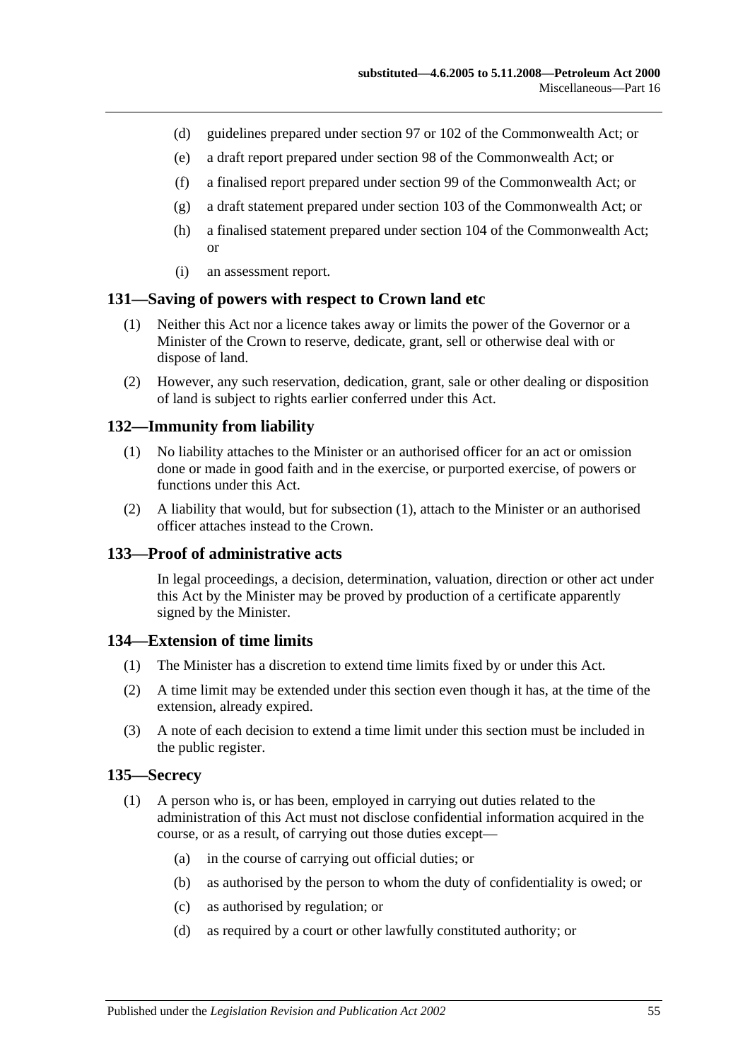(d) guidelines prepared under section 97 or 102 of the Commonwealth Act; or

(e) a draft report prepared under section 98 of the Commonwealth Act; or

(f) a finalised report prepared under section 99 of the Commonwealth Act; or

(g) a draft statement prepared under section 103 of the Commonwealth Act; or

(h) a finalised statement prepared under section 104 of the Commonwealth Act; or

(i) an assessment report.

## 131—Saving of powers with respect to Crown land etc

(1) Neither this Act nor a licence takes away or limits the power of the Governor or a Minister of the Crown to reserve, dedicate, grant, sell or otherwise deal with or dispose of land.

(2) However, any such reservation, dedication, grant, sale or other dealing or disposition of land is subject to rights earlier conferred under this Act.

## 132—Immunity from liability

(1) No liability attaches to the Minister or an authorised officer for an act or omission done or made in good faith and in the exercise, or purported exercise, of powers or functions under this Act.

(2) A liability that would, but for subsection (1), attach to the Minister or an authorised officer attaches instead to the Crown.

## 133—Proof of administrative acts

In legal proceedings, a decision, determination, valuation, direction or other act under this Act by the Minister may be proved by production of a certificate apparently signed by the Minister.

## 134—Extension of time limits

(1) The Minister has a discretion to extend time limits fixed by or under this Act.

(2) A time limit may be extended under this section even though it has, at the time of the extension, already expired.

(3) A note of each decision to extend a time limit under this section must be included in the public register.

## 135—Secrecy

(1) A person who is, or has been, employed in carrying out duties related to the administration of this Act must not disclose confidential information acquired in the course, or as a result, of carrying out those duties except—

(a) in the course of carrying out official duties; or

(b) as authorised by the person to whom the duty of confidentiality is owed; or

(c) as authorised by regulation; or

(d) as required by a court or other lawfully constituted authority; or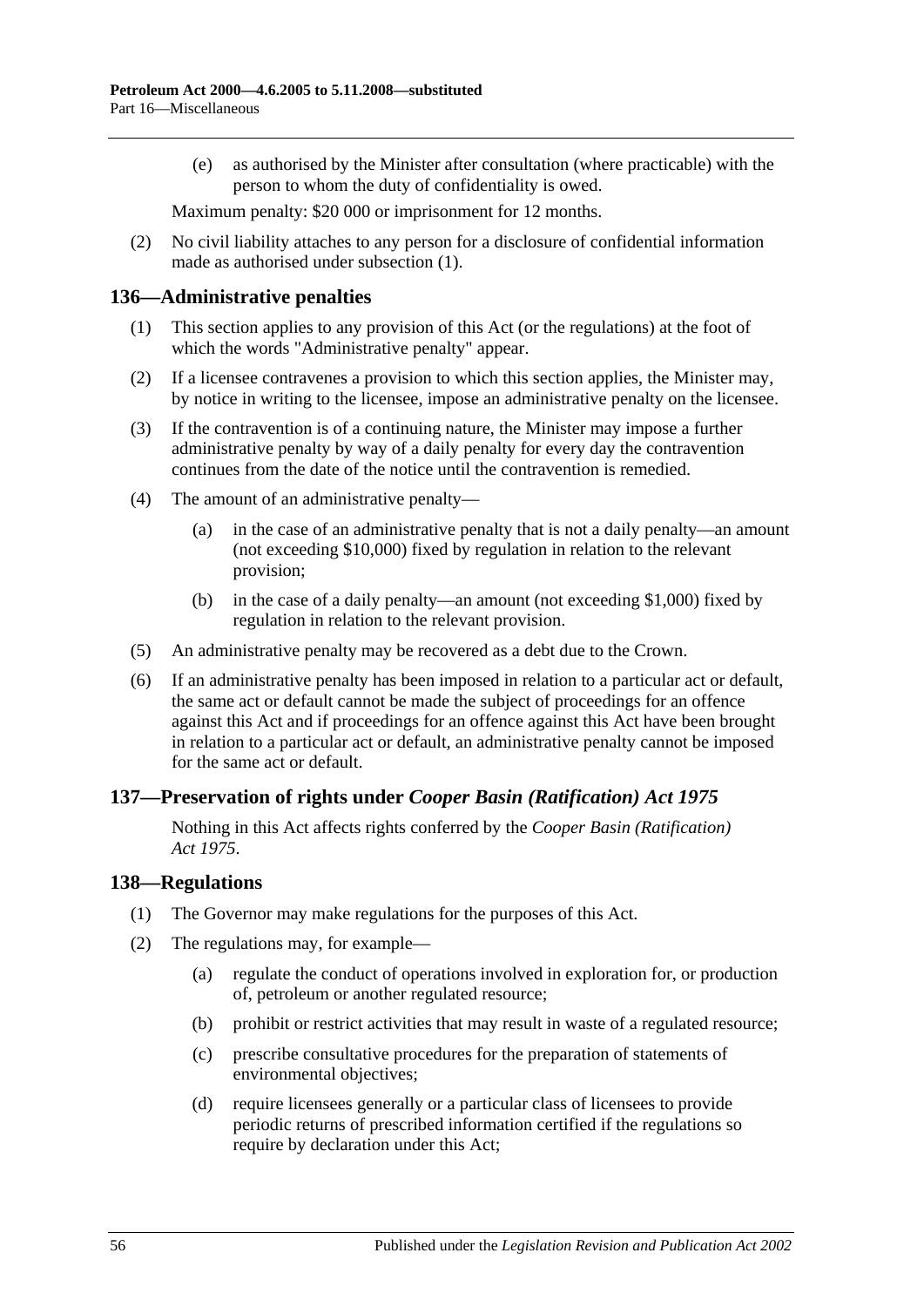(e) as authorised by the Minister after consultation (where practicable) with the person to whom the duty of confidentiality is owed.

Maximum penalty: $20 000 or imprisonment for 12 months.

(2) No civil liability attaches to any person for a disclosure of confidential information made as authorised under subsection (1).

## 136—Administrative penalties

(1) This section applies to any provision of this Act (or the regulations) at the foot of which the words "Administrative penalty" appear.

(2) If a licensee contravenes a provision to which this section applies, the Minister may, by notice in writing to the licensee, impose an administrative penalty on the licensee.

(3) If the contravention is of a continuing nature, the Minister may impose a further administrative penalty by way of a daily penalty for every day the contravention continues from the date of the notice until the contravention is remedied.

(4) The amount of an administrative penalty—

(a) in the case of an administrative penalty that is not a daily penalty—an amount (not exceeding $10,000) fixed by regulation in relation to the relevant provision;

(b) in the case of a daily penalty—an amount (not exceeding $1,000) fixed by regulation in relation to the relevant provision.

(5) An administrative penalty may be recovered as a debt due to the Crown.

(6) If an administrative penalty has been imposed in relation to a particular act or default, the same act or default cannot be made the subject of proceedings for an offence against this Act and if proceedings for an offence against this Act have been brought in relation to a particular act or default, an administrative penalty cannot be imposed for the same act or default.

## 137—Preservation of rights under *Cooper Basin (Ratification) Act 1975*

Nothing in this Act affects rights conferred by the *Cooper Basin (Ratification) Act 1975*.

## 138—Regulations

(1) The Governor may make regulations for the purposes of this Act.

(2) The regulations may, for example—

(a) regulate the conduct of operations involved in exploration for, or production of, petroleum or another regulated resource;

(b) prohibit or restrict activities that may result in waste of a regulated resource;

(c) prescribe consultative procedures for the preparation of statements of environmental objectives;

(d) require licensees generally or a particular class of licensees to provide periodic returns of prescribed information certified if the regulations so require by declaration under this Act;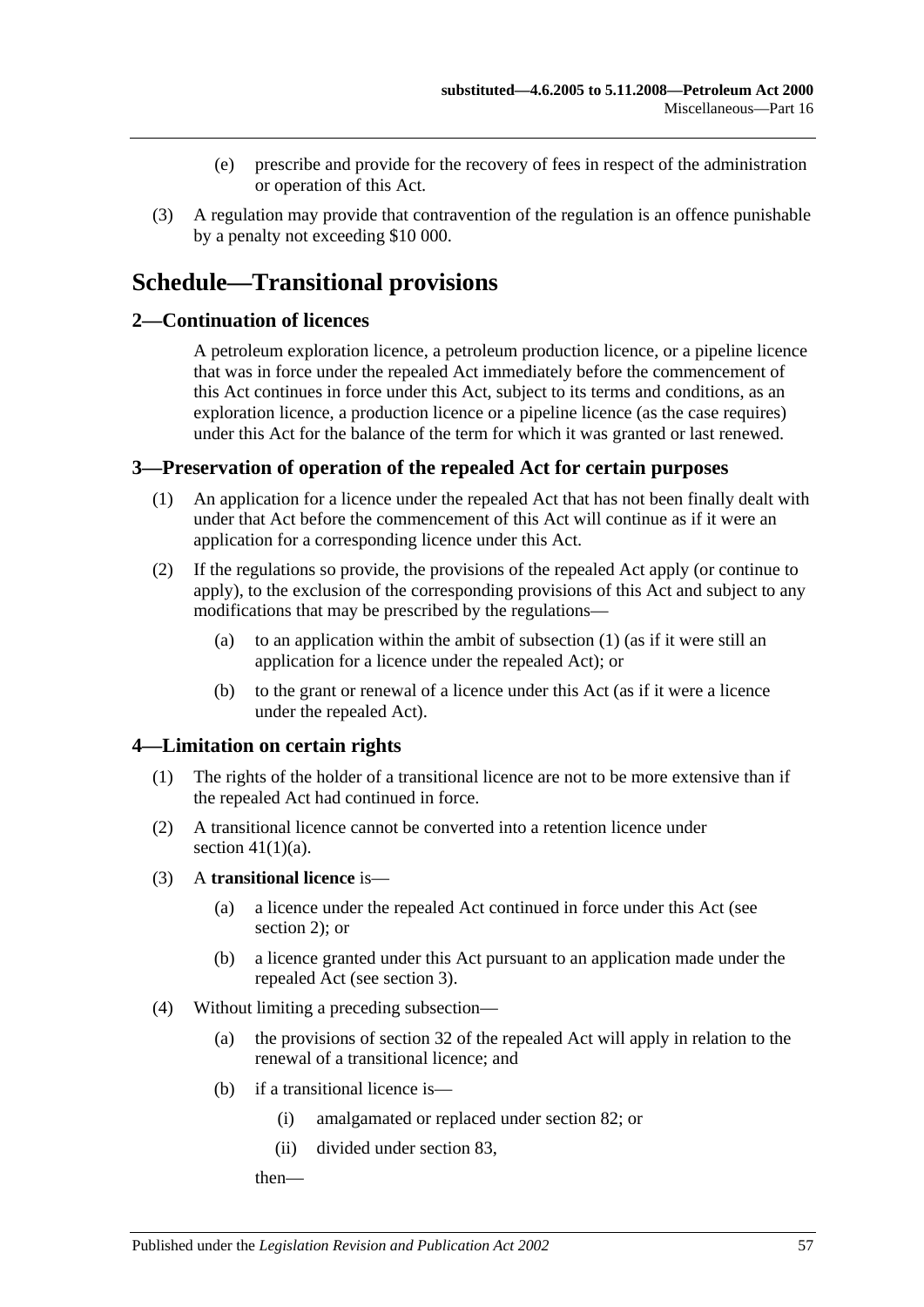(e) prescribe and provide for the recovery of fees in respect of the administration or operation of this Act.

(3) A regulation may provide that contravention of the regulation is an offence punishable by a penalty not exceeding $10 000.

# Schedule—Transitional provisions

## 2—Continuation of licences

A petroleum exploration licence, a petroleum production licence, or a pipeline licence that was in force under the repealed Act immediately before the commencement of this Act continues in force under this Act, subject to its terms and conditions, as an exploration licence, a production licence or a pipeline licence (as the case requires) under this Act for the balance of the term for which it was granted or last renewed.

## 3—Preservation of operation of the repealed Act for certain purposes

(1) An application for a licence under the repealed Act that has not been finally dealt with under that Act before the commencement of this Act will continue as if it were an application for a corresponding licence under this Act.

(2) If the regulations so provide, the provisions of the repealed Act apply (or continue to apply), to the exclusion of the corresponding provisions of this Act and subject to any modifications that may be prescribed by the regulations—

(a) to an application within the ambit of subsection (1) (as if it were still an application for a licence under the repealed Act); or

(b) to the grant or renewal of a licence under this Act (as if it were a licence under the repealed Act).

## 4—Limitation on certain rights

(1) The rights of the holder of a transitional licence are not to be more extensive than if the repealed Act had continued in force.

(2) A transitional licence cannot be converted into a retention licence under section 41(1)(a).

(3) A **transitional licence** is—

(a) a licence under the repealed Act continued in force under this Act (see section 2); or

(b) a licence granted under this Act pursuant to an application made under the repealed Act (see section 3).

(4) Without limiting a preceding subsection—

(a) the provisions of section 32 of the repealed Act will apply in relation to the renewal of a transitional licence; and

(b) if a transitional licence is—

(i) amalgamated or replaced under section 82; or

(ii) divided under section 83,

then—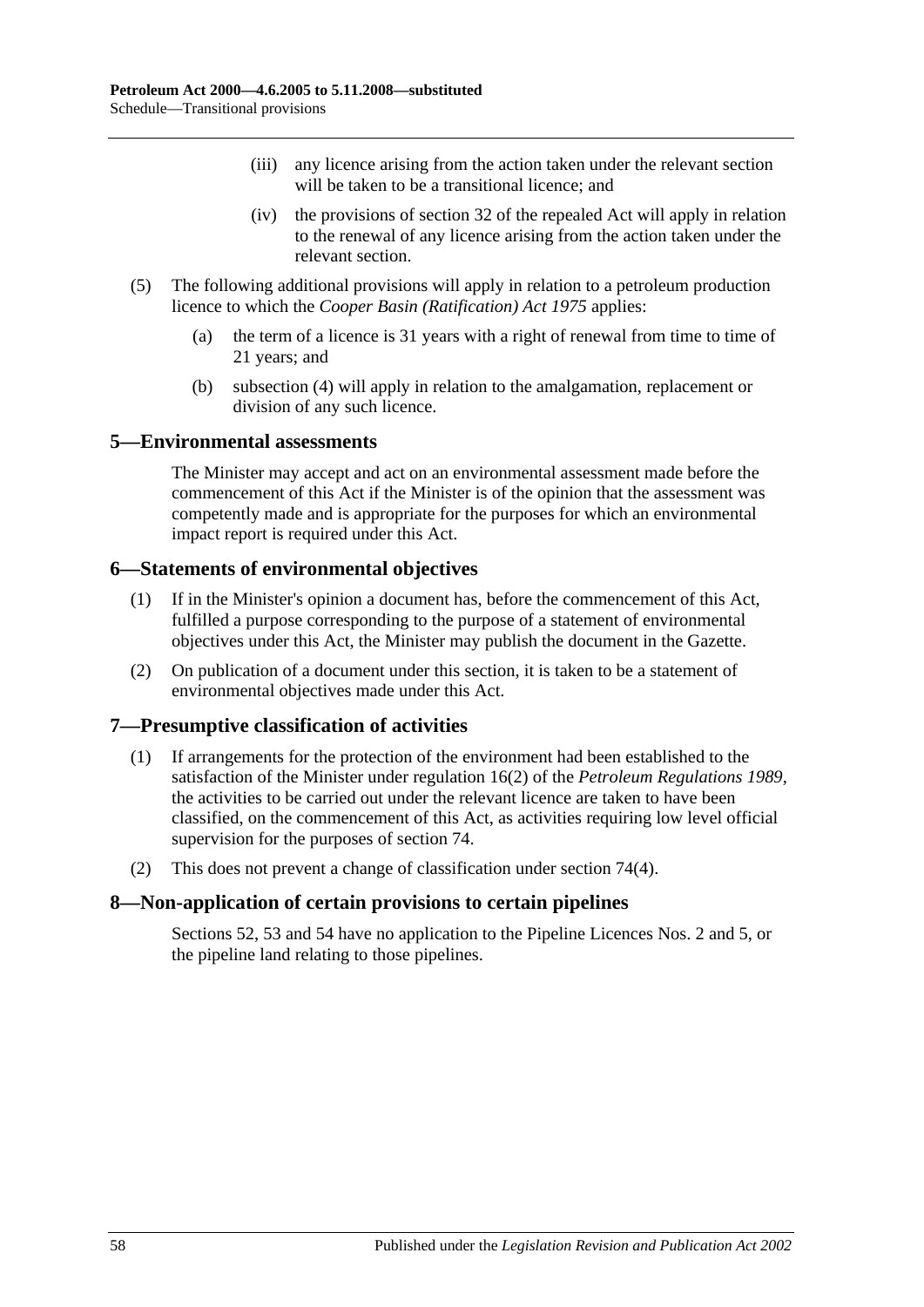(iii) any licence arising from the action taken under the relevant section will be taken to be a transitional licence; and

(iv) the provisions of section 32 of the repealed Act will apply in relation to the renewal of any licence arising from the action taken under the relevant section.

(5) The following additional provisions will apply in relation to a petroleum production licence to which the *Cooper Basin (Ratification) Act 1975* applies:

(a) the term of a licence is 31 years with a right of renewal from time to time of 21 years; and

(b) subsection (4) will apply in relation to the amalgamation, replacement or division of any such licence.

## 5—Environmental assessments

The Minister may accept and act on an environmental assessment made before the commencement of this Act if the Minister is of the opinion that the assessment was competently made and is appropriate for the purposes for which an environmental impact report is required under this Act.

## 6—Statements of environmental objectives

(1) If in the Minister's opinion a document has, before the commencement of this Act, fulfilled a purpose corresponding to the purpose of a statement of environmental objectives under this Act, the Minister may publish the document in the Gazette.

(2) On publication of a document under this section, it is taken to be a statement of environmental objectives made under this Act.

## 7—Presumptive classification of activities

(1) If arrangements for the protection of the environment had been established to the satisfaction of the Minister under regulation 16(2) of the *Petroleum Regulations 1989*, the activities to be carried out under the relevant licence are taken to have been classified, on the commencement of this Act, as activities requiring low level official supervision for the purposes of section 74.

(2) This does not prevent a change of classification under section 74(4).

## 8—Non-application of certain provisions to certain pipelines

Sections 52, 53 and 54 have no application to the Pipeline Licences Nos. 2 and 5, or the pipeline land relating to those pipelines.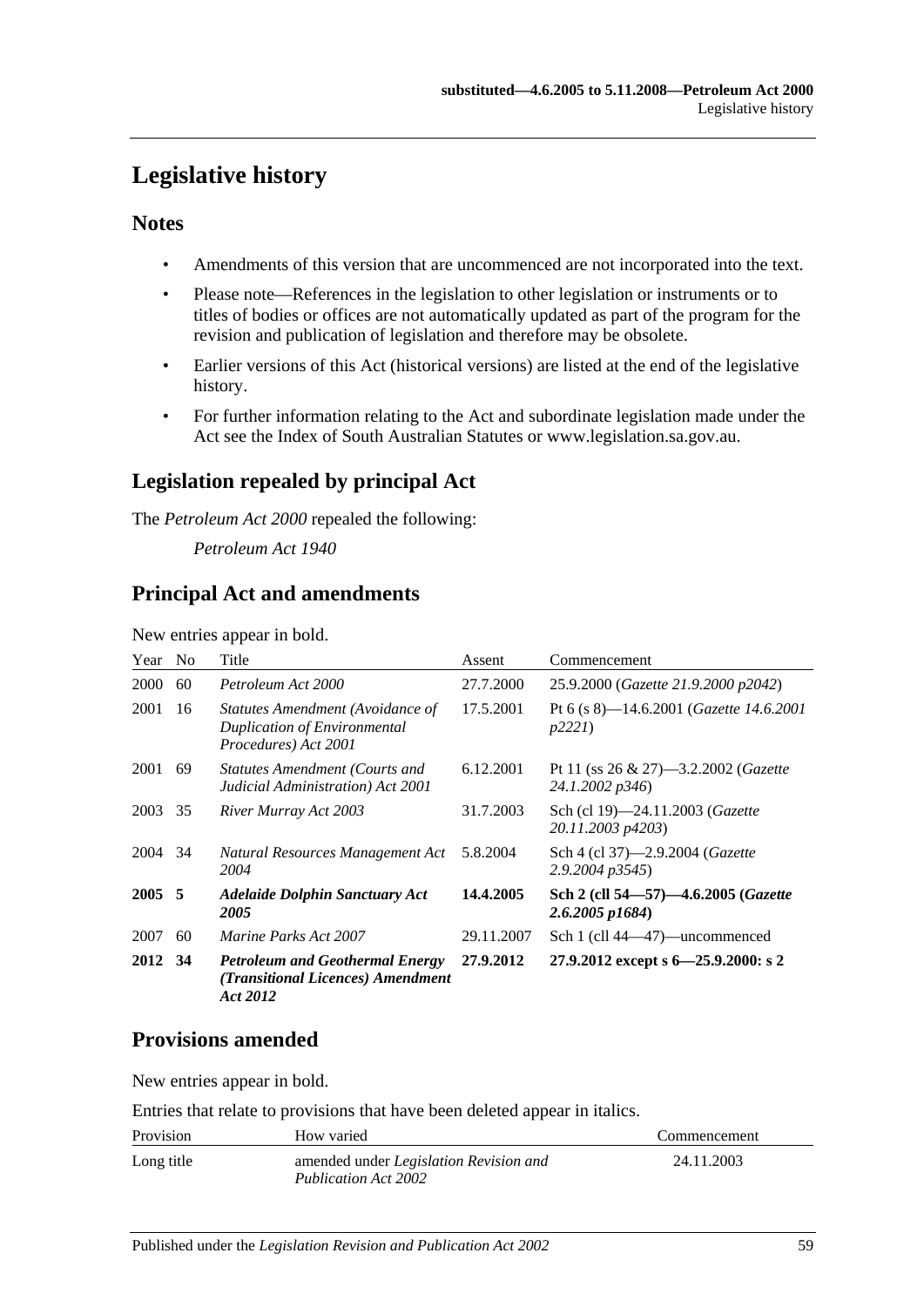# Legislative history

## Notes

- Amendments of this version that are uncommenced are not incorporated into the text.
- Please note—References in the legislation to other legislation or instruments or to titles of bodies or offices are not automatically updated as part of the program for the revision and publication of legislation and therefore may be obsolete.
- Earlier versions of this Act (historical versions) are listed at the end of the legislative history.
- For further information relating to the Act and subordinate legislation made under the Act see the Index of South Australian Statutes or www.legislation.sa.gov.au.

## Legislation repealed by principal Act

The *Petroleum Act 2000* repealed the following:

*Petroleum Act 1940*

## Principal Act and amendments

New entries appear in bold.

| Year | No | Title | Assent | Commencement |
|---|---|---|---|---|
| 2000 | 60 | *Petroleum Act 2000* | 27.7.2000 | 25.9.2000 (*Gazette 21.9.2000 p2042*) |
| 2001 | 16 | *Statutes Amendment (Avoidance of Duplication of Environmental Procedures) Act 2001* | 17.5.2001 | Pt 6 (s 8)—14.6.2001 (*Gazette 14.6.2001 p2221*) |
| 2001 | 69 | *Statutes Amendment (Courts and Judicial Administration) Act 2001* | 6.12.2001 | Pt 11 (ss 26 & 27)—3.2.2002 (*Gazette 24.1.2002 p346*) |
| 2003 | 35 | *River Murray Act 2003* | 31.7.2003 | Sch (cl 19)—24.11.2003 (*Gazette 20.11.2003 p4203*) |
| 2004 | 34 | *Natural Resources Management Act 2004* | 5.8.2004 | Sch 4 (cl 37)—2.9.2004 (*Gazette 2.9.2004 p3545*) |
| **2005** | **5** | ***Adelaide Dolphin Sanctuary Act 2005*** | **14.4.2005** | **Sch 2 (cll 54—57)—4.6.2005 (*Gazette 2.6.2005 p1684*)** |
| 2007 | 60 | *Marine Parks Act 2007* | 29.11.2007 | Sch 1 (cll 44—47)—uncommenced |
| **2012** | **34** | ***Petroleum and Geothermal Energy (Transitional Licences) Amendment Act 2012*** | **27.9.2012** | **27.9.2012 except s 6—25.9.2000: s 2** |

## Provisions amended

New entries appear in bold.

Entries that relate to provisions that have been deleted appear in italics.

| Provision | How varied | Commencement |
|---|---|---|
| Long title | amended under *Legislation Revision and Publication Act 2002* | 24.11.2003 |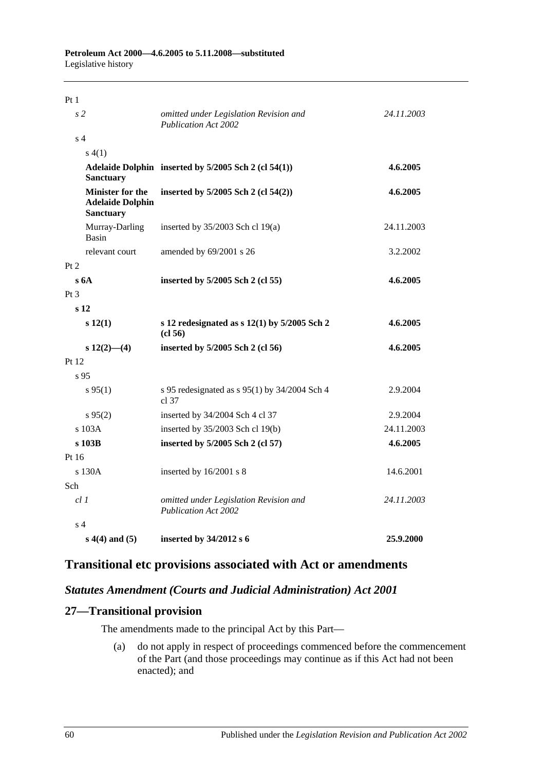| | | |
|---|---|---|
| Pt 1 | | |
| *s 2* | *omitted under Legislation Revision and Publication Act 2002* | *24.11.2003* |
| s 4 | | |
| s 4(1) | | |
| **Adelaide Dolphin Sanctuary** | **inserted by 5/2005 Sch 2 (cl 54(1))** | **4.6.2005** |
| **Minister for the Adelaide Dolphin Sanctuary** | **inserted by 5/2005 Sch 2 (cl 54(2))** | **4.6.2005** |
| Murray-Darling Basin | inserted by 35/2003 Sch cl 19(a) | 24.11.2003 |
| relevant court | amended by 69/2001 s 26 | 3.2.2002 |
| Pt 2 | | |
| **s 6A** | **inserted by 5/2005 Sch 2 (cl 55)** | **4.6.2005** |
| Pt 3 | | |
| **s 12** | | |
| **s 12(1)** | **s 12 redesignated as s 12(1) by 5/2005 Sch 2 (cl 56)** | **4.6.2005** |
| **s 12(2)—(4)** | **inserted by 5/2005 Sch 2 (cl 56)** | **4.6.2005** |
| Pt 12 | | |
| s 95 | | |
| s 95(1) | s 95 redesignated as s 95(1) by 34/2004 Sch 4 cl 37 | 2.9.2004 |
| s 95(2) | inserted by 34/2004 Sch 4 cl 37 | 2.9.2004 |
| s 103A | inserted by 35/2003 Sch cl 19(b) | 24.11.2003 |
| **s 103B** | **inserted by 5/2005 Sch 2 (cl 57)** | **4.6.2005** |
| Pt 16 | | |
| s 130A | inserted by 16/2001 s 8 | 14.6.2001 |
| Sch | | |
| *cl 1* | *omitted under Legislation Revision and Publication Act 2002* | *24.11.2003* |
| s 4 | | |
| **s 4(4) and (5)** | **inserted by 34/2012 s 6** | **25.9.2000** |

## Transitional etc provisions associated with Act or amendments

### *Statutes Amendment (Courts and Judicial Administration) Act 2001*

### 27—Transitional provision

The amendments made to the principal Act by this Part—

(a) do not apply in respect of proceedings commenced before the commencement of the Part (and those proceedings may continue as if this Act had not been enacted); and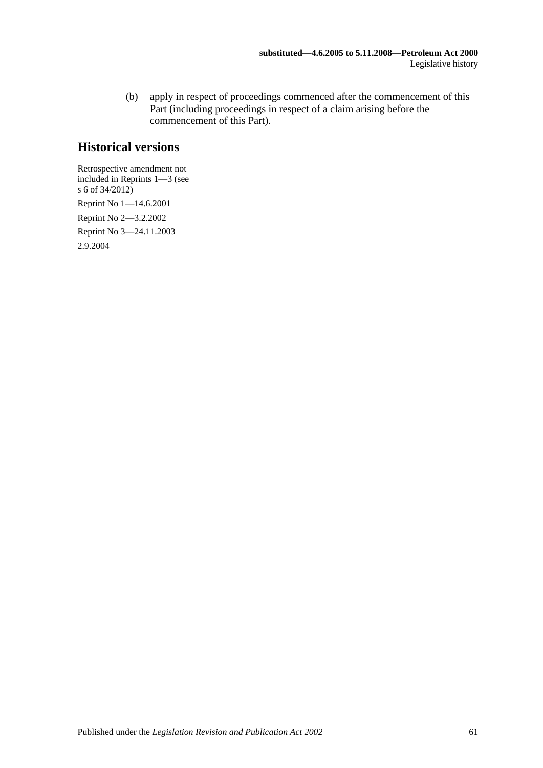(b) apply in respect of proceedings commenced after the commencement of this Part (including proceedings in respect of a claim arising before the commencement of this Part).

## Historical versions

Retrospective amendment not included in Reprints 1—3 (see s 6 of 34/2012)

Reprint No 1—14.6.2001

Reprint No 2—3.2.2002

Reprint No 3—24.11.2003

2.9.2004